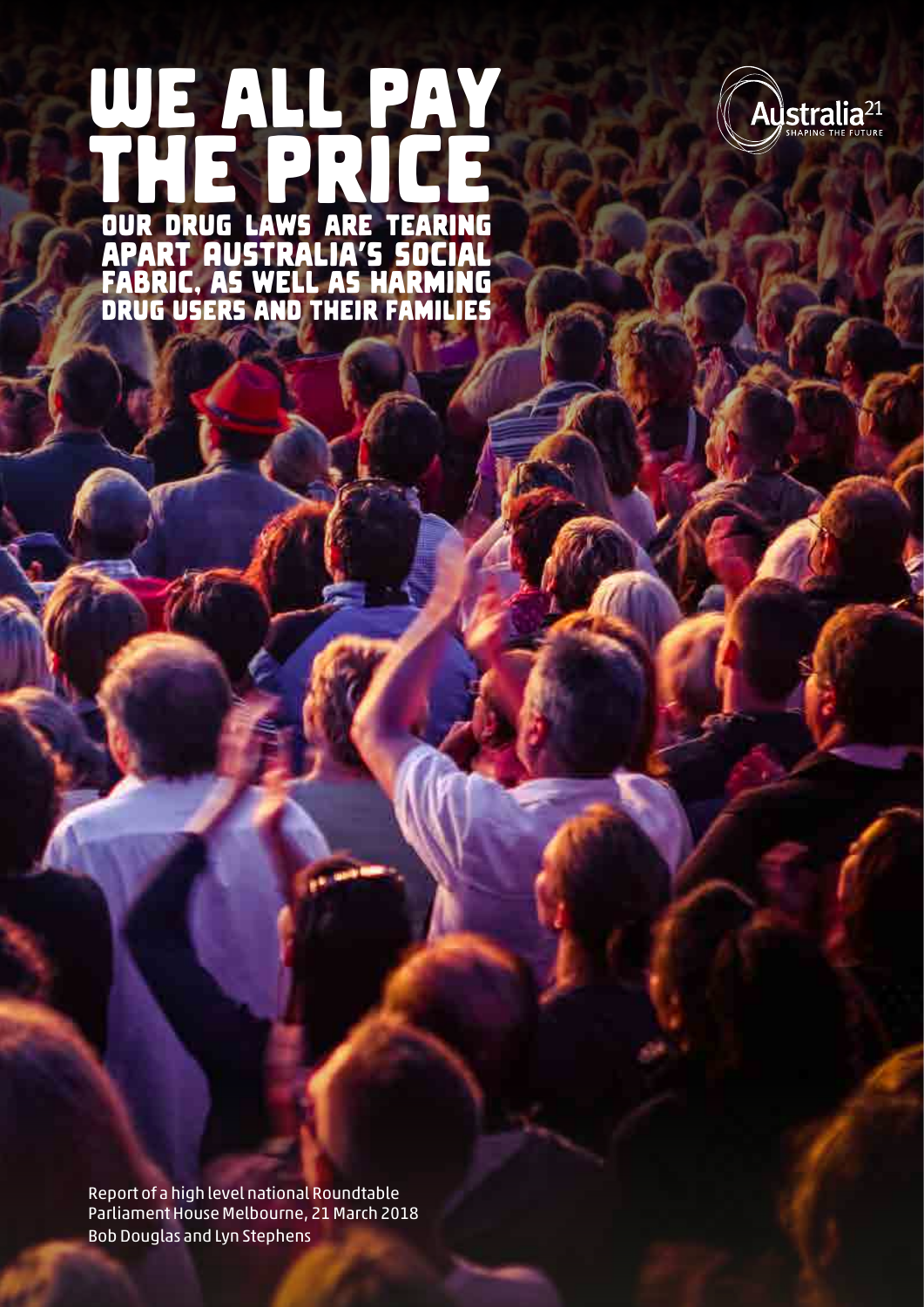# WE ALL PAY THE PRICE

## OUR DRUG LAWS ARE TEARING APART AUSTRALIA'S SOCIAL FABRIC, AS WELL AS HARMING DRUG USERS AND THEIR FAMILIES

Australia21 — SHAPING THE FUTURE

Report of a high level national Roundtable
Parliament House Melbourne, 21 March 2018
Bob Douglas and Lyn Stephens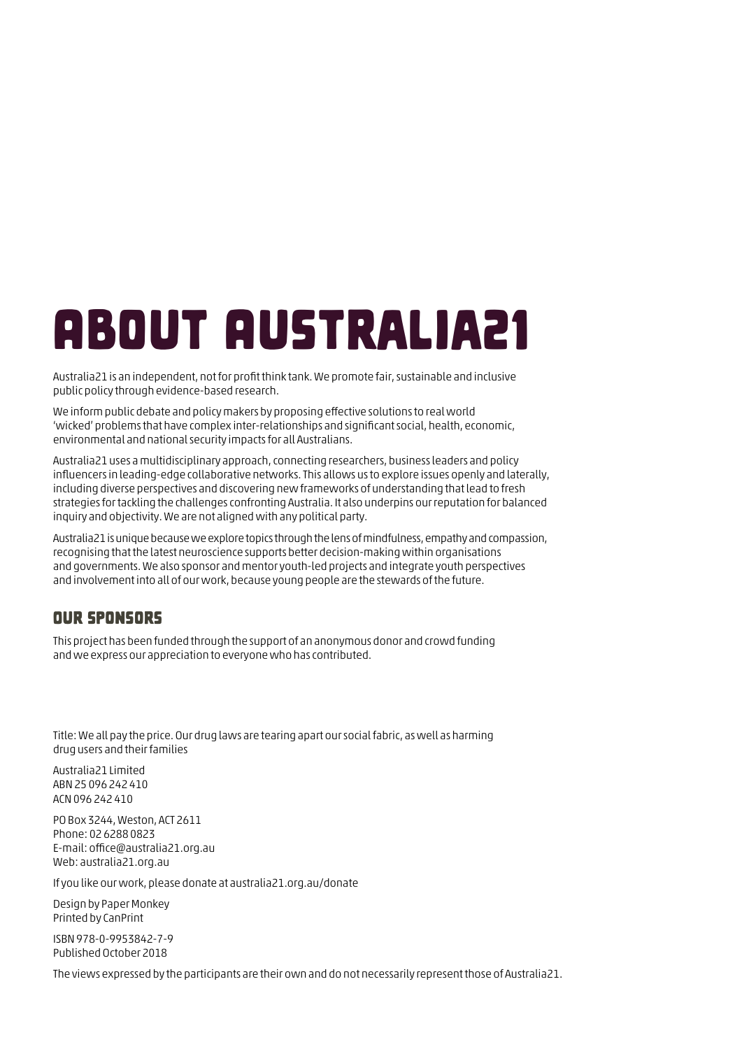# ABOUT AUSTRALIA21

Australia21 is an independent, not for profit think tank. We promote fair, sustainable and inclusive public policy through evidence-based research.

We inform public debate and policy makers by proposing effective solutions to real world 'wicked' problems that have complex inter-relationships and significant social, health, economic, environmental and national security impacts for all Australians.

Australia21 uses a multidisciplinary approach, connecting researchers, business leaders and policy influencers in leading-edge collaborative networks. This allows us to explore issues openly and laterally, including diverse perspectives and discovering new frameworks of understanding that lead to fresh strategies for tackling the challenges confronting Australia. It also underpins our reputation for balanced inquiry and objectivity. We are not aligned with any political party.

Australia21 is unique because we explore topics through the lens of mindfulness, empathy and compassion, recognising that the latest neuroscience supports better decision-making within organisations and governments. We also sponsor and mentor youth-led projects and integrate youth perspectives and involvement into all of our work, because young people are the stewards of the future.

## OUR SPONSORS

This project has been funded through the support of an anonymous donor and crowd funding and we express our appreciation to everyone who has contributed.

Title: We all pay the price. Our drug laws are tearing apart our social fabric, as well as harming drug users and their families

Australia21 Limited
ABN 25 096 242 410
ACN 096 242 410

PO Box 3244, Weston, ACT 2611
Phone: 02 6288 0823
E-mail: office@australia21.org.au
Web: australia21.org.au

If you like our work, please donate at australia21.org.au/donate

Design by Paper Monkey
Printed by CanPrint

ISBN 978-0-9953842-7-9
Published October 2018

The views expressed by the participants are their own and do not necessarily represent those of Australia21.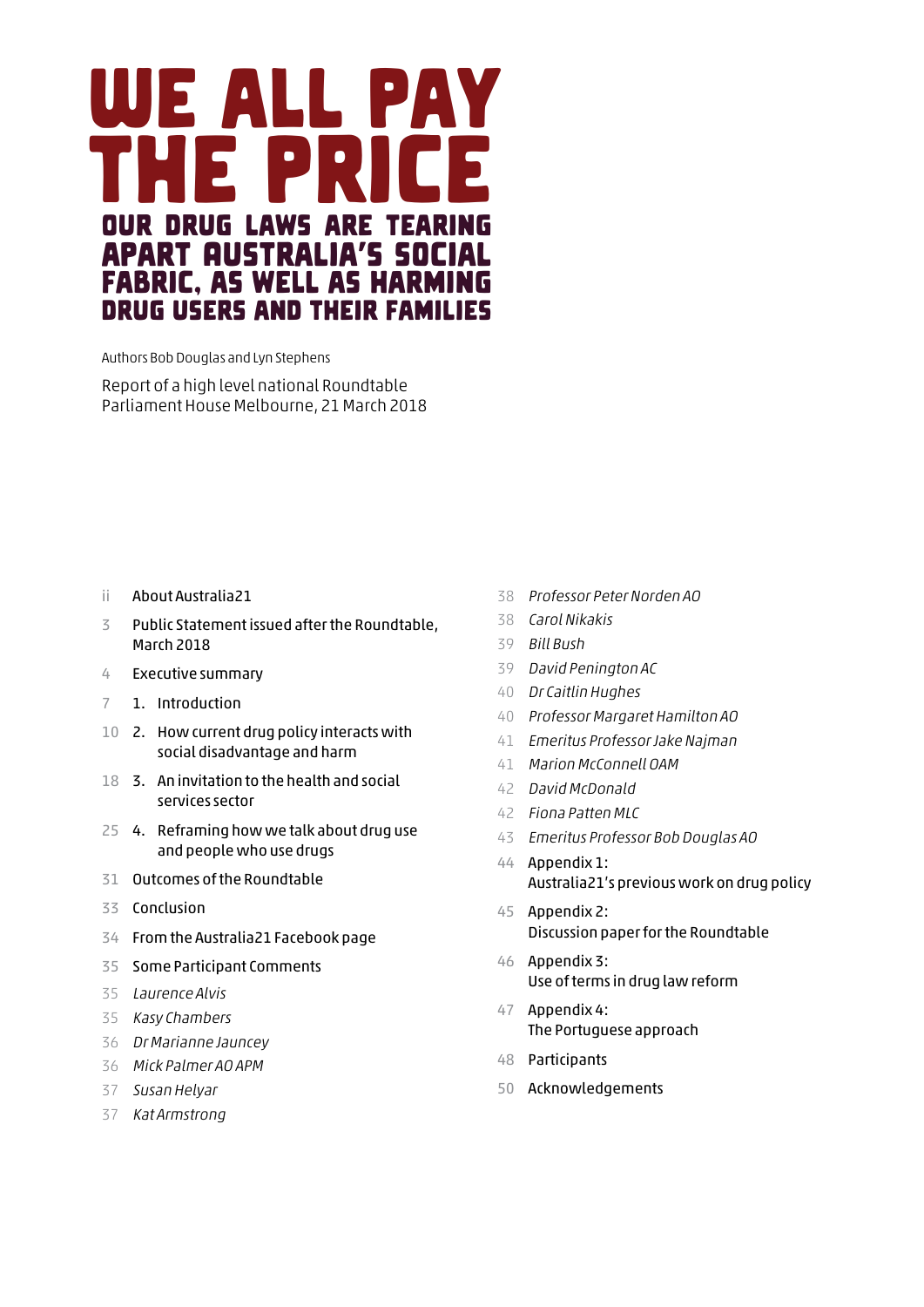# WE ALL PAY THE PRICE

## OUR DRUG LAWS ARE TEARING APART AUSTRALIA'S SOCIAL FABRIC, AS WELL AS HARMING DRUG USERS AND THEIR FAMILIES

Authors Bob Douglas and Lyn Stephens

Report of a high level national Roundtable
Parliament House Melbourne, 21 March 2018

- ii About Australia21
- 3 Public Statement issued after the Roundtable, March 2018
- 4 Executive summary
- 7 1. Introduction
- 10 2. How current drug policy interacts with social disadvantage and harm
- 18 3. An invitation to the health and social services sector
- 25 4. Reframing how we talk about drug use and people who use drugs
- 31 Outcomes of the Roundtable
- 33 Conclusion
- 34 From the Australia21 Facebook page
- 35 Some Participant Comments
- 35 *Laurence Alvis*
- 35 *Kasy Chambers*
- 36 *Dr Marianne Jauncey*
- 36 *Mick Palmer AO APM*
- 37 *Susan Helyar*
- 37 *Kat Armstrong*
- 38 *Professor Peter Norden AO*
- 38 *Carol Nikakis*
- 39 *Bill Bush*
- 39 *David Penington AC*
- 40 *Dr Caitlin Hughes*
- 40 *Professor Margaret Hamilton AO*
- 41 *Emeritus Professor Jake Najman*
- 41 *Marion McConnell OAM*
- 42 *David McDonald*
- 42 *Fiona Patten MLC*
- 43 *Emeritus Professor Bob Douglas AO*
- 44 Appendix 1: Australia21's previous work on drug policy
- 45 Appendix 2: Discussion paper for the Roundtable
- 46 Appendix 3: Use of terms in drug law reform
- 47 Appendix 4: The Portuguese approach
- 48 Participants
- 50 Acknowledgements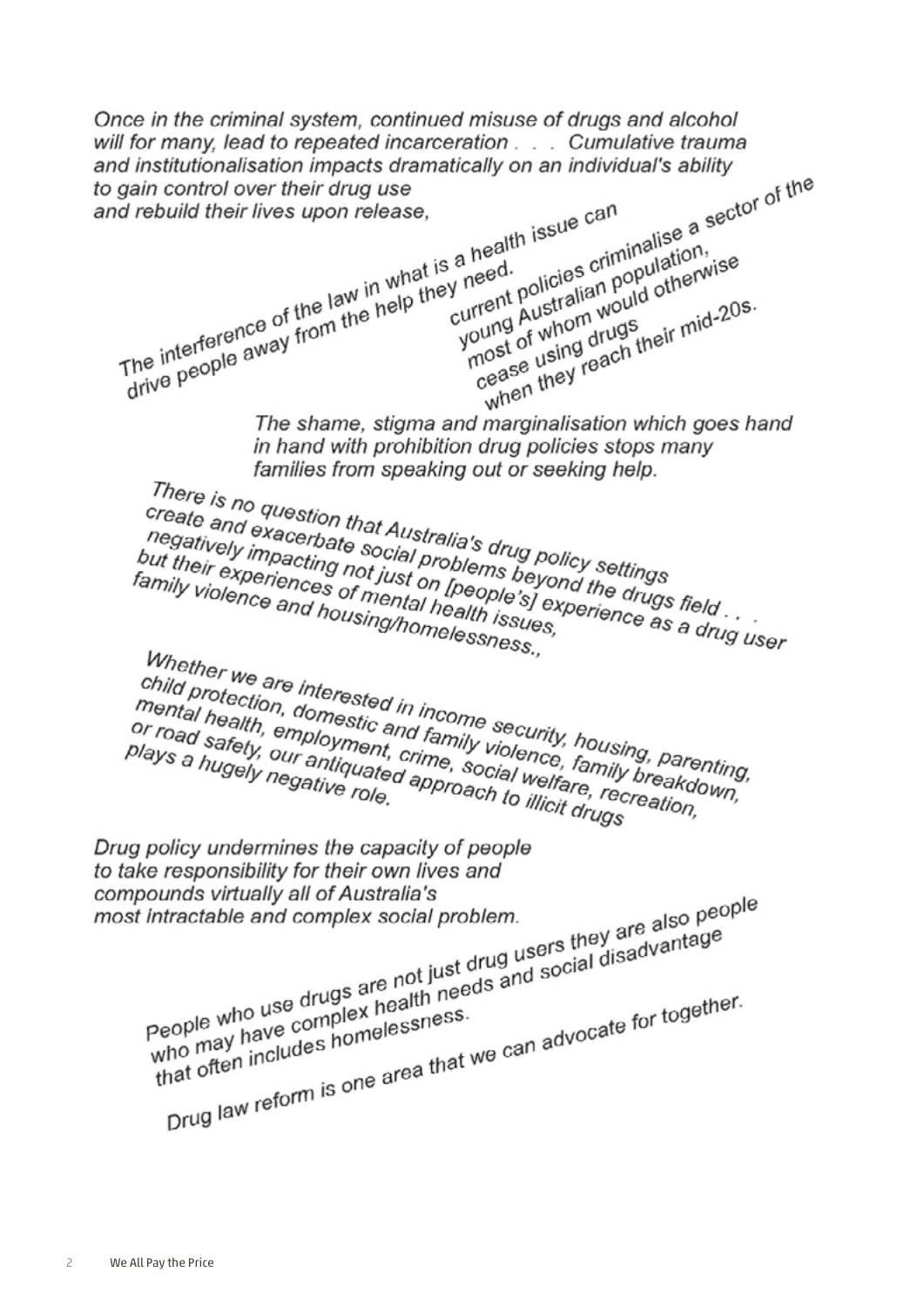*Once in the criminal system, continued misuse of drugs and alcohol will for many, lead to repeated incarceration . . . Cumulative trauma and institutionalisation impacts dramatically on an individual's ability to gain control over their drug use and rebuild their lives upon release,*

*The interference of the law in what is a health issue can drive people away from the help they need.*

*current policies criminalise a sector of the young Australian population, most of whom would otherwise cease using drugs when they reach their mid-20s.*

*The shame, stigma and marginalisation which goes hand in hand with prohibition drug policies stops many families from speaking out or seeking help.*

*There is no question that Australia's drug policy settings create and exacerbate social problems beyond the drugs field . . . negatively impacting not just on [people's] experience as a drug user but their experiences of mental health issues, family violence and housing/homelessness.,*

*Whether we are interested in income security, housing, parenting, child protection, domestic and family violence, family breakdown, mental health, employment, crime, social welfare, recreation, or road safety, our antiquated approach to illicit drugs plays a hugely negative role.*

*Drug policy undermines the capacity of people to take responsibility for their own lives and compounds virtually all of Australia's most intractable and complex social problem.*

*People who use drugs are not just drug users they are also people who may have complex health needs and social disadvantage that often includes homelessness.*

*Drug law reform is one area that we can advocate for together.*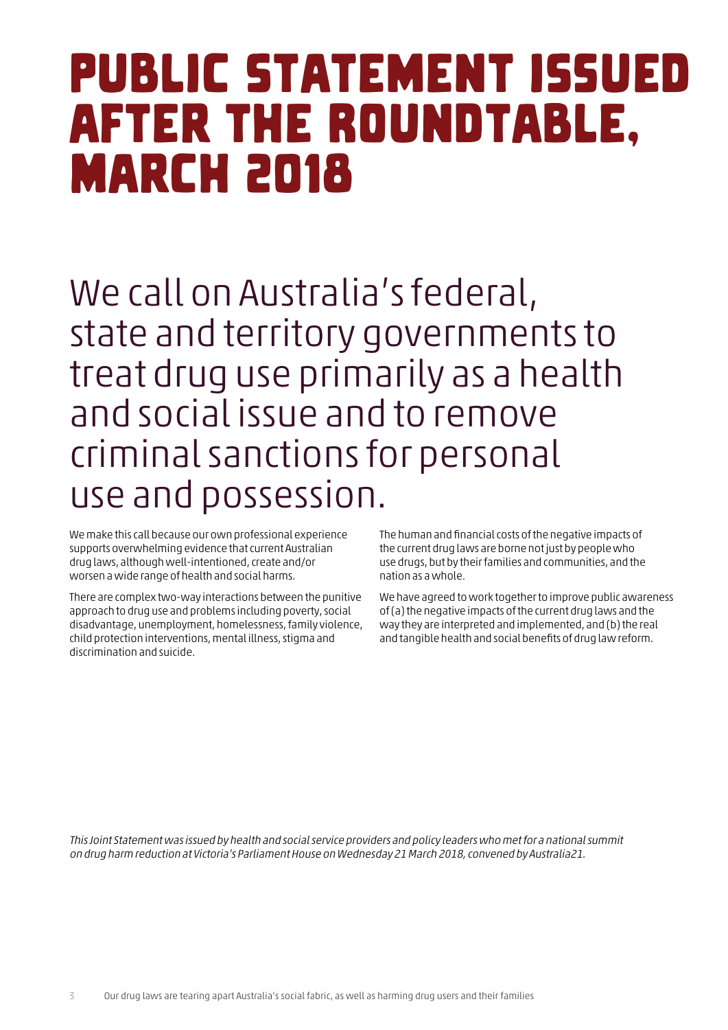# PUBLIC STATEMENT ISSUED AFTER THE ROUNDTABLE, MARCH 2018

## We call on Australia's federal, state and territory governments to treat drug use primarily as a health and social issue and to remove criminal sanctions for personal use and possession.

We make this call because our own professional experience supports overwhelming evidence that current Australian drug laws, although well-intentioned, create and/or worsen a wide range of health and social harms.

There are complex two-way interactions between the punitive approach to drug use and problems including poverty, social disadvantage, unemployment, homelessness, family violence, child protection interventions, mental illness, stigma and discrimination and suicide.

The human and financial costs of the negative impacts of the current drug laws are borne not just by people who use drugs, but by their families and communities, and the nation as a whole.

We have agreed to work together to improve public awareness of (a) the negative impacts of the current drug laws and the way they are interpreted and implemented, and (b) the real and tangible health and social benefits of drug law reform.

*This Joint Statement was issued by health and social service providers and policy leaders who met for a national summit on drug harm reduction at Victoria's Parliament House on Wednesday 21 March 2018, convened by Australia21.*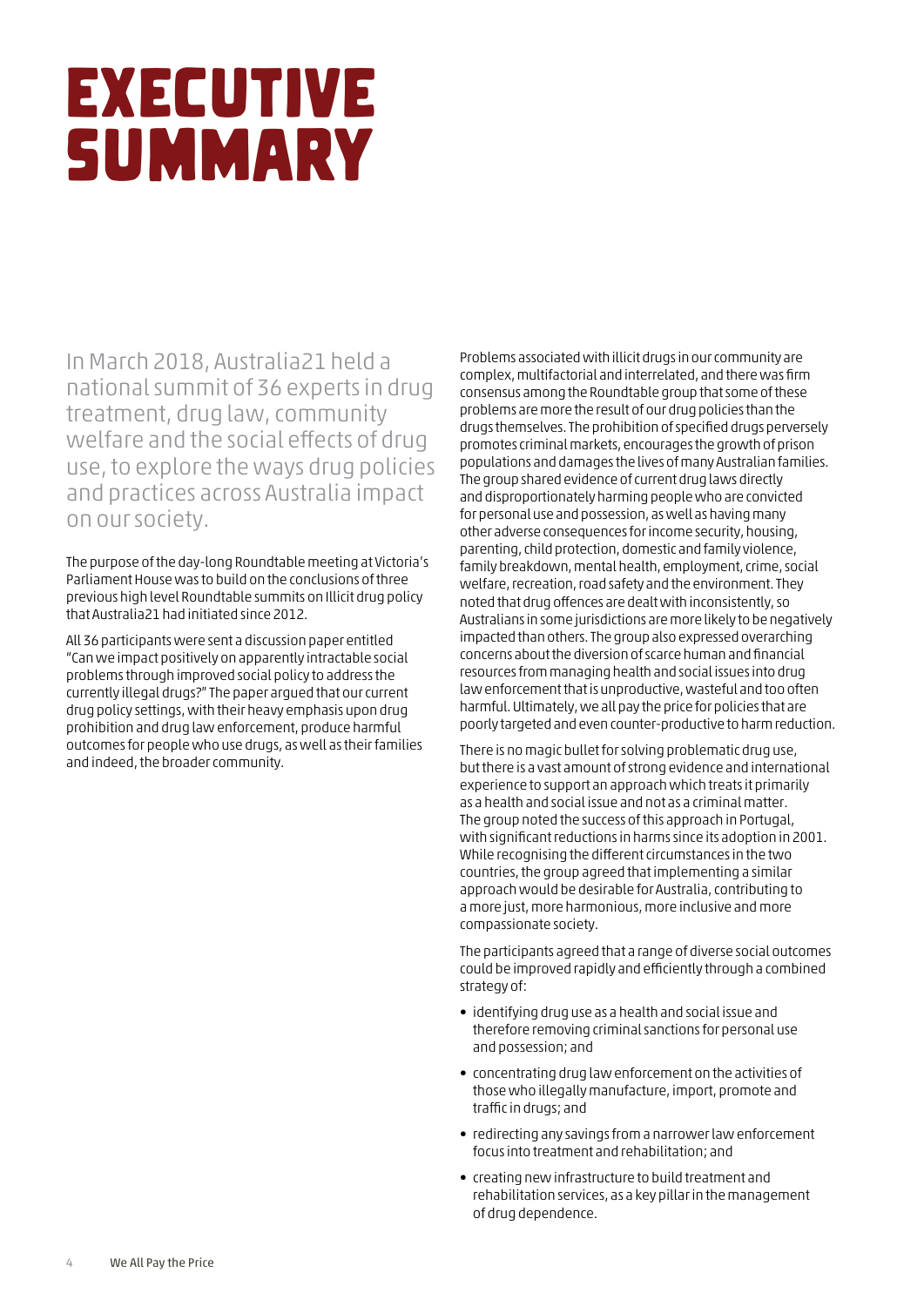# EXECUTIVE SUMMARY

In March 2018, Australia21 held a national summit of 36 experts in drug treatment, drug law, community welfare and the social effects of drug use, to explore the ways drug policies and practices across Australia impact on our society.

The purpose of the day-long Roundtable meeting at Victoria's Parliament House was to build on the conclusions of three previous high level Roundtable summits on Illicit drug policy that Australia21 had initiated since 2012.

All 36 participants were sent a discussion paper entitled "Can we impact positively on apparently intractable social problems through improved social policy to address the currently illegal drugs?" The paper argued that our current drug policy settings, with their heavy emphasis upon drug prohibition and drug law enforcement, produce harmful outcomes for people who use drugs, as well as their families and indeed, the broader community.

Problems associated with illicit drugs in our community are complex, multifactorial and interrelated, and there was firm consensus among the Roundtable group that some of these problems are more the result of our drug policies than the drugs themselves. The prohibition of specified drugs perversely promotes criminal markets, encourages the growth of prison populations and damages the lives of many Australian families. The group shared evidence of current drug laws directly and disproportionately harming people who are convicted for personal use and possession, as well as having many other adverse consequences for income security, housing, parenting, child protection, domestic and family violence, family breakdown, mental health, employment, crime, social welfare, recreation, road safety and the environment. They noted that drug offences are dealt with inconsistently, so Australians in some jurisdictions are more likely to be negatively impacted than others. The group also expressed overarching concerns about the diversion of scarce human and financial resources from managing health and social issues into drug law enforcement that is unproductive, wasteful and too often harmful. Ultimately, we all pay the price for policies that are poorly targeted and even counter-productive to harm reduction.

There is no magic bullet for solving problematic drug use, but there is a vast amount of strong evidence and international experience to support an approach which treats it primarily as a health and social issue and not as a criminal matter. The group noted the success of this approach in Portugal, with significant reductions in harms since its adoption in 2001. While recognising the different circumstances in the two countries, the group agreed that implementing a similar approach would be desirable for Australia, contributing to a more just, more harmonious, more inclusive and more compassionate society.

The participants agreed that a range of diverse social outcomes could be improved rapidly and efficiently through a combined strategy of:

- identifying drug use as a health and social issue and therefore removing criminal sanctions for personal use and possession; and
- concentrating drug law enforcement on the activities of those who illegally manufacture, import, promote and traffic in drugs; and
- redirecting any savings from a narrower law enforcement focus into treatment and rehabilitation; and
- creating new infrastructure to build treatment and rehabilitation services, as a key pillar in the management of drug dependence.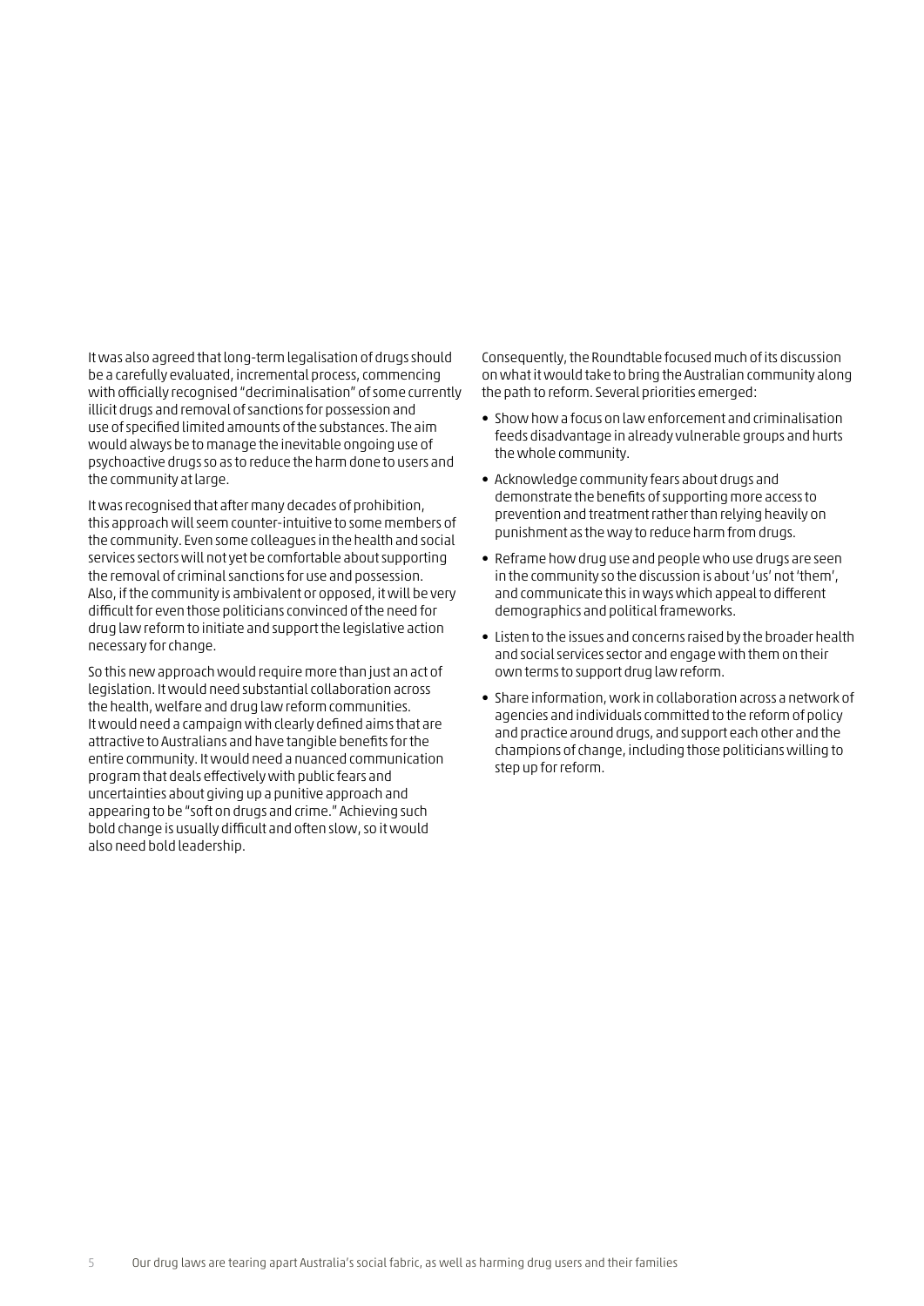It was also agreed that long-term legalisation of drugs should be a carefully evaluated, incremental process, commencing with officially recognised "decriminalisation" of some currently illicit drugs and removal of sanctions for possession and use of specified limited amounts of the substances. The aim would always be to manage the inevitable ongoing use of psychoactive drugs so as to reduce the harm done to users and the community at large.

It was recognised that after many decades of prohibition, this approach will seem counter-intuitive to some members of the community. Even some colleagues in the health and social services sectors will not yet be comfortable about supporting the removal of criminal sanctions for use and possession. Also, if the community is ambivalent or opposed, it will be very difficult for even those politicians convinced of the need for drug law reform to initiate and support the legislative action necessary for change.

So this new approach would require more than just an act of legislation. It would need substantial collaboration across the health, welfare and drug law reform communities. It would need a campaign with clearly defined aims that are attractive to Australians and have tangible benefits for the entire community. It would need a nuanced communication program that deals effectively with public fears and uncertainties about giving up a punitive approach and appearing to be "soft on drugs and crime." Achieving such bold change is usually difficult and often slow, so it would also need bold leadership.

Consequently, the Roundtable focused much of its discussion on what it would take to bring the Australian community along the path to reform. Several priorities emerged:

- Show how a focus on law enforcement and criminalisation feeds disadvantage in already vulnerable groups and hurts the whole community.
- Acknowledge community fears about drugs and demonstrate the benefits of supporting more access to prevention and treatment rather than relying heavily on punishment as the way to reduce harm from drugs.
- Reframe how drug use and people who use drugs are seen in the community so the discussion is about 'us' not 'them', and communicate this in ways which appeal to different demographics and political frameworks.
- Listen to the issues and concerns raised by the broader health and social services sector and engage with them on their own terms to support drug law reform.
- Share information, work in collaboration across a network of agencies and individuals committed to the reform of policy and practice around drugs, and support each other and the champions of change, including those politicians willing to step up for reform.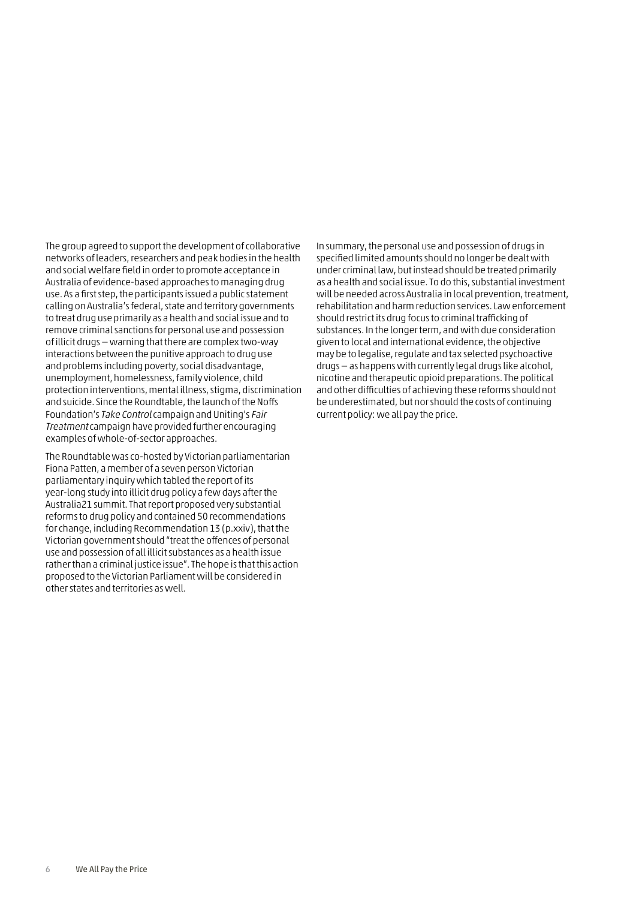The group agreed to support the development of collaborative networks of leaders, researchers and peak bodies in the health and social welfare field in order to promote acceptance in Australia of evidence-based approaches to managing drug use. As a first step, the participants issued a public statement calling on Australia's federal, state and territory governments to treat drug use primarily as a health and social issue and to remove criminal sanctions for personal use and possession of illicit drugs – warning that there are complex two-way interactions between the punitive approach to drug use and problems including poverty, social disadvantage, unemployment, homelessness, family violence, child protection interventions, mental illness, stigma, discrimination and suicide. Since the Roundtable, the launch of the Noffs Foundation's *Take Control* campaign and Uniting's *Fair Treatment* campaign have provided further encouraging examples of whole-of-sector approaches.

The Roundtable was co-hosted by Victorian parliamentarian Fiona Patten, a member of a seven person Victorian parliamentary inquiry which tabled the report of its year-long study into illicit drug policy a few days after the Australia21 summit. That report proposed very substantial reforms to drug policy and contained 50 recommendations for change, including Recommendation 13 (p.xxiv), that the Victorian government should "treat the offences of personal use and possession of all illicit substances as a health issue rather than a criminal justice issue". The hope is that this action proposed to the Victorian Parliament will be considered in other states and territories as well.

In summary, the personal use and possession of drugs in specified limited amounts should no longer be dealt with under criminal law, but instead should be treated primarily as a health and social issue. To do this, substantial investment will be needed across Australia in local prevention, treatment, rehabilitation and harm reduction services. Law enforcement should restrict its drug focus to criminal trafficking of substances. In the longer term, and with due consideration given to local and international evidence, the objective may be to legalise, regulate and tax selected psychoactive drugs – as happens with currently legal drugs like alcohol, nicotine and therapeutic opioid preparations. The political and other difficulties of achieving these reforms should not be underestimated, but nor should the costs of continuing current policy: we all pay the price.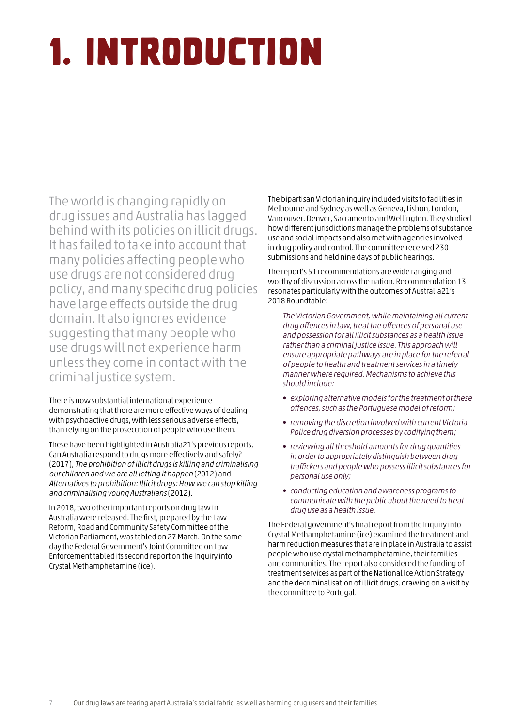# 1. INTRODUCTION

The world is changing rapidly on drug issues and Australia has lagged behind with its policies on illicit drugs. It has failed to take into account that many policies affecting people who use drugs are not considered drug policy, and many specific drug policies have large effects outside the drug domain. It also ignores evidence suggesting that many people who use drugs will not experience harm unless they come in contact with the criminal justice system.

There is now substantial international experience demonstrating that there are more effective ways of dealing with psychoactive drugs, with less serious adverse effects, than relying on the prosecution of people who use them.

These have been highlighted in Australia21's previous reports, Can Australia respond to drugs more effectively and safely? (2017), *The prohibition of illicit drugs is killing and criminalising our children and we are all letting it happen* (2012) and *Alternatives to prohibition: Illicit drugs: How we can stop killing and criminalising young Australians* (2012).

In 2018, two other important reports on drug law in Australia were released. The first, prepared by the Law Reform, Road and Community Safety Committee of the Victorian Parliament, was tabled on 27 March. On the same day the Federal Government's Joint Committee on Law Enforcement tabled its second report on the Inquiry into Crystal Methamphetamine (ice).

The bipartisan Victorian inquiry included visits to facilities in Melbourne and Sydney as well as Geneva, Lisbon, London, Vancouver, Denver, Sacramento and Wellington. They studied how different jurisdictions manage the problems of substance use and social impacts and also met with agencies involved in drug policy and control. The committee received 230 submissions and held nine days of public hearings.

The report's 51 recommendations are wide ranging and worthy of discussion across the nation. Recommendation 13 resonates particularly with the outcomes of Australia21's 2018 Roundtable:

> *The Victorian Government, while maintaining all current drug offences in law, treat the offences of personal use and possession for all illicit substances as a health issue rather than a criminal justice issue. This approach will ensure appropriate pathways are in place for the referral of people to health and treatment services in a timely manner where required. Mechanisms to achieve this should include:*
>
> - *exploring alternative models for the treatment of these offences, such as the Portuguese model of reform;*
> - *removing the discretion involved with current Victoria Police drug diversion processes by codifying them;*
> - *reviewing all threshold amounts for drug quantities in order to appropriately distinguish between drug traffickers and people who possess illicit substances for personal use only;*
> - *conducting education and awareness programs to communicate with the public about the need to treat drug use as a health issue.*

The Federal government's final report from the Inquiry into Crystal Methamphetamine (ice) examined the treatment and harm reduction measures that are in place in Australia to assist people who use crystal methamphetamine, their families and communities. The report also considered the funding of treatment services as part of the National Ice Action Strategy and the decriminalisation of illicit drugs, drawing on a visit by the committee to Portugal.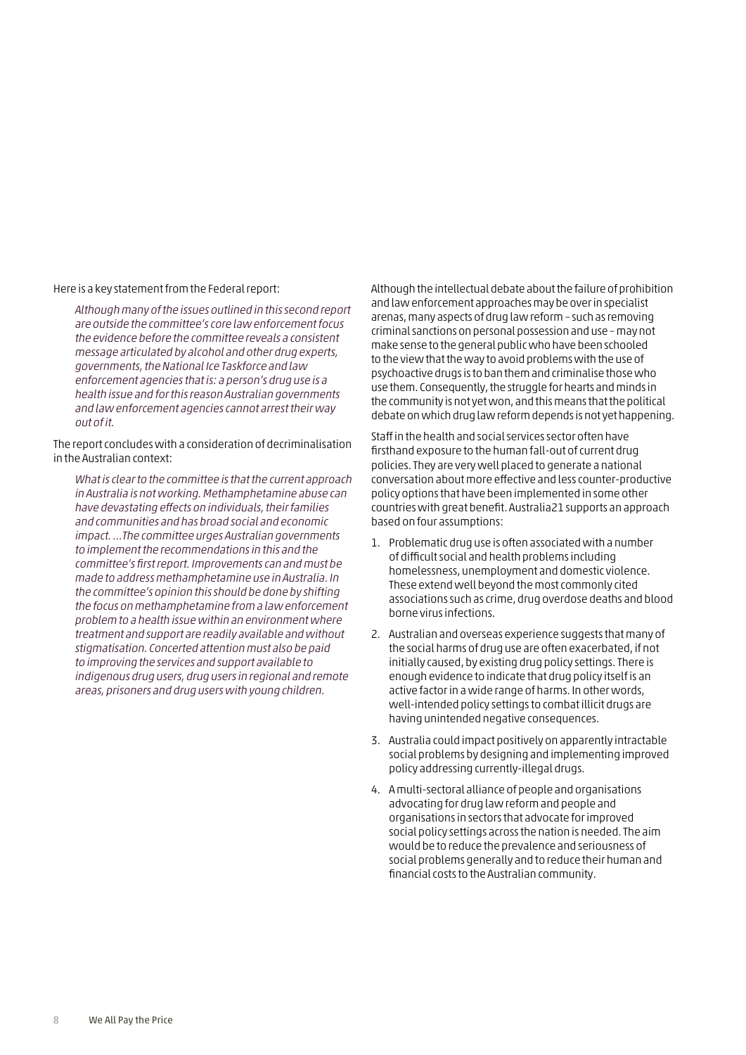Here is a key statement from the Federal report:

> *Although many of the issues outlined in this second report are outside the committee's core law enforcement focus the evidence before the committee reveals a consistent message articulated by alcohol and other drug experts, governments, the National Ice Taskforce and law enforcement agencies that is: a person's drug use is a health issue and for this reason Australian governments and law enforcement agencies cannot arrest their way out of it.*

The report concludes with a consideration of decriminalisation in the Australian context:

> *What is clear to the committee is that the current approach in Australia is not working. Methamphetamine abuse can have devastating effects on individuals, their families and communities and has broad social and economic impact. …The committee urges Australian governments to implement the recommendations in this and the committee's first report. Improvements can and must be made to address methamphetamine use in Australia. In the committee's opinion this should be done by shifting the focus on methamphetamine from a law enforcement problem to a health issue within an environment where treatment and support are readily available and without stigmatisation. Concerted attention must also be paid to improving the services and support available to indigenous drug users, drug users in regional and remote areas, prisoners and drug users with young children.*

Although the intellectual debate about the failure of prohibition and law enforcement approaches may be over in specialist arenas, many aspects of drug law reform – such as removing criminal sanctions on personal possession and use – may not make sense to the general public who have been schooled to the view that the way to avoid problems with the use of psychoactive drugs is to ban them and criminalise those who use them. Consequently, the struggle for hearts and minds in the community is not yet won, and this means that the political debate on which drug law reform depends is not yet happening.

Staff in the health and social services sector often have firsthand exposure to the human fall-out of current drug policies. They are very well placed to generate a national conversation about more effective and less counter-productive policy options that have been implemented in some other countries with great benefit. Australia21 supports an approach based on four assumptions:

1. Problematic drug use is often associated with a number of difficult social and health problems including homelessness, unemployment and domestic violence. These extend well beyond the most commonly cited associations such as crime, drug overdose deaths and blood borne virus infections.
2. Australian and overseas experience suggests that many of the social harms of drug use are often exacerbated, if not initially caused, by existing drug policy settings. There is enough evidence to indicate that drug policy itself is an active factor in a wide range of harms. In other words, well-intended policy settings to combat illicit drugs are having unintended negative consequences.
3. Australia could impact positively on apparently intractable social problems by designing and implementing improved policy addressing currently-illegal drugs.
4. A multi-sectoral alliance of people and organisations advocating for drug law reform and people and organisations in sectors that advocate for improved social policy settings across the nation is needed. The aim would be to reduce the prevalence and seriousness of social problems generally and to reduce their human and financial costs to the Australian community.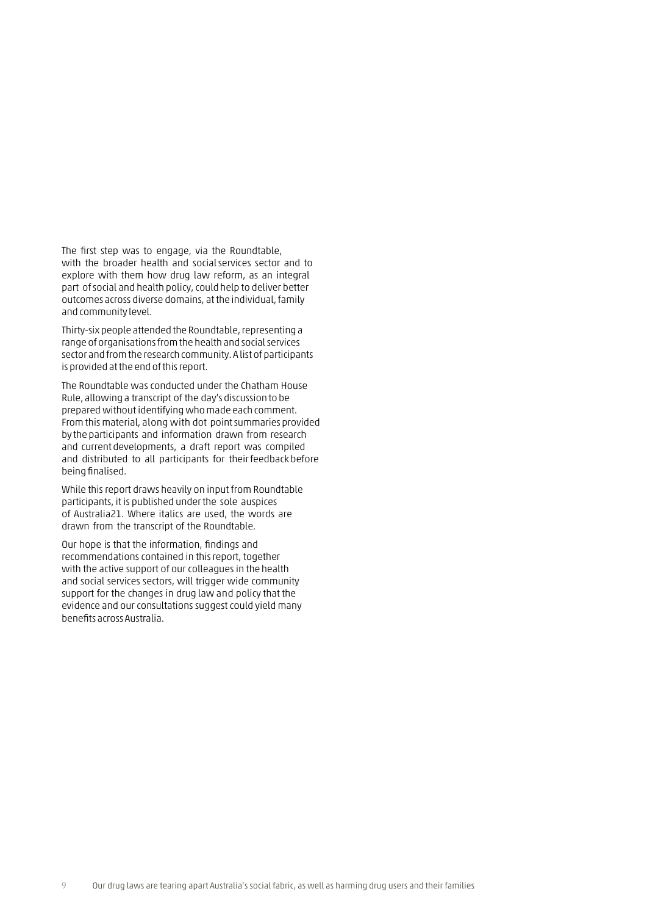The first step was to engage, via the Roundtable, with the broader health and social services sector and to explore with them how drug law reform, as an integral part of social and health policy, could help to deliver better outcomes across diverse domains, at the individual, family and community level.

Thirty-six people attended the Roundtable, representing a range of organisations from the health and social services sector and from the research community. A list of participants is provided at the end of this report.

The Roundtable was conducted under the Chatham House Rule, allowing a transcript of the day's discussion to be prepared without identifying who made each comment. From this material, along with dot point summaries provided by the participants and information drawn from research and current developments, a draft report was compiled and distributed to all participants for their feedback before being finalised.

While this report draws heavily on input from Roundtable participants, it is published under the sole auspices of Australia21. Where italics are used, the words are drawn from the transcript of the Roundtable.

Our hope is that the information, findings and recommendations contained in this report, together with the active support of our colleagues in the health and social services sectors, will trigger wide community support for the changes in drug law and policy that the evidence and our consultations suggest could yield many benefits across Australia.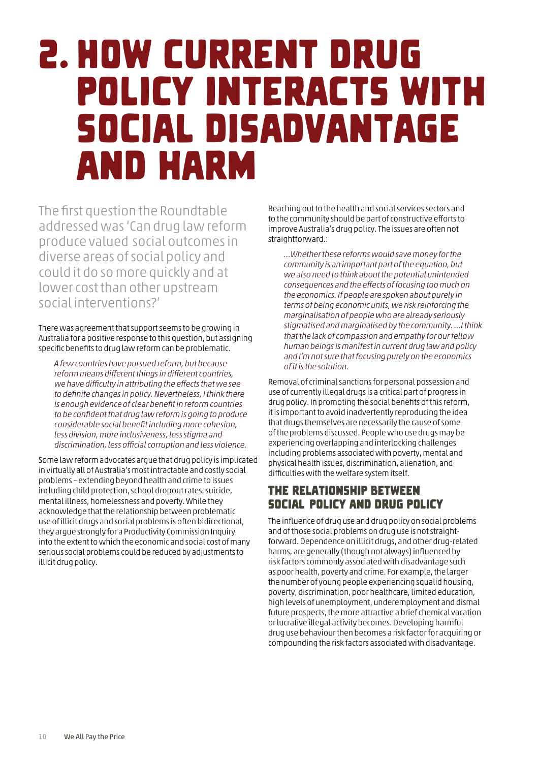# 2. How current drug policy interacts with social disadvantage and harm

The first question the Roundtable addressed was 'Can drug law reform produce valued social outcomes in diverse areas of social policy and could it do so more quickly and at lower cost than other upstream social interventions?'

There was agreement that support seems to be growing in Australia for a positive response to this question, but assigning specific benefits to drug law reform can be problematic.

> *A few countries have pursued reform, but because reform means different things in different countries, we have difficulty in attributing the effects that we see to definite changes in policy. Nevertheless, I think there is enough evidence of clear benefit in reform countries to be confident that drug law reform is going to produce considerable social benefit including more cohesion, less division, more inclusiveness, less stigma and discrimination, less official corruption and less violence.*

Some law reform advocates argue that drug policy is implicated in virtually all of Australia's most intractable and costly social problems – extending beyond health and crime to issues including child protection, school dropout rates, suicide, mental illness, homelessness and poverty. While they acknowledge that the relationship between problematic use of illicit drugs and social problems is often bidirectional, they argue strongly for a Productivity Commission Inquiry into the extent to which the economic and social cost of many serious social problems could be reduced by adjustments to illicit drug policy.

Reaching out to the health and social services sectors and to the community should be part of constructive efforts to improve Australia's drug policy. The issues are often not straightforward.:

> *...Whether these reforms would save money for the community is an important part of the equation, but we also need to think about the potential unintended consequences and the effects of focusing too much on the economics. If people are spoken about purely in terms of being economic units, we risk reinforcing the marginalisation of people who are already seriously stigmatised and marginalised by the community. ...I think that the lack of compassion and empathy for our fellow human beings is manifest in current drug law and policy and I'm not sure that focusing purely on the economics of it is the solution.*

Removal of criminal sanctions for personal possession and use of currently illegal drugs is a critical part of progress in drug policy. In promoting the social benefits of this reform, it is important to avoid inadvertently reproducing the idea that drugs themselves are necessarily the cause of some of the problems discussed. People who use drugs may be experiencing overlapping and interlocking challenges including problems associated with poverty, mental and physical health issues, discrimination, alienation, and difficulties with the welfare system itself.

## The relationship between social policy and drug policy

The influence of drug use and drug policy on social problems and of those social problems on drug use is not straight-forward. Dependence on illicit drugs, and other drug-related harms, are generally (though not always) influenced by risk factors commonly associated with disadvantage such as poor health, poverty and crime. For example, the larger the number of young people experiencing squalid housing, poverty, discrimination, poor healthcare, limited education, high levels of unemployment, underemployment and dismal future prospects, the more attractive a brief chemical vacation or lucrative illegal activity becomes. Developing harmful drug use behaviour then becomes a risk factor for acquiring or compounding the risk factors associated with disadvantage.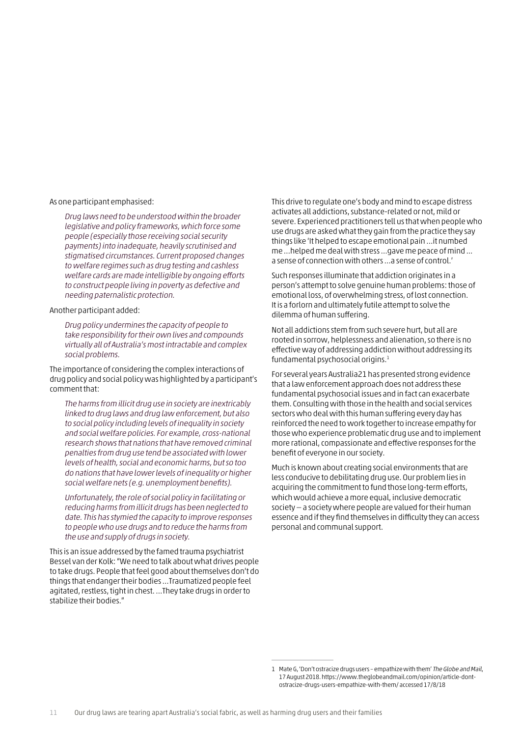As one participant emphasised:

> *Drug laws need to be understood within the broader legislative and policy frameworks, which force some people (especially those receiving social security payments) into inadequate, heavily scrutinised and stigmatised circumstances. Current proposed changes to welfare regimes such as drug testing and cashless welfare cards are made intelligible by ongoing efforts to construct people living in poverty as defective and needing paternalistic protection.*

Another participant added:

> *Drug policy undermines the capacity of people to take responsibility for their own lives and compounds virtually all of Australia's most intractable and complex social problems.*

The importance of considering the complex interactions of drug policy and social policy was highlighted by a participant's comment that:

> *The harms from illicit drug use in society are inextricably linked to drug laws and drug law enforcement, but also to social policy including levels of inequality in society and social welfare policies. For example, cross-national research shows that nations that have removed criminal penalties from drug use tend be associated with lower levels of health, social and economic harms, but so too do nations that have lower levels of inequality or higher social welfare nets (e.g. unemployment benefits).*
>
> *Unfortunately, the role of social policy in facilitating or reducing harms from illicit drugs has been neglected to date. This has stymied the capacity to improve responses to people who use drugs and to reduce the harms from the use and supply of drugs in society.*

This is an issue addressed by the famed trauma psychiatrist Bessel van der Kolk: "We need to talk about what drives people to take drugs. People that feel good about themselves don't do things that endanger their bodies …Traumatized people feel agitated, restless, tight in chest. …They take drugs in order to stabilize their bodies."

This drive to regulate one's body and mind to escape distress activates all addictions, substance-related or not, mild or severe. Experienced practitioners tell us that when people who use drugs are asked what they gain from the practice they say things like 'It helped to escape emotional pain …it numbed me …helped me deal with stress …gave me peace of mind … a sense of connection with others …a sense of control.'

Such responses illuminate that addiction originates in a person's attempt to solve genuine human problems: those of emotional loss, of overwhelming stress, of lost connection. It is a forlorn and ultimately futile attempt to solve the dilemma of human suffering.

Not all addictions stem from such severe hurt, but all are rooted in sorrow, helplessness and alienation, so there is no effective way of addressing addiction without addressing its fundamental psychosocial origins.[1]

For several years Australia21 has presented strong evidence that a law enforcement approach does not address these fundamental psychosocial issues and in fact can exacerbate them. Consulting with those in the health and social services sectors who deal with this human suffering every day has reinforced the need to work together to increase empathy for those who experience problematic drug use and to implement more rational, compassionate and effective responses for the benefit of everyone in our society.

Much is known about creating social environments that are less conducive to debilitating drug use. Our problem lies in acquiring the commitment to fund those long-term efforts, which would achieve a more equal, inclusive democratic society – a society where people are valued for their human essence and if they find themselves in difficulty they can access personal and communal support.

---

1 Mate G, 'Don't ostracize drugs users – empathize with them' *The Globe and Mail*, 17 August 2018. https://www.theglobeandmail.com/opinion/article-dont-ostracize-drugs-users-empathize-with-them/ accessed 17/8/18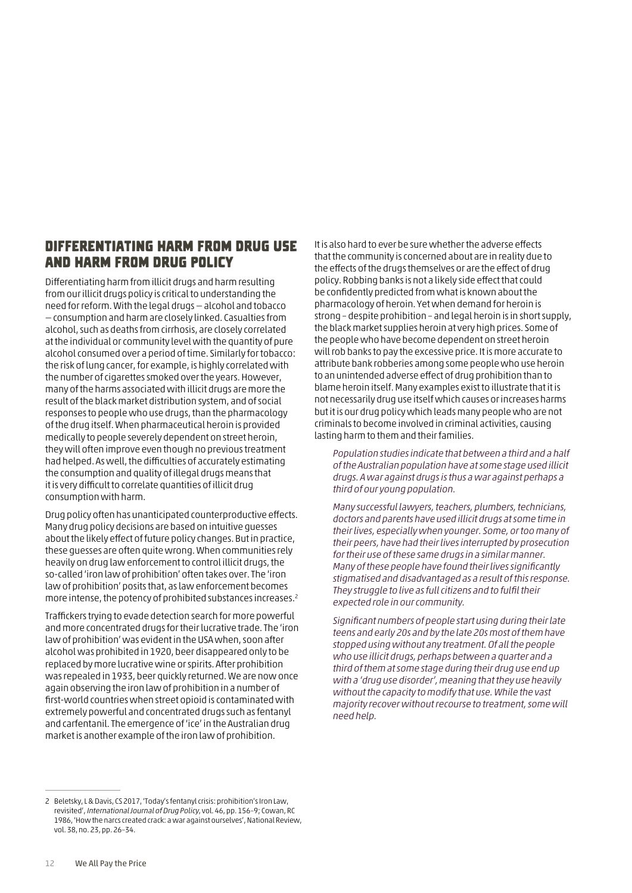## DIFFERENTIATING HARM FROM DRUG USE AND HARM FROM DRUG POLICY

Differentiating harm from illicit drugs and harm resulting from our illicit drugs policy is critical to understanding the need for reform. With the legal drugs – alcohol and tobacco – consumption and harm are closely linked. Casualties from alcohol, such as deaths from cirrhosis, are closely correlated at the individual or community level with the quantity of pure alcohol consumed over a period of time. Similarly for tobacco: the risk of lung cancer, for example, is highly correlated with the number of cigarettes smoked over the years. However, many of the harms associated with illicit drugs are more the result of the black market distribution system, and of social responses to people who use drugs, than the pharmacology of the drug itself. When pharmaceutical heroin is provided medically to people severely dependent on street heroin, they will often improve even though no previous treatment had helped. As well, the difficulties of accurately estimating the consumption and quality of illegal drugs means that it is very difficult to correlate quantities of illicit drug consumption with harm.

Drug policy often has unanticipated counterproductive effects. Many drug policy decisions are based on intuitive guesses about the likely effect of future policy changes. But in practice, these guesses are often quite wrong. When communities rely heavily on drug law enforcement to control illicit drugs, the so-called 'iron law of prohibition' often takes over. The 'iron law of prohibition' posits that, as law enforcement becomes more intense, the potency of prohibited substances increases.[2]

Traffickers trying to evade detection search for more powerful and more concentrated drugs for their lucrative trade. The 'iron law of prohibition' was evident in the USA when, soon after alcohol was prohibited in 1920, beer disappeared only to be replaced by more lucrative wine or spirits. After prohibition was repealed in 1933, beer quickly returned. We are now once again observing the iron law of prohibition in a number of first-world countries when street opioid is contaminated with extremely powerful and concentrated drugs such as fentanyl and carfentanil. The emergence of 'ice' in the Australian drug market is another example of the iron law of prohibition.

It is also hard to ever be sure whether the adverse effects that the community is concerned about are in reality due to the effects of the drugs themselves or are the effect of drug policy. Robbing banks is not a likely side effect that could be confidently predicted from what is known about the pharmacology of heroin. Yet when demand for heroin is strong – despite prohibition – and legal heroin is in short supply, the black market supplies heroin at very high prices. Some of the people who have become dependent on street heroin will rob banks to pay the excessive price. It is more accurate to attribute bank robberies among some people who use heroin to an unintended adverse effect of drug prohibition than to blame heroin itself. Many examples exist to illustrate that it is not necessarily drug use itself which causes or increases harms but it is our drug policy which leads many people who are not criminals to become involved in criminal activities, causing lasting harm to them and their families.

> *Population studies indicate that between a third and a half of the Australian population have at some stage used illicit drugs. A war against drugs is thus a war against perhaps a third of our young population.*
>
> *Many successful lawyers, teachers, plumbers, technicians, doctors and parents have used illicit drugs at some time in their lives, especially when younger. Some, or too many of their peers, have had their lives interrupted by prosecution for their use of these same drugs in a similar manner. Many of these people have found their lives significantly stigmatised and disadvantaged as a result of this response. They struggle to live as full citizens and to fulfil their expected role in our community.*
>
> *Significant numbers of people start using during their late teens and early 20s and by the late 20s most of them have stopped using without any treatment. Of all the people who use illicit drugs, perhaps between a quarter and a third of them at some stage during their drug use end up with a 'drug use disorder', meaning that they use heavily without the capacity to modify that use. While the vast majority recover without recourse to treatment, some will need help.*

---

2 Beletsky, L & Davis, CS 2017, 'Today's fentanyl crisis: prohibition's Iron Law, revisited', *International Journal of Drug Policy*, vol. 46, pp. 156–9; Cowan, RC 1986, 'How the narcs created crack: a war against ourselves', National Review, vol. 38, no. 23, pp. 26–34.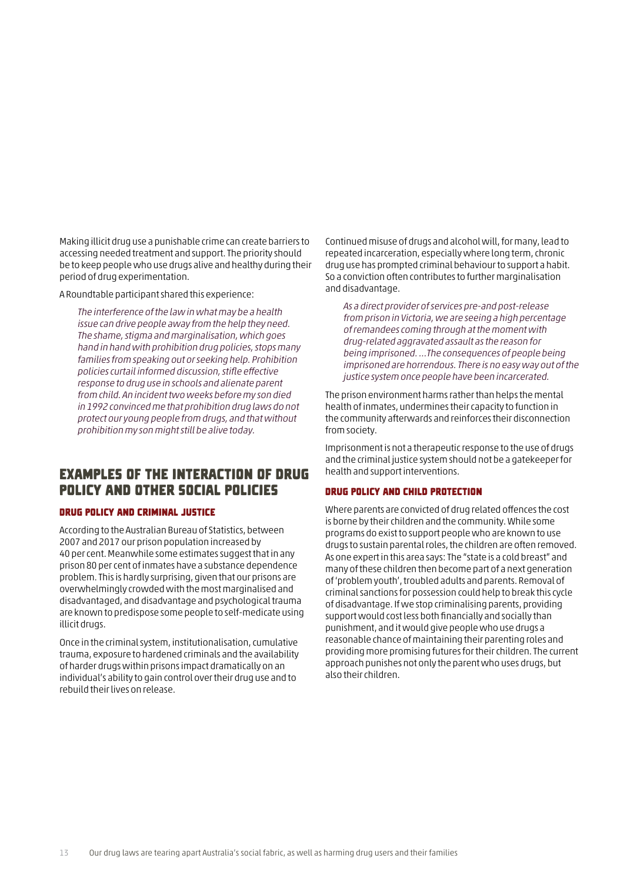Making illicit drug use a punishable crime can create barriers to accessing needed treatment and support. The priority should be to keep people who use drugs alive and healthy during their period of drug experimentation.

A Roundtable participant shared this experience:

> *The interference of the law in what may be a health issue can drive people away from the help they need. The shame, stigma and marginalisation, which goes hand in hand with prohibition drug policies, stops many families from speaking out or seeking help. Prohibition policies curtail informed discussion, stifle effective response to drug use in schools and alienate parent from child. An incident two weeks before my son died in 1992 convinced me that prohibition drug laws do not protect our young people from drugs, and that without prohibition my son might still be alive today.*

## Examples of the interaction of drug policy and other social policies

### Drug policy and criminal justice

According to the Australian Bureau of Statistics, between 2007 and 2017 our prison population increased by 40 per cent. Meanwhile some estimates suggest that in any prison 80 per cent of inmates have a substance dependence problem. This is hardly surprising, given that our prisons are overwhelmingly crowded with the most marginalised and disadvantaged, and disadvantage and psychological trauma are known to predispose some people to self-medicate using illicit drugs.

Once in the criminal system, institutionalisation, cumulative trauma, exposure to hardened criminals and the availability of harder drugs within prisons impact dramatically on an individual's ability to gain control over their drug use and to rebuild their lives on release.

Continued misuse of drugs and alcohol will, for many, lead to repeated incarceration, especially where long term, chronic drug use has prompted criminal behaviour to support a habit. So a conviction often contributes to further marginalisation and disadvantage.

> *As a direct provider of services pre-and post-release from prison in Victoria, we are seeing a high percentage of remandees coming through at the moment with drug-related aggravated assault as the reason for being imprisoned. …The consequences of people being imprisoned are horrendous. There is no easy way out of the justice system once people have been incarcerated.*

The prison environment harms rather than helps the mental health of inmates, undermines their capacity to function in the community afterwards and reinforces their disconnection from society.

Imprisonment is not a therapeutic response to the use of drugs and the criminal justice system should not be a gatekeeper for health and support interventions.

### Drug policy and child protection

Where parents are convicted of drug related offences the cost is borne by their children and the community. While some programs do exist to support people who are known to use drugs to sustain parental roles, the children are often removed. As one expert in this area says: The "state is a cold breast" and many of these children then become part of a next generation of 'problem youth', troubled adults and parents. Removal of criminal sanctions for possession could help to break this cycle of disadvantage. If we stop criminalising parents, providing support would cost less both financially and socially than punishment, and it would give people who use drugs a reasonable chance of maintaining their parenting roles and providing more promising futures for their children. The current approach punishes not only the parent who uses drugs, but also their children.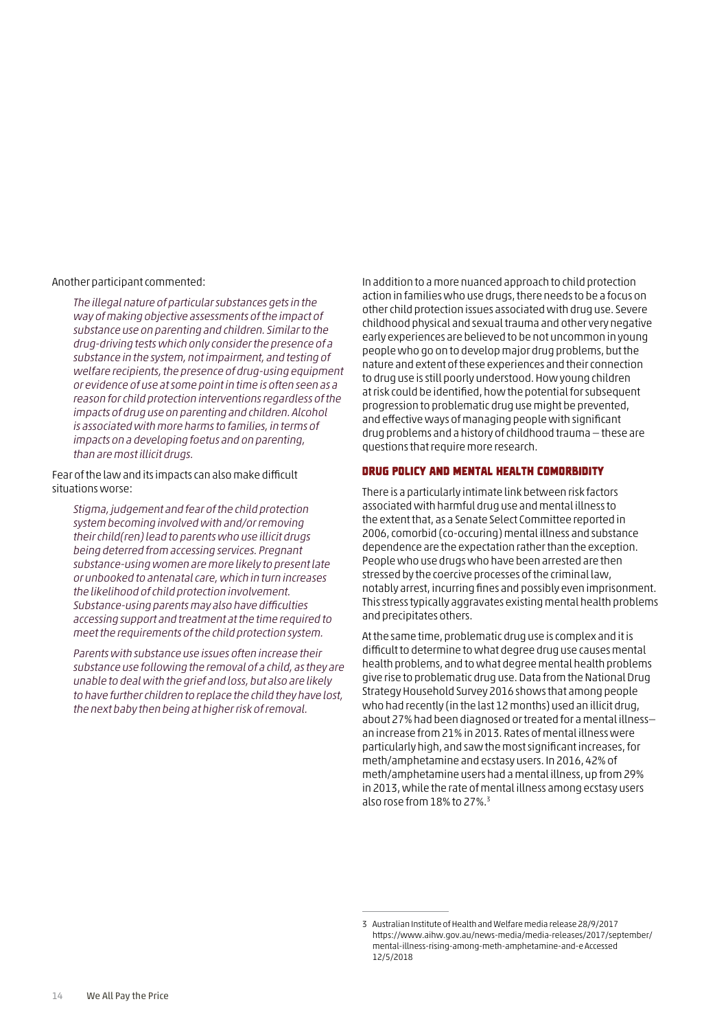Another participant commented:

> *The illegal nature of particular substances gets in the way of making objective assessments of the impact of substance use on parenting and children. Similar to the drug-driving tests which only consider the presence of a substance in the system, not impairment, and testing of welfare recipients, the presence of drug-using equipment or evidence of use at some point in time is often seen as a reason for child protection interventions regardless of the impacts of drug use on parenting and children. Alcohol is associated with more harms to families, in terms of impacts on a developing foetus and on parenting, than are most illicit drugs.*

Fear of the law and its impacts can also make difficult situations worse:

> *Stigma, judgement and fear of the child protection system becoming involved with and/or removing their child(ren) lead to parents who use illicit drugs being deterred from accessing services. Pregnant substance-using women are more likely to present late or unbooked to antenatal care, which in turn increases the likelihood of child protection involvement. Substance-using parents may also have difficulties accessing support and treatment at the time required to meet the requirements of the child protection system.*
>
> *Parents with substance use issues often increase their substance use following the removal of a child, as they are unable to deal with the grief and loss, but also are likely to have further children to replace the child they have lost, the next baby then being at higher risk of removal.*

In addition to a more nuanced approach to child protection action in families who use drugs, there needs to be a focus on other child protection issues associated with drug use. Severe childhood physical and sexual trauma and other very negative early experiences are believed to be not uncommon in young people who go on to develop major drug problems, but the nature and extent of these experiences and their connection to drug use is still poorly understood. How young children at risk could be identified, how the potential for subsequent progression to problematic drug use might be prevented, and effective ways of managing people with significant drug problems and a history of childhood trauma – these are questions that require more research.

## Drug policy and mental health comorbidity

There is a particularly intimate link between risk factors associated with harmful drug use and mental illness to the extent that, as a Senate Select Committee reported in 2006, comorbid (co-occuring) mental illness and substance dependence are the expectation rather than the exception. People who use drugs who have been arrested are then stressed by the coercive processes of the criminal law, notably arrest, incurring fines and possibly even imprisonment. This stress typically aggravates existing mental health problems and precipitates others.

At the same time, problematic drug use is complex and it is difficult to determine to what degree drug use causes mental health problems, and to what degree mental health problems give rise to problematic drug use. Data from the National Drug Strategy Household Survey 2016 shows that among people who had recently (in the last 12 months) used an illicit drug, about 27% had been diagnosed or treated for a mental illness—an increase from 21% in 2013. Rates of mental illness were particularly high, and saw the most significant increases, for meth/amphetamine and ecstasy users. In 2016, 42% of meth/amphetamine users had a mental illness, up from 29% in 2013, while the rate of mental illness among ecstasy users also rose from 18% to 27%.[3]

---

3 Australian Institute of Health and Welfare media release 28/9/2017 https://www.aihw.gov.au/news-media/media-releases/2017/september/mental-illness-rising-among-meth-amphetamine-and-e Accessed 12/5/2018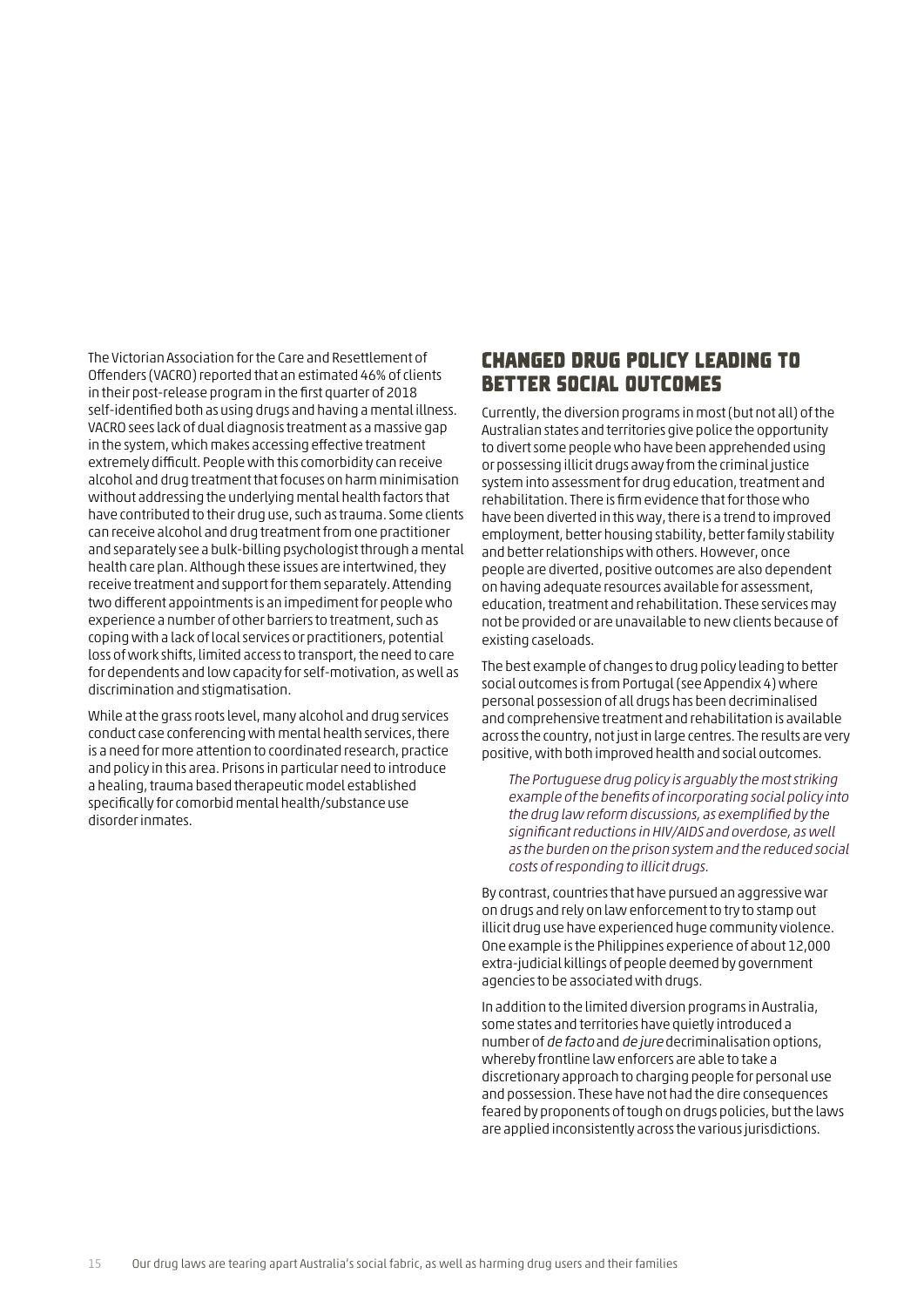The Victorian Association for the Care and Resettlement of Offenders (VACRO) reported that an estimated 46% of clients in their post-release program in the first quarter of 2018 self-identified both as using drugs and having a mental illness. VACRO sees lack of dual diagnosis treatment as a massive gap in the system, which makes accessing effective treatment extremely difficult. People with this comorbidity can receive alcohol and drug treatment that focuses on harm minimisation without addressing the underlying mental health factors that have contributed to their drug use, such as trauma. Some clients can receive alcohol and drug treatment from one practitioner and separately see a bulk-billing psychologist through a mental health care plan. Although these issues are intertwined, they receive treatment and support for them separately. Attending two different appointments is an impediment for people who experience a number of other barriers to treatment, such as coping with a lack of local services or practitioners, potential loss of work shifts, limited access to transport, the need to care for dependents and low capacity for self-motivation, as well as discrimination and stigmatisation.

While at the grass roots level, many alcohol and drug services conduct case conferencing with mental health services, there is a need for more attention to coordinated research, practice and policy in this area. Prisons in particular need to introduce a healing, trauma based therapeutic model established specifically for comorbid mental health/substance use disorder inmates.

## Changed drug policy leading to better social outcomes

Currently, the diversion programs in most (but not all) of the Australian states and territories give police the opportunity to divert some people who have been apprehended using or possessing illicit drugs away from the criminal justice system into assessment for drug education, treatment and rehabilitation. There is firm evidence that for those who have been diverted in this way, there is a trend to improved employment, better housing stability, better family stability and better relationships with others. However, once people are diverted, positive outcomes are also dependent on having adequate resources available for assessment, education, treatment and rehabilitation. These services may not be provided or are unavailable to new clients because of existing caseloads.

The best example of changes to drug policy leading to better social outcomes is from Portugal (see Appendix 4) where personal possession of all drugs has been decriminalised and comprehensive treatment and rehabilitation is available across the country, not just in large centres. The results are very positive, with both improved health and social outcomes.

> *The Portuguese drug policy is arguably the most striking example of the benefits of incorporating social policy into the drug law reform discussions, as exemplified by the significant reductions in HIV/AIDS and overdose, as well as the burden on the prison system and the reduced social costs of responding to illicit drugs.*

By contrast, countries that have pursued an aggressive war on drugs and rely on law enforcement to try to stamp out illicit drug use have experienced huge community violence. One example is the Philippines experience of about 12,000 extra-judicial killings of people deemed by government agencies to be associated with drugs.

In addition to the limited diversion programs in Australia, some states and territories have quietly introduced a number of *de facto* and *de jure* decriminalisation options, whereby frontline law enforcers are able to take a discretionary approach to charging people for personal use and possession. These have not had the dire consequences feared by proponents of tough on drugs policies, but the laws are applied inconsistently across the various jurisdictions.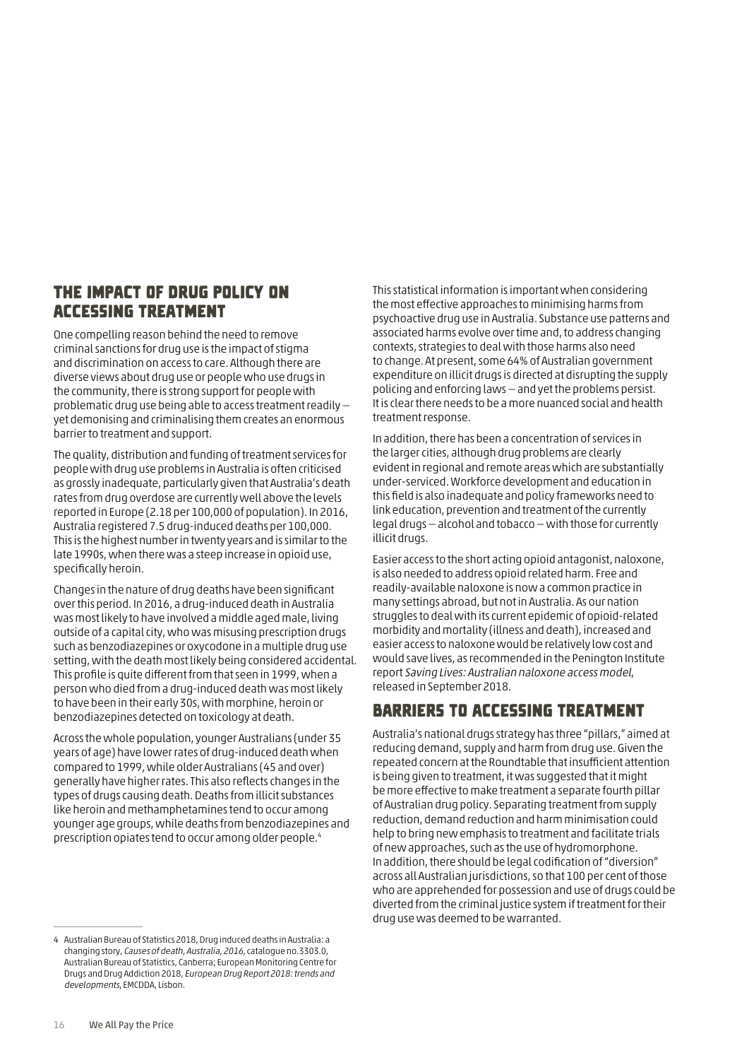## THE IMPACT OF DRUG POLICY ON ACCESSING TREATMENT

One compelling reason behind the need to remove criminal sanctions for drug use is the impact of stigma and discrimination on access to care. Although there are diverse views about drug use or people who use drugs in the community, there is strong support for people with problematic drug use being able to access treatment readily – yet demonising and criminalising them creates an enormous barrier to treatment and support.

The quality, distribution and funding of treatment services for people with drug use problems in Australia is often criticised as grossly inadequate, particularly given that Australia's death rates from drug overdose are currently well above the levels reported in Europe (2.18 per 100,000 of population). In 2016, Australia registered 7.5 drug-induced deaths per 100,000. This is the highest number in twenty years and is similar to the late 1990s, when there was a steep increase in opioid use, specifically heroin.

Changes in the nature of drug deaths have been significant over this period. In 2016, a drug-induced death in Australia was most likely to have involved a middle aged male, living outside of a capital city, who was misusing prescription drugs such as benzodiazepines or oxycodone in a multiple drug use setting, with the death most likely being considered accidental. This profile is quite different from that seen in 1999, when a person who died from a drug-induced death was most likely to have been in their early 30s, with morphine, heroin or benzodiazepines detected on toxicology at death.

Across the whole population, younger Australians (under 35 years of age) have lower rates of drug-induced death when compared to 1999, while older Australians (45 and over) generally have higher rates. This also reflects changes in the types of drugs causing death. Deaths from illicit substances like heroin and methamphetamines tend to occur among younger age groups, while deaths from benzodiazepines and prescription opiates tend to occur among older people.[4]

This statistical information is important when considering the most effective approaches to minimising harms from psychoactive drug use in Australia. Substance use patterns and associated harms evolve over time and, to address changing contexts, strategies to deal with those harms also need to change. At present, some 64% of Australian government expenditure on illicit drugs is directed at disrupting the supply policing and enforcing laws – and yet the problems persist. It is clear there needs to be a more nuanced social and health treatment response.

In addition, there has been a concentration of services in the larger cities, although drug problems are clearly evident in regional and remote areas which are substantially under-serviced. Workforce development and education in this field is also inadequate and policy frameworks need to link education, prevention and treatment of the currently legal drugs – alcohol and tobacco – with those for currently illicit drugs.

Easier access to the short acting opioid antagonist, naloxone, is also needed to address opioid related harm. Free and readily-available naloxone is now a common practice in many settings abroad, but not in Australia. As our nation struggles to deal with its current epidemic of opioid-related morbidity and mortality (illness and death), increased and easier access to naloxone would be relatively low cost and would save lives, as recommended in the Penington Institute report *Saving Lives: Australian naloxone access model*, released in September 2018.

## BARRIERS TO ACCESSING TREATMENT

Australia's national drugs strategy has three "pillars," aimed at reducing demand, supply and harm from drug use. Given the repeated concern at the Roundtable that insufficient attention is being given to treatment, it was suggested that it might be more effective to make treatment a separate fourth pillar of Australian drug policy. Separating treatment from supply reduction, demand reduction and harm minimisation could help to bring new emphasis to treatment and facilitate trials of new approaches, such as the use of hydromorphone. In addition, there should be legal codification of "diversion" across all Australian jurisdictions, so that 100 per cent of those who are apprehended for possession and use of drugs could be diverted from the criminal justice system if treatment for their drug use was deemed to be warranted.

---

4 Australian Bureau of Statistics 2018, Drug induced deaths in Australia: a changing story, *Causes of death, Australia, 2016*, catalogue no.3303.0, Australian Bureau of Statistics, Canberra; European Monitoring Centre for Drugs and Drug Addiction 2018, *European Drug Report 2018: trends and developments*, EMCDDA, Lisbon.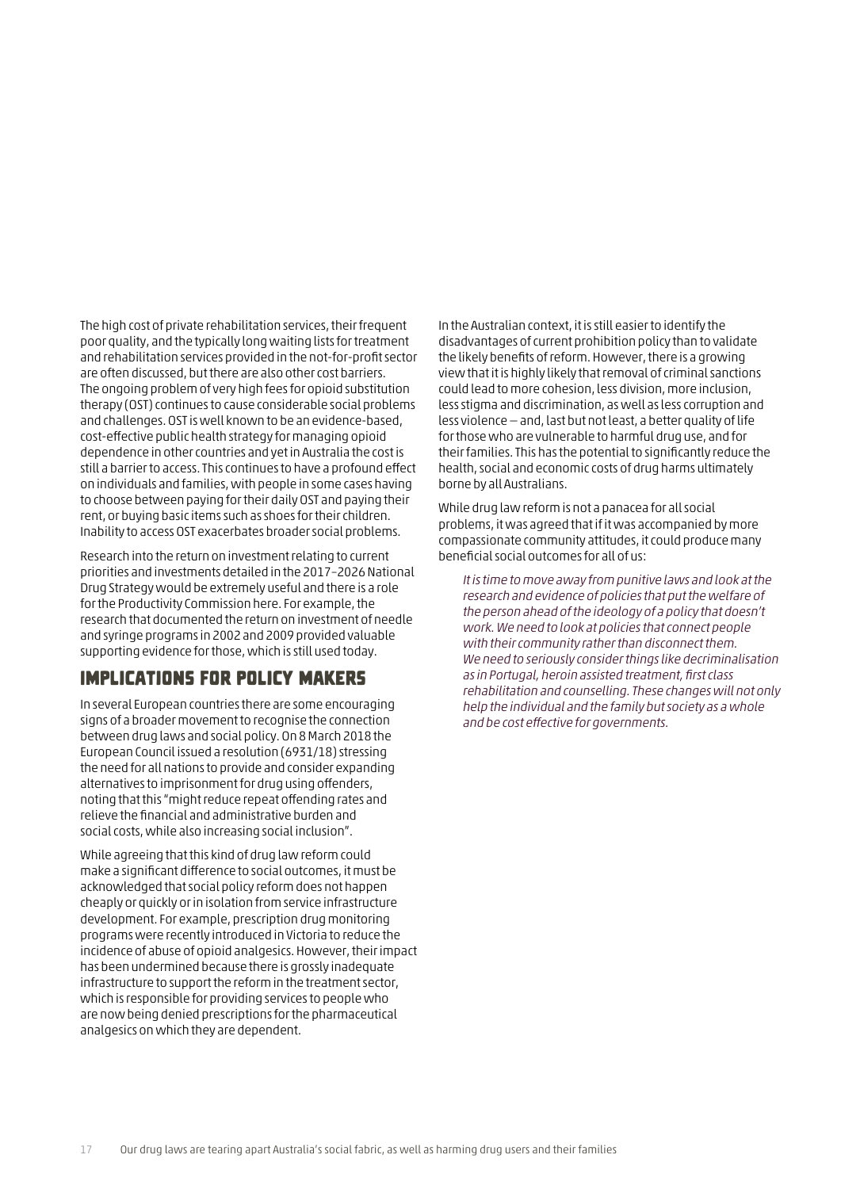The high cost of private rehabilitation services, their frequent poor quality, and the typically long waiting lists for treatment and rehabilitation services provided in the not-for-profit sector are often discussed, but there are also other cost barriers. The ongoing problem of very high fees for opioid substitution therapy (OST) continues to cause considerable social problems and challenges. OST is well known to be an evidence-based, cost-effective public health strategy for managing opioid dependence in other countries and yet in Australia the cost is still a barrier to access. This continues to have a profound effect on individuals and families, with people in some cases having to choose between paying for their daily OST and paying their rent, or buying basic items such as shoes for their children. Inability to access OST exacerbates broader social problems.

Research into the return on investment relating to current priorities and investments detailed in the 2017–2026 National Drug Strategy would be extremely useful and there is a role for the Productivity Commission here. For example, the research that documented the return on investment of needle and syringe programs in 2002 and 2009 provided valuable supporting evidence for those, which is still used today.

## IMPLICATIONS FOR POLICY MAKERS

In several European countries there are some encouraging signs of a broader movement to recognise the connection between drug laws and social policy. On 8 March 2018 the European Council issued a resolution (6931/18) stressing the need for all nations to provide and consider expanding alternatives to imprisonment for drug using offenders, noting that this "might reduce repeat offending rates and relieve the financial and administrative burden and social costs, while also increasing social inclusion".

While agreeing that this kind of drug law reform could make a significant difference to social outcomes, it must be acknowledged that social policy reform does not happen cheaply or quickly or in isolation from service infrastructure development. For example, prescription drug monitoring programs were recently introduced in Victoria to reduce the incidence of abuse of opioid analgesics. However, their impact has been undermined because there is grossly inadequate infrastructure to support the reform in the treatment sector, which is responsible for providing services to people who are now being denied prescriptions for the pharmaceutical analgesics on which they are dependent.

In the Australian context, it is still easier to identify the disadvantages of current prohibition policy than to validate the likely benefits of reform. However, there is a growing view that it is highly likely that removal of criminal sanctions could lead to more cohesion, less division, more inclusion, less stigma and discrimination, as well as less corruption and less violence – and, last but not least, a better quality of life for those who are vulnerable to harmful drug use, and for their families. This has the potential to significantly reduce the health, social and economic costs of drug harms ultimately borne by all Australians.

While drug law reform is not a panacea for all social problems, it was agreed that if it was accompanied by more compassionate community attitudes, it could produce many beneficial social outcomes for all of us:

> *It is time to move away from punitive laws and look at the research and evidence of policies that put the welfare of the person ahead of the ideology of a policy that doesn't work. We need to look at policies that connect people with their community rather than disconnect them. We need to seriously consider things like decriminalisation as in Portugal, heroin assisted treatment, first class rehabilitation and counselling. These changes will not only help the individual and the family but society as a whole and be cost effective for governments.*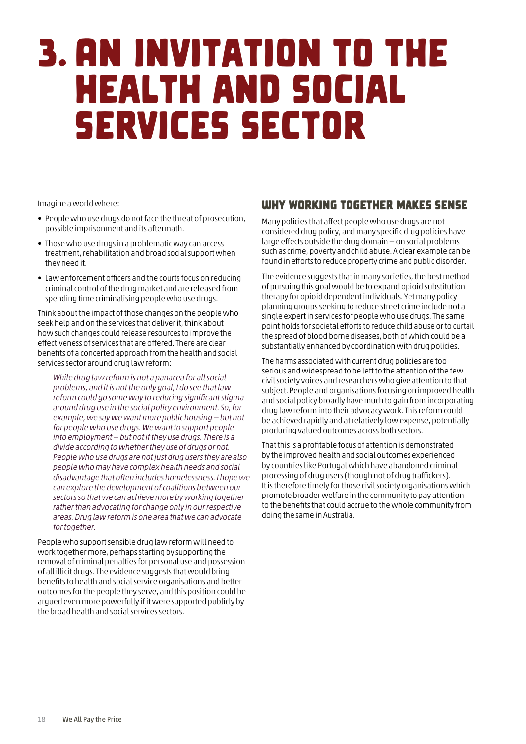# 3. AN INVITATION TO THE HEALTH AND SOCIAL SERVICES SECTOR

Imagine a world where:

- People who use drugs do not face the threat of prosecution, possible imprisonment and its aftermath.
- Those who use drugs in a problematic way can access treatment, rehabilitation and broad social support when they need it.
- Law enforcement officers and the courts focus on reducing criminal control of the drug market and are released from spending time criminalising people who use drugs.

Think about the impact of those changes on the people who seek help and on the services that deliver it, think about how such changes could release resources to improve the effectiveness of services that are offered. There are clear benefits of a concerted approach from the health and social services sector around drug law reform:

> *While drug law reform is not a panacea for all social problems, and it is not the only goal, I do see that law reform could go some way to reducing significant stigma around drug use in the social policy environment. So, for example, we say we want more public housing – but not for people who use drugs. We want to support people into employment – but not if they use drugs. There is a divide according to whether they use of drugs or not. People who use drugs are not just drug users they are also people who may have complex health needs and social disadvantage that often includes homelessness. I hope we can explore the development of coalitions between our sectors so that we can achieve more by working together rather than advocating for change only in our respective areas. Drug law reform is one area that we can advocate for together.*

People who support sensible drug law reform will need to work together more, perhaps starting by supporting the removal of criminal penalties for personal use and possession of all illicit drugs. The evidence suggests that would bring benefits to health and social service organisations and better outcomes for the people they serve, and this position could be argued even more powerfully if it were supported publicly by the broad health and social services sectors.

## WHY WORKING TOGETHER MAKES SENSE

Many policies that affect people who use drugs are not considered drug policy, and many specific drug policies have large effects outside the drug domain – on social problems such as crime, poverty and child abuse. A clear example can be found in efforts to reduce property crime and public disorder.

The evidence suggests that in many societies, the best method of pursuing this goal would be to expand opioid substitution therapy for opioid dependent individuals. Yet many policy planning groups seeking to reduce street crime include not a single expert in services for people who use drugs. The same point holds for societal efforts to reduce child abuse or to curtail the spread of blood borne diseases, both of which could be a substantially enhanced by coordination with drug policies.

The harms associated with current drug policies are too serious and widespread to be left to the attention of the few civil society voices and researchers who give attention to that subject. People and organisations focusing on improved health and social policy broadly have much to gain from incorporating drug law reform into their advocacy work. This reform could be achieved rapidly and at relatively low expense, potentially producing valued outcomes across both sectors.

That this is a profitable focus of attention is demonstrated by the improved health and social outcomes experienced by countries like Portugal which have abandoned criminal processing of drug users (though not of drug traffickers). It is therefore timely for those civil society organisations which promote broader welfare in the community to pay attention to the benefits that could accrue to the whole community from doing the same in Australia.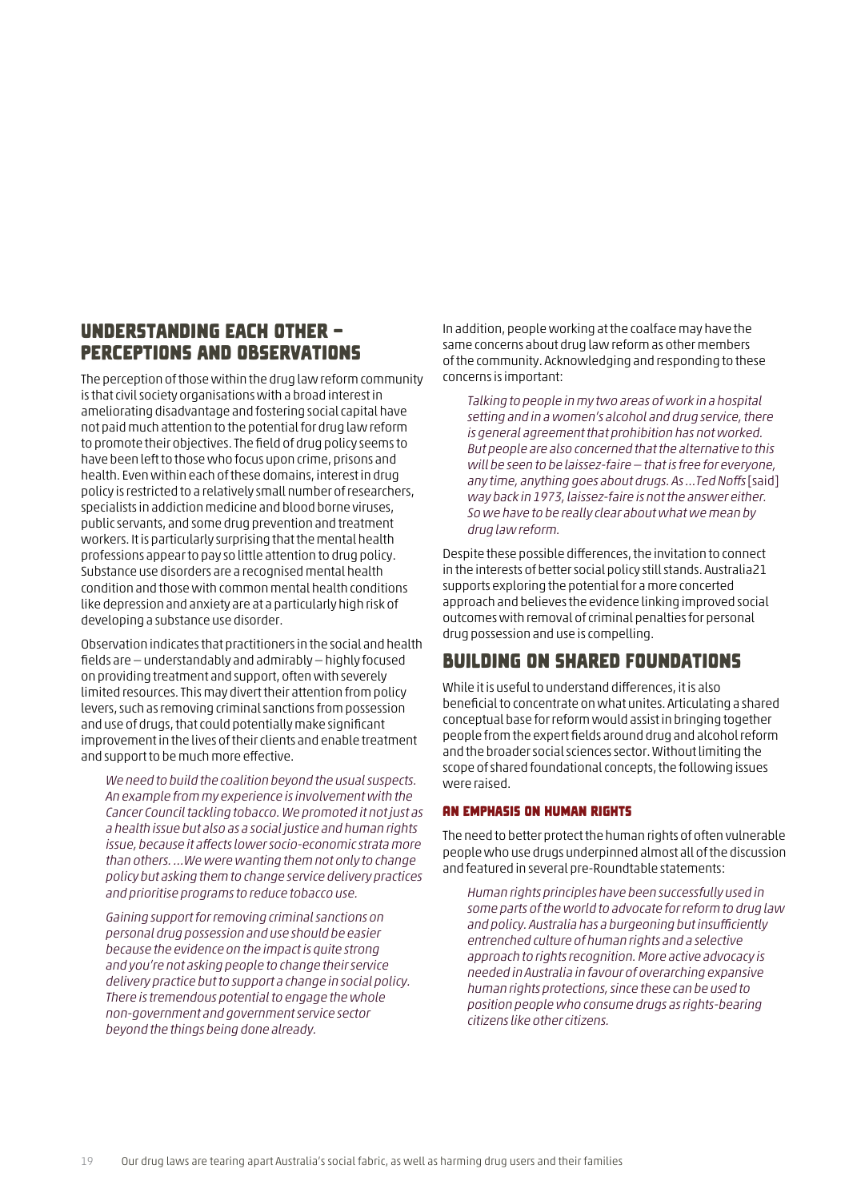## UNDERSTANDING EACH OTHER – PERCEPTIONS AND OBSERVATIONS

The perception of those within the drug law reform community is that civil society organisations with a broad interest in ameliorating disadvantage and fostering social capital have not paid much attention to the potential for drug law reform to promote their objectives. The field of drug policy seems to have been left to those who focus upon crime, prisons and health. Even within each of these domains, interest in drug policy is restricted to a relatively small number of researchers, specialists in addiction medicine and blood borne viruses, public servants, and some drug prevention and treatment workers. It is particularly surprising that the mental health professions appear to pay so little attention to drug policy. Substance use disorders are a recognised mental health condition and those with common mental health conditions like depression and anxiety are at a particularly high risk of developing a substance use disorder.

Observation indicates that practitioners in the social and health fields are – understandably and admirably – highly focused on providing treatment and support, often with severely limited resources. This may divert their attention from policy levers, such as removing criminal sanctions from possession and use of drugs, that could potentially make significant improvement in the lives of their clients and enable treatment and support to be much more effective.

> *We need to build the coalition beyond the usual suspects. An example from my experience is involvement with the Cancer Council tackling tobacco. We promoted it not just as a health issue but also as a social justice and human rights issue, because it affects lower socio-economic strata more than others. …We were wanting them not only to change policy but asking them to change service delivery practices and prioritise programs to reduce tobacco use.*

> *Gaining support for removing criminal sanctions on personal drug possession and use should be easier because the evidence on the impact is quite strong and you're not asking people to change their service delivery practice but to support a change in social policy. There is tremendous potential to engage the whole non-government and government service sector beyond the things being done already.*

In addition, people working at the coalface may have the same concerns about drug law reform as other members of the community. Acknowledging and responding to these concerns is important:

> *Talking to people in my two areas of work in a hospital setting and in a women's alcohol and drug service, there is general agreement that prohibition has not worked. But people are also concerned that the alternative to this will be seen to be laissez-faire – that is free for everyone, any time, anything goes about drugs. As …Ted Noffs* [said] *way back in 1973, laissez-faire is not the answer either. So we have to be really clear about what we mean by drug law reform.*

Despite these possible differences, the invitation to connect in the interests of better social policy still stands. Australia21 supports exploring the potential for a more concerted approach and believes the evidence linking improved social outcomes with removal of criminal penalties for personal drug possession and use is compelling.

## BUILDING ON SHARED FOUNDATIONS

While it is useful to understand differences, it is also beneficial to concentrate on what unites. Articulating a shared conceptual base for reform would assist in bringing together people from the expert fields around drug and alcohol reform and the broader social sciences sector. Without limiting the scope of shared foundational concepts, the following issues were raised.

### AN EMPHASIS ON HUMAN RIGHTS

The need to better protect the human rights of often vulnerable people who use drugs underpinned almost all of the discussion and featured in several pre-Roundtable statements:

> *Human rights principles have been successfully used in some parts of the world to advocate for reform to drug law and policy. Australia has a burgeoning but insufficiently entrenched culture of human rights and a selective approach to rights recognition. More active advocacy is needed in Australia in favour of overarching expansive human rights protections, since these can be used to position people who consume drugs as rights-bearing citizens like other citizens.*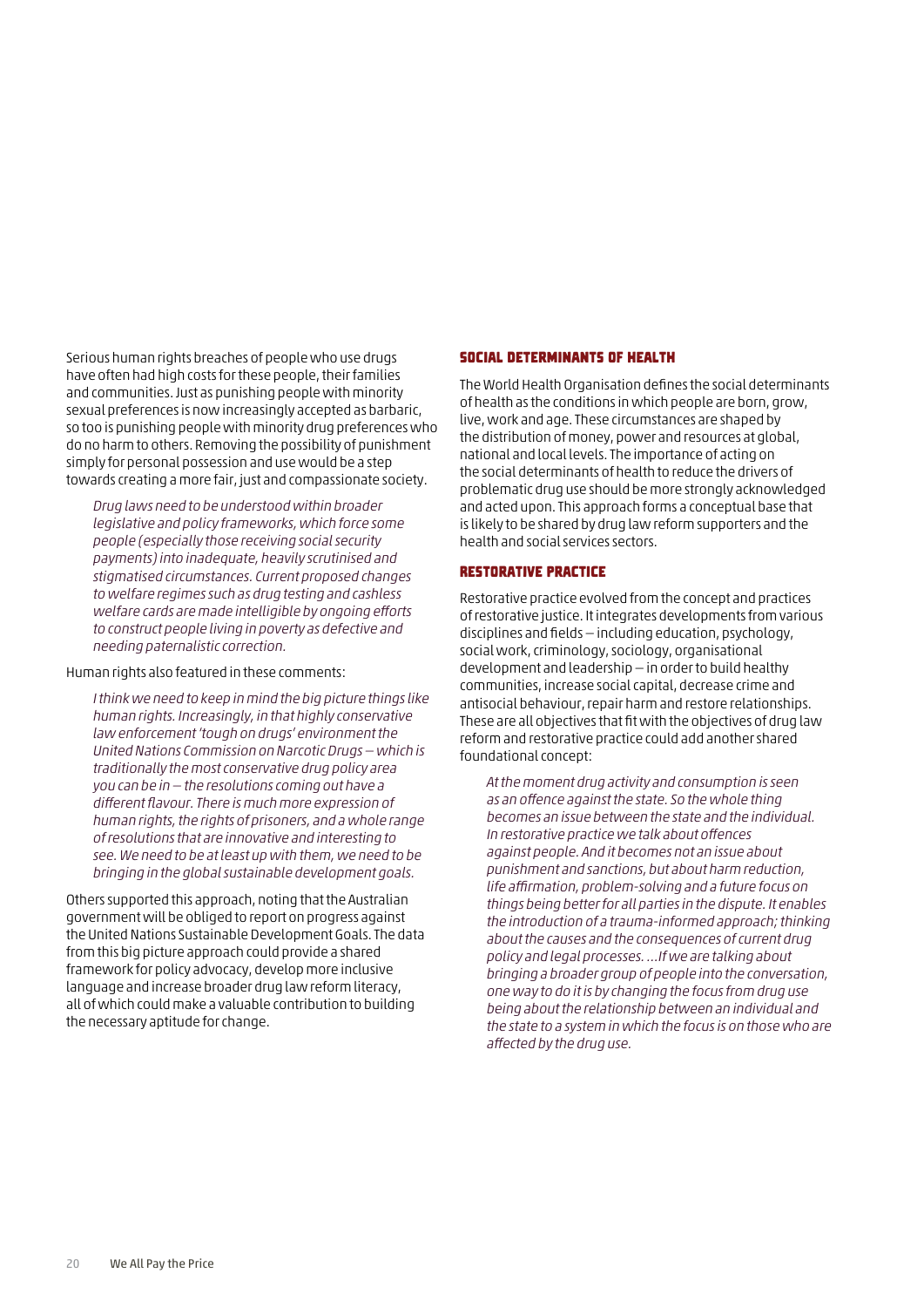Serious human rights breaches of people who use drugs have often had high costs for these people, their families and communities. Just as punishing people with minority sexual preferences is now increasingly accepted as barbaric, so too is punishing people with minority drug preferences who do no harm to others. Removing the possibility of punishment simply for personal possession and use would be a step towards creating a more fair, just and compassionate society.

> *Drug laws need to be understood within broader legislative and policy frameworks, which force some people (especially those receiving social security payments) into inadequate, heavily scrutinised and stigmatised circumstances. Current proposed changes to welfare regimes such as drug testing and cashless welfare cards are made intelligible by ongoing efforts to construct people living in poverty as defective and needing paternalistic correction.*

Human rights also featured in these comments:

> *I think we need to keep in mind the big picture things like human rights. Increasingly, in that highly conservative law enforcement 'tough on drugs' environment the United Nations Commission on Narcotic Drugs – which is traditionally the most conservative drug policy area you can be in – the resolutions coming out have a different flavour. There is much more expression of human rights, the rights of prisoners, and a whole range of resolutions that are innovative and interesting to see. We need to be at least up with them, we need to be bringing in the global sustainable development goals.*

Others supported this approach, noting that the Australian government will be obliged to report on progress against the United Nations Sustainable Development Goals. The data from this big picture approach could provide a shared framework for policy advocacy, develop more inclusive language and increase broader drug law reform literacy, all of which could make a valuable contribution to building the necessary aptitude for change.

### SOCIAL DETERMINANTS OF HEALTH

The World Health Organisation defines the social determinants of health as the conditions in which people are born, grow, live, work and age. These circumstances are shaped by the distribution of money, power and resources at global, national and local levels. The importance of acting on the social determinants of health to reduce the drivers of problematic drug use should be more strongly acknowledged and acted upon. This approach forms a conceptual base that is likely to be shared by drug law reform supporters and the health and social services sectors.

### RESTORATIVE PRACTICE

Restorative practice evolved from the concept and practices of restorative justice. It integrates developments from various disciplines and fields – including education, psychology, social work, criminology, sociology, organisational development and leadership – in order to build healthy communities, increase social capital, decrease crime and antisocial behaviour, repair harm and restore relationships. These are all objectives that fit with the objectives of drug law reform and restorative practice could add another shared foundational concept:

> *At the moment drug activity and consumption is seen as an offence against the state. So the whole thing becomes an issue between the state and the individual. In restorative practice we talk about offences against people. And it becomes not an issue about punishment and sanctions, but about harm reduction, life affirmation, problem-solving and a future focus on things being better for all parties in the dispute. It enables the introduction of a trauma-informed approach; thinking about the causes and the consequences of current drug policy and legal processes. …If we are talking about bringing a broader group of people into the conversation, one way to do it is by changing the focus from drug use being about the relationship between an individual and the state to a system in which the focus is on those who are affected by the drug use.*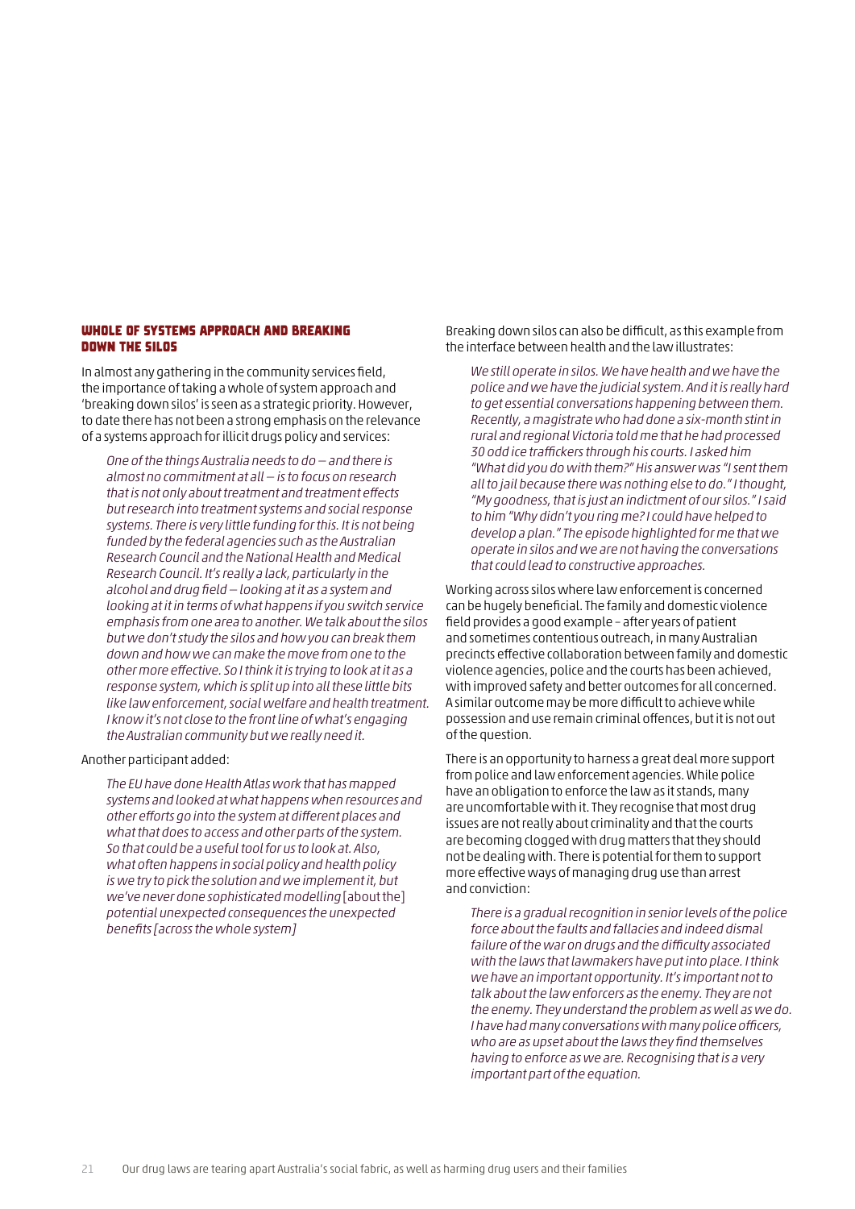### WHOLE OF SYSTEMS APPROACH AND BREAKING DOWN THE SILOS

In almost any gathering in the community services field, the importance of taking a whole of system approach and 'breaking down silos' is seen as a strategic priority. However, to date there has not been a strong emphasis on the relevance of a systems approach for illicit drugs policy and services:

> *One of the things Australia needs to do – and there is almost no commitment at all – is to focus on research that is not only about treatment and treatment effects but research into treatment systems and social response systems. There is very little funding for this. It is not being funded by the federal agencies such as the Australian Research Council and the National Health and Medical Research Council. It's really a lack, particularly in the alcohol and drug field – looking at it as a system and looking at it in terms of what happens if you switch service emphasis from one area to another. We talk about the silos but we don't study the silos and how you can break them down and how we can make the move from one to the other more effective. So I think it is trying to look at it as a response system, which is split up into all these little bits like law enforcement, social welfare and health treatment. I know it's not close to the front line of what's engaging the Australian community but we really need it.*

Another participant added:

> *The EU have done Health Atlas work that has mapped systems and looked at what happens when resources and other efforts go into the system at different places and what that does to access and other parts of the system. So that could be a useful tool for us to look at. Also, what often happens in social policy and health policy is we try to pick the solution and we implement it, but we've never done sophisticated modelling* [about the] *potential unexpected consequences the unexpected benefits [across the whole system]*

Breaking down silos can also be difficult, as this example from the interface between health and the law illustrates:

> *We still operate in silos. We have health and we have the police and we have the judicial system. And it is really hard to get essential conversations happening between them. Recently, a magistrate who had done a six-month stint in rural and regional Victoria told me that he had processed 30 odd ice traffickers through his courts. I asked him "What did you do with them?" His answer was "I sent them all to jail because there was nothing else to do." I thought, "My goodness, that is just an indictment of our silos." I said to him "Why didn't you ring me? I could have helped to develop a plan." The episode highlighted for me that we operate in silos and we are not having the conversations that could lead to constructive approaches.*

Working across silos where law enforcement is concerned can be hugely beneficial. The family and domestic violence field provides a good example – after years of patient and sometimes contentious outreach, in many Australian precincts effective collaboration between family and domestic violence agencies, police and the courts has been achieved, with improved safety and better outcomes for all concerned. A similar outcome may be more difficult to achieve while possession and use remain criminal offences, but it is not out of the question.

There is an opportunity to harness a great deal more support from police and law enforcement agencies. While police have an obligation to enforce the law as it stands, many are uncomfortable with it. They recognise that most drug issues are not really about criminality and that the courts are becoming clogged with drug matters that they should not be dealing with. There is potential for them to support more effective ways of managing drug use than arrest and conviction:

> *There is a gradual recognition in senior levels of the police force about the faults and fallacies and indeed dismal failure of the war on drugs and the difficulty associated with the laws that lawmakers have put into place. I think we have an important opportunity. It's important not to talk about the law enforcers as the enemy. They are not the enemy. They understand the problem as well as we do. I have had many conversations with many police officers, who are as upset about the laws they find themselves having to enforce as we are. Recognising that is a very important part of the equation.*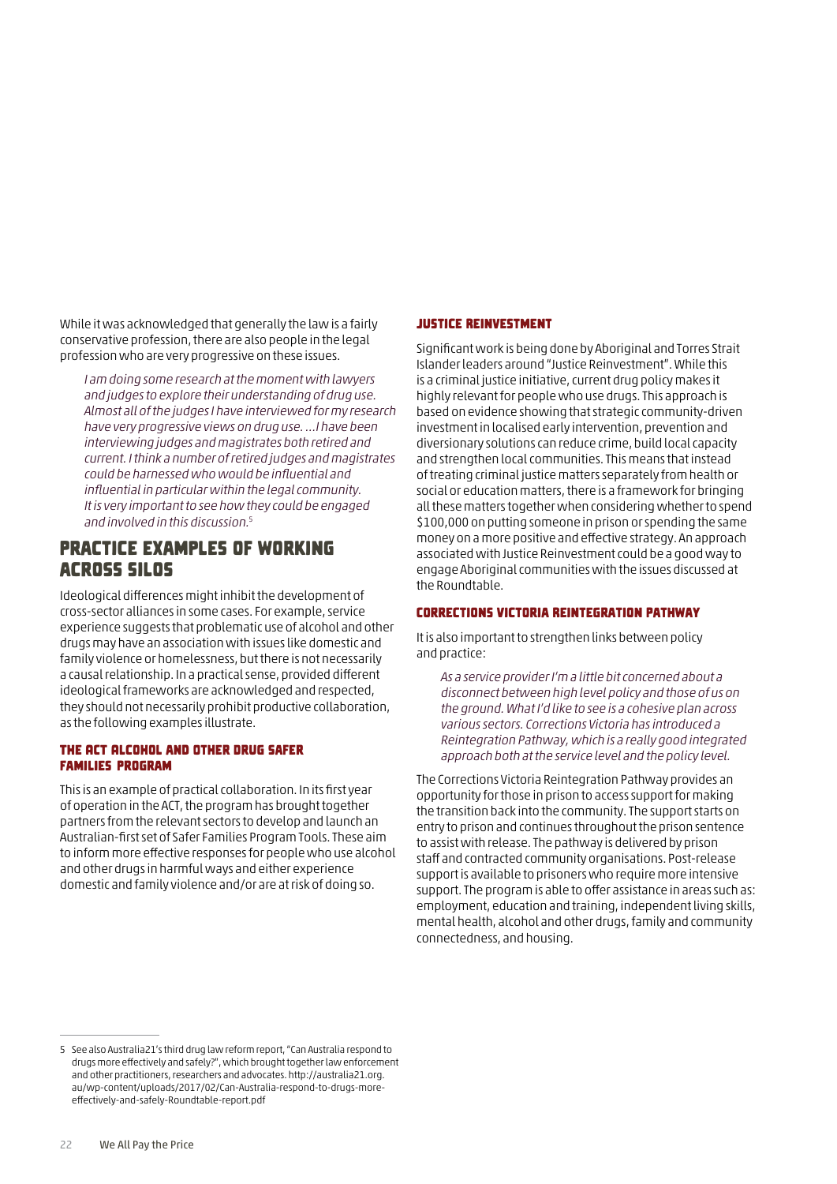While it was acknowledged that generally the law is a fairly conservative profession, there are also people in the legal profession who are very progressive on these issues.

> *I am doing some research at the moment with lawyers and judges to explore their understanding of drug use. Almost all of the judges I have interviewed for my research have very progressive views on drug use. …I have been interviewing judges and magistrates both retired and current. I think a number of retired judges and magistrates could be harnessed who would be influential and influential in particular within the legal community. It is very important to see how they could be engaged and involved in this discussion.*[5]

## PRACTICE EXAMPLES OF WORKING ACROSS SILOS

Ideological differences might inhibit the development of cross-sector alliances in some cases. For example, service experience suggests that problematic use of alcohol and other drugs may have an association with issues like domestic and family violence or homelessness, but there is not necessarily a causal relationship. In a practical sense, provided different ideological frameworks are acknowledged and respected, they should not necessarily prohibit productive collaboration, as the following examples illustrate.

### THE ACT ALCOHOL AND OTHER DRUG SAFER FAMILIES PROGRAM

This is an example of practical collaboration. In its first year of operation in the ACT, the program has brought together partners from the relevant sectors to develop and launch an Australian-first set of Safer Families Program Tools. These aim to inform more effective responses for people who use alcohol and other drugs in harmful ways and either experience domestic and family violence and/or are at risk of doing so.

### JUSTICE REINVESTMENT

Significant work is being done by Aboriginal and Torres Strait Islander leaders around "Justice Reinvestment". While this is a criminal justice initiative, current drug policy makes it highly relevant for people who use drugs. This approach is based on evidence showing that strategic community-driven investment in localised early intervention, prevention and diversionary solutions can reduce crime, build local capacity and strengthen local communities. This means that instead of treating criminal justice matters separately from health or social or education matters, there is a framework for bringing all these matters together when considering whether to spend $100,000 on putting someone in prison or spending the same money on a more positive and effective strategy. An approach associated with Justice Reinvestment could be a good way to engage Aboriginal communities with the issues discussed at the Roundtable.

### CORRECTIONS VICTORIA REINTEGRATION PATHWAY

It is also important to strengthen links between policy and practice:

> *As a service provider I'm a little bit concerned about a disconnect between high level policy and those of us on the ground. What I'd like to see is a cohesive plan across various sectors. Corrections Victoria has introduced a Reintegration Pathway, which is a really good integrated approach both at the service level and the policy level.*

The Corrections Victoria Reintegration Pathway provides an opportunity for those in prison to access support for making the transition back into the community. The support starts on entry to prison and continues throughout the prison sentence to assist with release. The pathway is delivered by prison staff and contracted community organisations. Post-release support is available to prisoners who require more intensive support. The program is able to offer assistance in areas such as: employment, education and training, independent living skills, mental health, alcohol and other drugs, family and community connectedness, and housing.

---

5 See also Australia21's third drug law reform report, "Can Australia respond to drugs more effectively and safely?", which brought together law enforcement and other practitioners, researchers and advocates. http://australia21.org.au/wp-content/uploads/2017/02/Can-Australia-respond-to-drugs-more-effectively-and-safely-Roundtable-report.pdf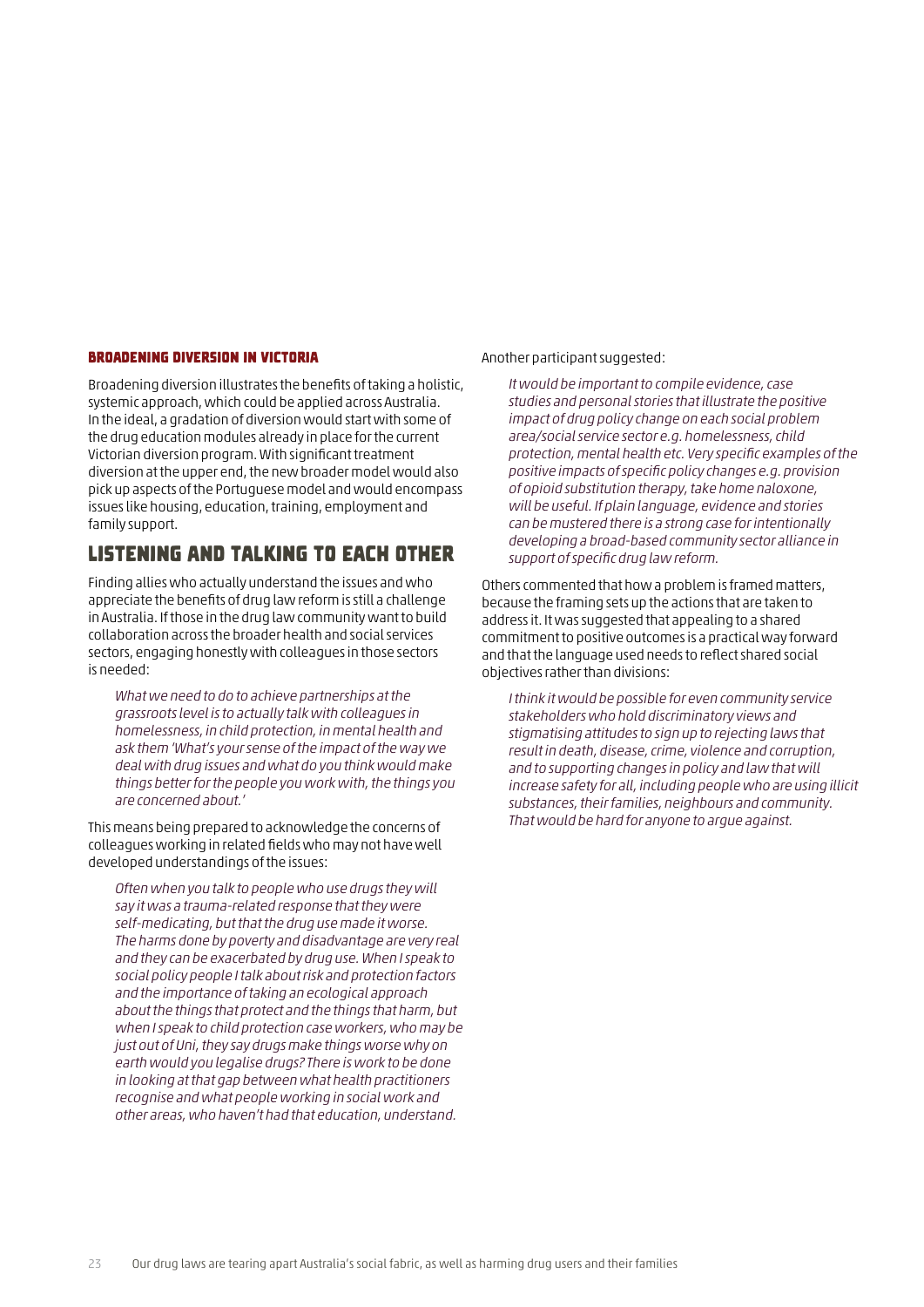### BROADENING DIVERSION IN VICTORIA

Broadening diversion illustrates the benefits of taking a holistic, systemic approach, which could be applied across Australia. In the ideal, a gradation of diversion would start with some of the drug education modules already in place for the current Victorian diversion program. With significant treatment diversion at the upper end, the new broader model would also pick up aspects of the Portuguese model and would encompass issues like housing, education, training, employment and family support.

## LISTENING AND TALKING TO EACH OTHER

Finding allies who actually understand the issues and who appreciate the benefits of drug law reform is still a challenge in Australia. If those in the drug law community want to build collaboration across the broader health and social services sectors, engaging honestly with colleagues in those sectors is needed:

> *What we need to do to achieve partnerships at the grassroots level is to actually talk with colleagues in homelessness, in child protection, in mental health and ask them 'What's your sense of the impact of the way we deal with drug issues and what do you think would make things better for the people you work with, the things you are concerned about.'*

This means being prepared to acknowledge the concerns of colleagues working in related fields who may not have well developed understandings of the issues:

> *Often when you talk to people who use drugs they will say it was a trauma-related response that they were self-medicating, but that the drug use made it worse. The harms done by poverty and disadvantage are very real and they can be exacerbated by drug use. When I speak to social policy people I talk about risk and protection factors and the importance of taking an ecological approach about the things that protect and the things that harm, but when I speak to child protection case workers, who may be just out of Uni, they say drugs make things worse why on earth would you legalise drugs? There is work to be done in looking at that gap between what health practitioners recognise and what people working in social work and other areas, who haven't had that education, understand.*

Another participant suggested:

> *It would be important to compile evidence, case studies and personal stories that illustrate the positive impact of drug policy change on each social problem area/social service sector e.g. homelessness, child protection, mental health etc. Very specific examples of the positive impacts of specific policy changes e.g. provision of opioid substitution therapy, take home naloxone, will be useful. If plain language, evidence and stories can be mustered there is a strong case for intentionally developing a broad-based community sector alliance in support of specific drug law reform.*

Others commented that how a problem is framed matters, because the framing sets up the actions that are taken to address it. It was suggested that appealing to a shared commitment to positive outcomes is a practical way forward and that the language used needs to reflect shared social objectives rather than divisions:

> *I think it would be possible for even community service stakeholders who hold discriminatory views and stigmatising attitudes to sign up to rejecting laws that result in death, disease, crime, violence and corruption, and to supporting changes in policy and law that will increase safety for all, including people who are using illicit substances, their families, neighbours and community. That would be hard for anyone to argue against.*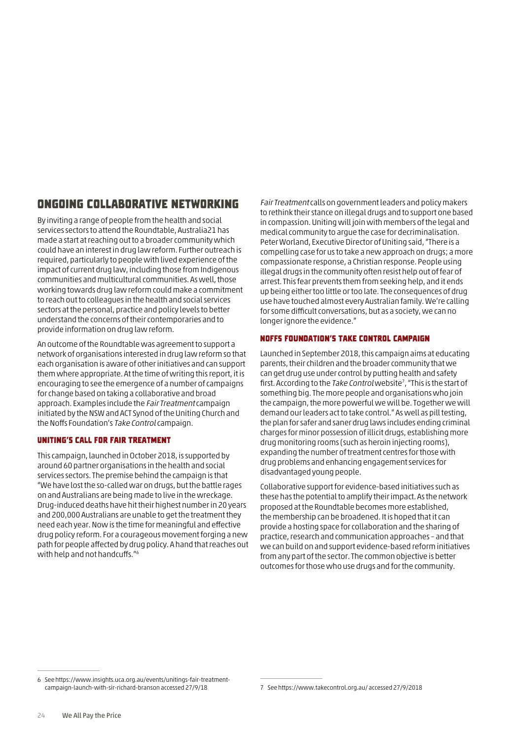## ONGOING COLLABORATIVE NETWORKING

By inviting a range of people from the health and social services sectors to attend the Roundtable, Australia21 has made a start at reaching out to a broader community which could have an interest in drug law reform. Further outreach is required, particularly to people with lived experience of the impact of current drug law, including those from Indigenous communities and multicultural communities. As well, those working towards drug law reform could make a commitment to reach out to colleagues in the health and social services sectors at the personal, practice and policy levels to better understand the concerns of their contemporaries and to provide information on drug law reform.

An outcome of the Roundtable was agreement to support a network of organisations interested in drug law reform so that each organisation is aware of other initiatives and can support them where appropriate. At the time of writing this report, it is encouraging to see the emergence of a number of campaigns for change based on taking a collaborative and broad approach. Examples include the *Fair Treatment* campaign initiated by the NSW and ACT Synod of the Uniting Church and the Noffs Foundation's *Take Control* campaign.

### UNITING'S CALL FOR FAIR TREATMENT

This campaign, launched in October 2018, is supported by around 60 partner organisations in the health and social services sectors. The premise behind the campaign is that "We have lost the so-called war on drugs, but the battle rages on and Australians are being made to live in the wreckage. Drug-induced deaths have hit their highest number in 20 years and 200,000 Australians are unable to get the treatment they need each year. Now is the time for meaningful and effective drug policy reform. For a courageous movement forging a new path for people affected by drug policy. A hand that reaches out with help and not handcuffs."[6]

*Fair Treatment* calls on government leaders and policy makers to rethink their stance on illegal drugs and to support one based in compassion. Uniting will join with members of the legal and medical community to argue the case for decriminalisation. Peter Worland, Executive Director of Uniting said, "There is a compelling case for us to take a new approach on drugs; a more compassionate response, a Christian response. People using illegal drugs in the community often resist help out of fear of arrest. This fear prevents them from seeking help, and it ends up being either too little or too late. The consequences of drug use have touched almost every Australian family. We're calling for some difficult conversations, but as a society, we can no longer ignore the evidence."

### NOFFS FOUNDATION'S TAKE CONTROL CAMPAIGN

Launched in September 2018, this campaign aims at educating parents, their children and the broader community that we can get drug use under control by putting health and safety first. According to the *Take Control* website[7], "This is the start of something big. The more people and organisations who join the campaign, the more powerful we will be. Together we will demand our leaders act to take control." As well as pill testing, the plan for safer and saner drug laws includes ending criminal charges for minor possession of illicit drugs, establishing more drug monitoring rooms (such as heroin injecting rooms), expanding the number of treatment centres for those with drug problems and enhancing engagement services for disadvantaged young people.

Collaborative support for evidence-based initiatives such as these has the potential to amplify their impact. As the network proposed at the Roundtable becomes more established, the membership can be broadened. It is hoped that it can provide a hosting space for collaboration and the sharing of practice, research and communication approaches – and that we can build on and support evidence-based reform initiatives from any part of the sector. The common objective is better outcomes for those who use drugs and for the community.

---

6 See https://www.insights.uca.org.au/events/unitings-fair-treatment-campaign-launch-with-sir-richard-branson accessed 27/9/18

7 See https://www.takecontrol.org.au/ accessed 27/9/2018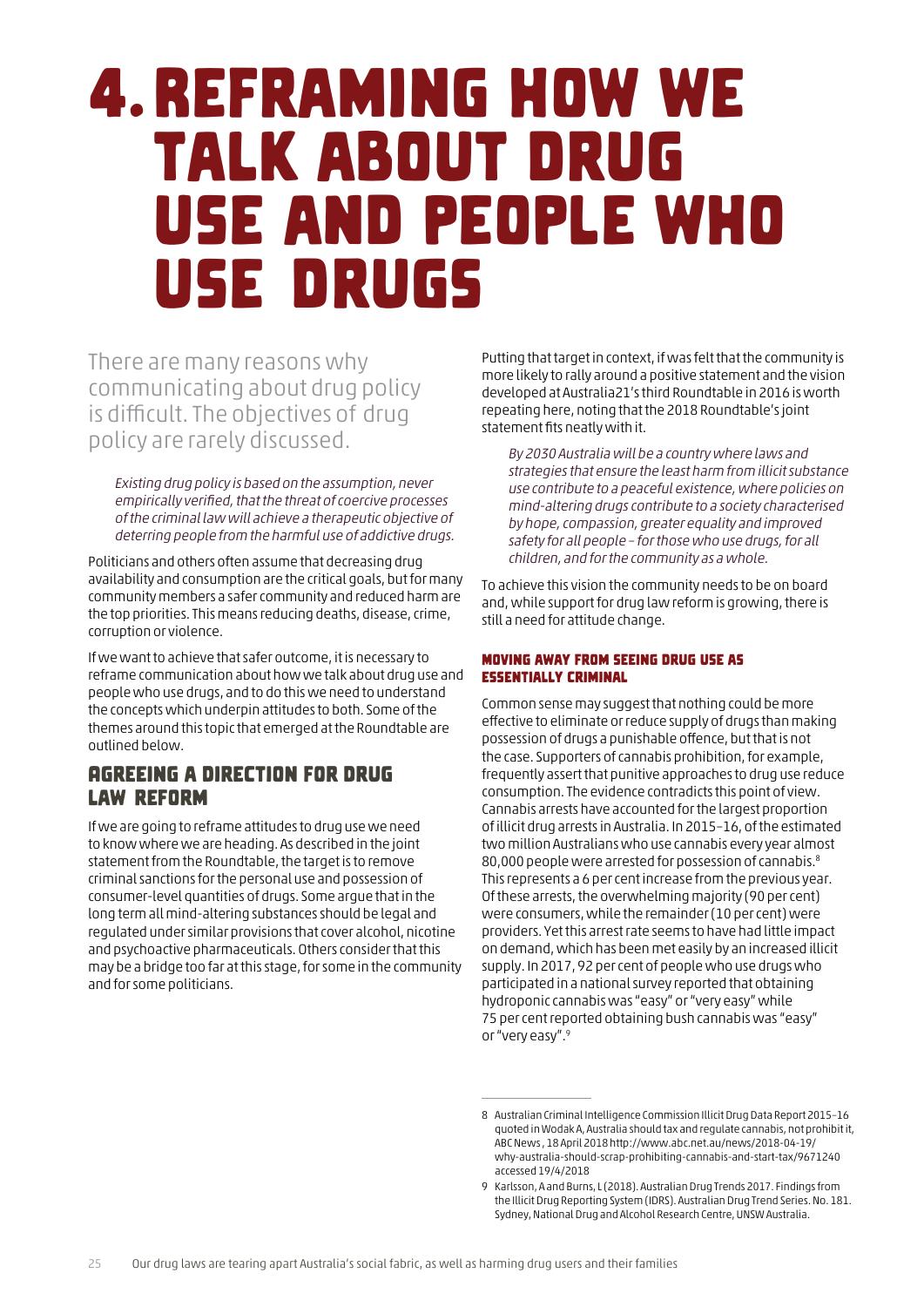# 4. Reframing how we talk about drug use and people who use drugs

There are many reasons why communicating about drug policy is difficult. The objectives of drug policy are rarely discussed.

> *Existing drug policy is based on the assumption, never empirically verified, that the threat of coercive processes of the criminal law will achieve a therapeutic objective of deterring people from the harmful use of addictive drugs.*

Politicians and others often assume that decreasing drug availability and consumption are the critical goals, but for many community members a safer community and reduced harm are the top priorities. This means reducing deaths, disease, crime, corruption or violence.

If we want to achieve that safer outcome, it is necessary to reframe communication about how we talk about drug use and people who use drugs, and to do this we need to understand the concepts which underpin attitudes to both. Some of the themes around this topic that emerged at the Roundtable are outlined below.

## Agreeing a direction for drug law reform

If we are going to reframe attitudes to drug use we need to know where we are heading. As described in the joint statement from the Roundtable, the target is to remove criminal sanctions for the personal use and possession of consumer-level quantities of drugs. Some argue that in the long term all mind-altering substances should be legal and regulated under similar provisions that cover alcohol, nicotine and psychoactive pharmaceuticals. Others consider that this may be a bridge too far at this stage, for some in the community and for some politicians.

Putting that target in context, if was felt that the community is more likely to rally around a positive statement and the vision developed at Australia21's third Roundtable in 2016 is worth repeating here, noting that the 2018 Roundtable's joint statement fits neatly with it.

> *By 2030 Australia will be a country where laws and strategies that ensure the least harm from illicit substance use contribute to a peaceful existence, where policies on mind-altering drugs contribute to a society characterised by hope, compassion, greater equality and improved safety for all people – for those who use drugs, for all children, and for the community as a whole.*

To achieve this vision the community needs to be on board and, while support for drug law reform is growing, there is still a need for attitude change.

### Moving away from seeing drug use as essentially criminal

Common sense may suggest that nothing could be more effective to eliminate or reduce supply of drugs than making possession of drugs a punishable offence, but that is not the case. Supporters of cannabis prohibition, for example, frequently assert that punitive approaches to drug use reduce consumption. The evidence contradicts this point of view. Cannabis arrests have accounted for the largest proportion of illicit drug arrests in Australia. In 2015–16, of the estimated two million Australians who use cannabis every year almost 80,000 people were arrested for possession of cannabis.[8] This represents a 6 per cent increase from the previous year. Of these arrests, the overwhelming majority (90 per cent) were consumers, while the remainder (10 per cent) were providers. Yet this arrest rate seems to have had little impact on demand, which has been met easily by an increased illicit supply. In 2017, 92 per cent of people who use drugs who participated in a national survey reported that obtaining hydroponic cannabis was "easy" or "very easy" while 75 per cent reported obtaining bush cannabis was "easy" or "very easy".[9]

---

8 Australian Criminal Intelligence Commission Illicit Drug Data Report 2015–16 quoted in Wodak A, Australia should tax and regulate cannabis, not prohibit it, ABC News , 18 April 2018 http://www.abc.net.au/news/2018-04-19/why-australia-should-scrap-prohibiting-cannabis-and-start-tax/9671240 accessed 19/4/2018

9 Karlsson, A and Burns, L (2018). Australian Drug Trends 2017. Findings from the Illicit Drug Reporting System (IDRS). Australian Drug Trend Series. No. 181. Sydney, National Drug and Alcohol Research Centre, UNSW Australia.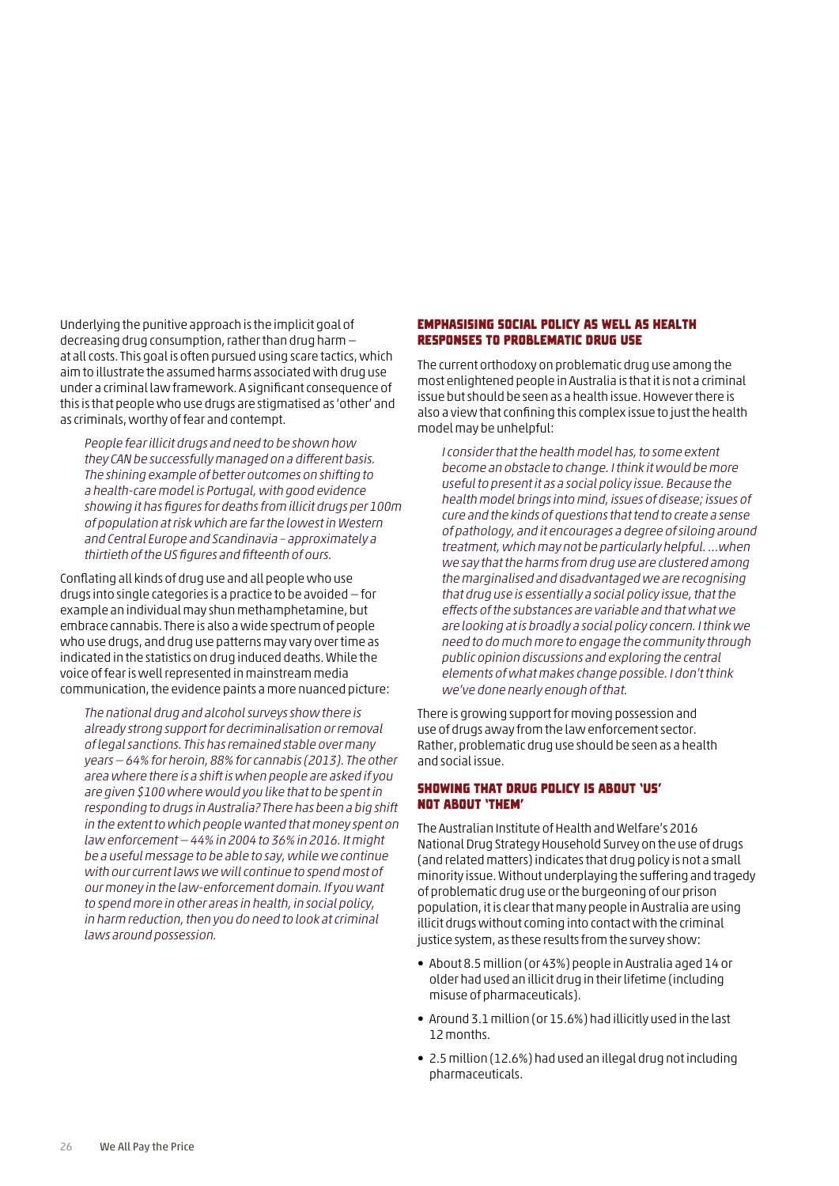Underlying the punitive approach is the implicit goal of decreasing drug consumption, rather than drug harm – at all costs. This goal is often pursued using scare tactics, which aim to illustrate the assumed harms associated with drug use under a criminal law framework. A significant consequence of this is that people who use drugs are stigmatised as 'other' and as criminals, worthy of fear and contempt.

> *People fear illicit drugs and need to be shown how they CAN be successfully managed on a different basis. The shining example of better outcomes on shifting to a health-care model is Portugal, with good evidence showing it has figures for deaths from illicit drugs per 100m of population at risk which are far the lowest in Western and Central Europe and Scandinavia – approximately a thirtieth of the US figures and fifteenth of ours.*

Conflating all kinds of drug use and all people who use drugs into single categories is a practice to be avoided – for example an individual may shun methamphetamine, but embrace cannabis. There is also a wide spectrum of people who use drugs, and drug use patterns may vary over time as indicated in the statistics on drug induced deaths. While the voice of fear is well represented in mainstream media communication, the evidence paints a more nuanced picture:

> *The national drug and alcohol surveys show there is already strong support for decriminalisation or removal of legal sanctions. This has remained stable over many years – 64% for heroin, 88% for cannabis (2013). The other area where there is a shift is when people are asked if you are given $100 where would you like that to be spent in responding to drugs in Australia? There has been a big shift in the extent to which people wanted that money spent on law enforcement – 44% in 2004 to 36% in 2016. It might be a useful message to be able to say, while we continue with our current laws we will continue to spend most of our money in the law-enforcement domain. If you want to spend more in other areas in health, in social policy, in harm reduction, then you do need to look at criminal laws around possession.*

## EMPHASISING SOCIAL POLICY AS WELL AS HEALTH RESPONSES TO PROBLEMATIC DRUG USE

The current orthodoxy on problematic drug use among the most enlightened people in Australia is that it is not a criminal issue but should be seen as a health issue. However there is also a view that confining this complex issue to just the health model may be unhelpful:

> *I consider that the health model has, to some extent become an obstacle to change. I think it would be more useful to present it as a social policy issue. Because the health model brings into mind, issues of disease; issues of cure and the kinds of questions that tend to create a sense of pathology, and it encourages a degree of siloing around treatment, which may not be particularly helpful. …when we say that the harms from drug use are clustered among the marginalised and disadvantaged we are recognising that drug use is essentially a social policy issue, that the effects of the substances are variable and that what we are looking at is broadly a social policy concern. I think we need to do much more to engage the community through public opinion discussions and exploring the central elements of what makes change possible. I don't think we've done nearly enough of that.*

There is growing support for moving possession and use of drugs away from the law enforcement sector. Rather, problematic drug use should be seen as a health and social issue.

## SHOWING THAT DRUG POLICY IS ABOUT 'US' NOT ABOUT 'THEM'

The Australian Institute of Health and Welfare's 2016 National Drug Strategy Household Survey on the use of drugs (and related matters) indicates that drug policy is not a small minority issue. Without underplaying the suffering and tragedy of problematic drug use or the burgeoning of our prison population, it is clear that many people in Australia are using illicit drugs without coming into contact with the criminal justice system, as these results from the survey show:

- About 8.5 million (or 43%) people in Australia aged 14 or older had used an illicit drug in their lifetime (including misuse of pharmaceuticals).
- Around 3.1 million (or 15.6%) had illicitly used in the last 12 months.
- 2.5 million (12.6%) had used an illegal drug not including pharmaceuticals.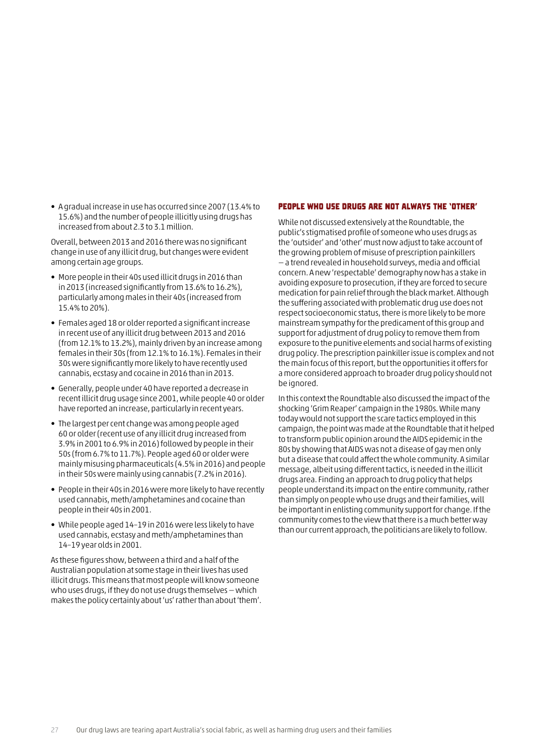- A gradual increase in use has occurred since 2007 (13.4% to 15.6%) and the number of people illicitly using drugs has increased from about 2.3 to 3.1 million.

Overall, between 2013 and 2016 there was no significant change in use of any illicit drug, but changes were evident among certain age groups.

- More people in their 40s used illicit drugs in 2016 than in 2013 (increased significantly from 13.6% to 16.2%), particularly among males in their 40s (increased from 15.4% to 20%).
- Females aged 18 or older reported a significant increase in recent use of any illicit drug between 2013 and 2016 (from 12.1% to 13.2%), mainly driven by an increase among females in their 30s (from 12.1% to 16.1%). Females in their 30s were significantly more likely to have recently used cannabis, ecstasy and cocaine in 2016 than in 2013.
- Generally, people under 40 have reported a decrease in recent illicit drug usage since 2001, while people 40 or older have reported an increase, particularly in recent years.
- The largest per cent change was among people aged 60 or older (recent use of any illicit drug increased from 3.9% in 2001 to 6.9% in 2016) followed by people in their 50s (from 6.7% to 11.7%). People aged 60 or older were mainly misusing pharmaceuticals (4.5% in 2016) and people in their 50s were mainly using cannabis (7.2% in 2016).
- People in their 40s in 2016 were more likely to have recently used cannabis, meth/amphetamines and cocaine than people in their 40s in 2001.
- While people aged 14–19 in 2016 were less likely to have used cannabis, ecstasy and meth/amphetamines than 14–19 year olds in 2001.

As these figures show, between a third and a half of the Australian population at some stage in their lives has used illicit drugs. This means that most people will know someone who uses drugs, if they do not use drugs themselves – which makes the policy certainly about 'us' rather than about 'them'.

## People who use drugs are not always the 'other'

While not discussed extensively at the Roundtable, the public's stigmatised profile of someone who uses drugs as the 'outsider' and 'other' must now adjust to take account of the growing problem of misuse of prescription painkillers – a trend revealed in household surveys, media and official concern. A new 'respectable' demography now has a stake in avoiding exposure to prosecution, if they are forced to secure medication for pain relief through the black market. Although the suffering associated with problematic drug use does not respect socioeconomic status, there is more likely to be more mainstream sympathy for the predicament of this group and support for adjustment of drug policy to remove them from exposure to the punitive elements and social harms of existing drug policy. The prescription painkiller issue is complex and not the main focus of this report, but the opportunities it offers for a more considered approach to broader drug policy should not be ignored.

In this context the Roundtable also discussed the impact of the shocking 'Grim Reaper' campaign in the 1980s. While many today would not support the scare tactics employed in this campaign, the point was made at the Roundtable that it helped to transform public opinion around the AIDS epidemic in the 80s by showing that AIDS was not a disease of gay men only but a disease that could affect the whole community. A similar message, albeit using different tactics, is needed in the illicit drugs area. Finding an approach to drug policy that helps people understand its impact on the entire community, rather than simply on people who use drugs and their families, will be important in enlisting community support for change. If the community comes to the view that there is a much better way than our current approach, the politicians are likely to follow.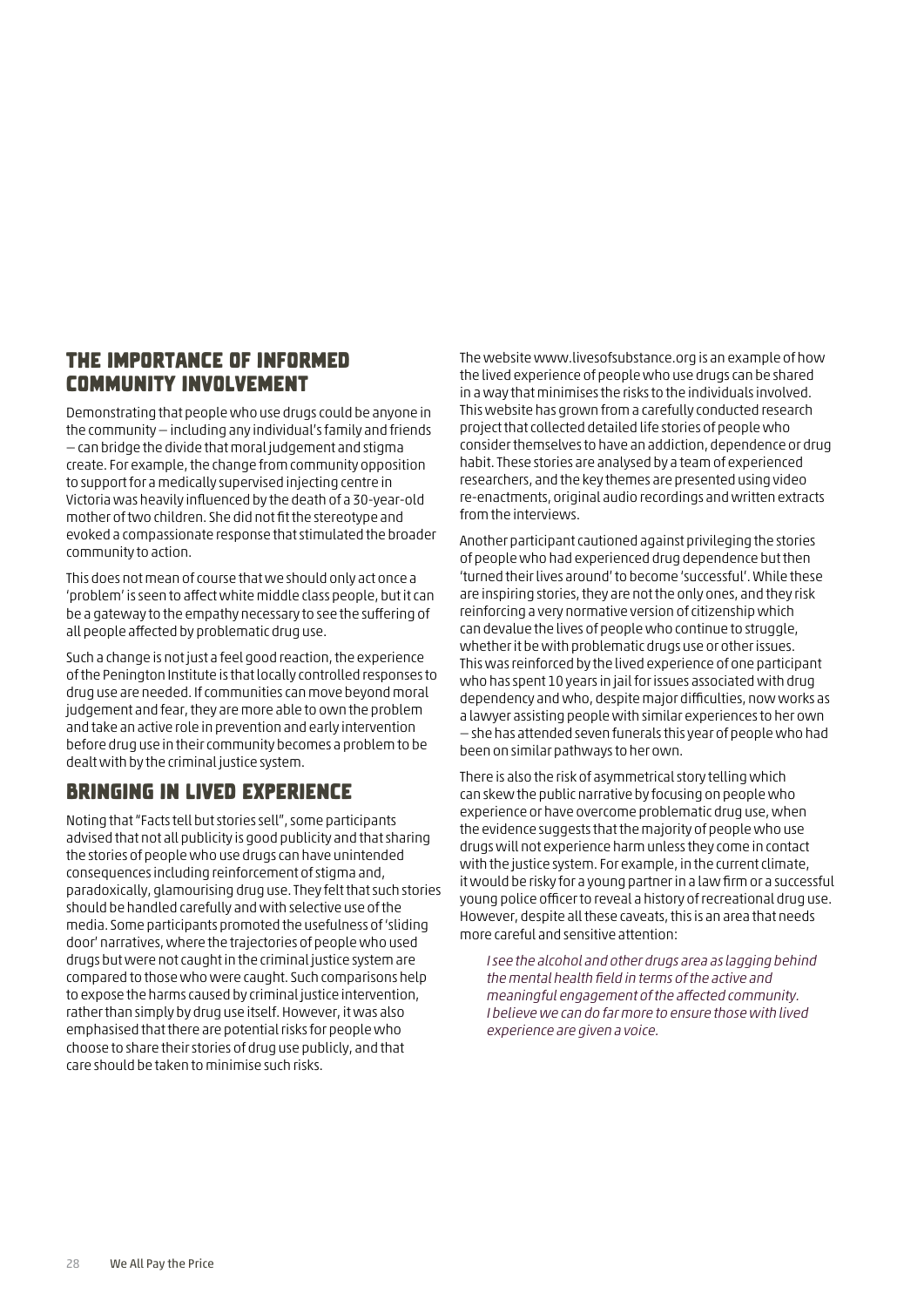## The importance of informed community involvement

Demonstrating that people who use drugs could be anyone in the community – including any individual's family and friends – can bridge the divide that moral judgement and stigma create. For example, the change from community opposition to support for a medically supervised injecting centre in Victoria was heavily influenced by the death of a 30-year-old mother of two children. She did not fit the stereotype and evoked a compassionate response that stimulated the broader community to action.

This does not mean of course that we should only act once a 'problem' is seen to affect white middle class people, but it can be a gateway to the empathy necessary to see the suffering of all people affected by problematic drug use.

Such a change is not just a feel good reaction, the experience of the Penington Institute is that locally controlled responses to drug use are needed. If communities can move beyond moral judgement and fear, they are more able to own the problem and take an active role in prevention and early intervention before drug use in their community becomes a problem to be dealt with by the criminal justice system.

## Bringing in lived experience

Noting that "Facts tell but stories sell", some participants advised that not all publicity is good publicity and that sharing the stories of people who use drugs can have unintended consequences including reinforcement of stigma and, paradoxically, glamourising drug use. They felt that such stories should be handled carefully and with selective use of the media. Some participants promoted the usefulness of 'sliding door' narratives, where the trajectories of people who used drugs but were not caught in the criminal justice system are compared to those who were caught. Such comparisons help to expose the harms caused by criminal justice intervention, rather than simply by drug use itself. However, it was also emphasised that there are potential risks for people who choose to share their stories of drug use publicly, and that care should be taken to minimise such risks.

The website www.livesofsubstance.org is an example of how the lived experience of people who use drugs can be shared in a way that minimises the risks to the individuals involved. This website has grown from a carefully conducted research project that collected detailed life stories of people who consider themselves to have an addiction, dependence or drug habit. These stories are analysed by a team of experienced researchers, and the key themes are presented using video re-enactments, original audio recordings and written extracts from the interviews.

Another participant cautioned against privileging the stories of people who had experienced drug dependence but then 'turned their lives around' to become 'successful'. While these are inspiring stories, they are not the only ones, and they risk reinforcing a very normative version of citizenship which can devalue the lives of people who continue to struggle, whether it be with problematic drugs use or other issues. This was reinforced by the lived experience of one participant who has spent 10 years in jail for issues associated with drug dependency and who, despite major difficulties, now works as a lawyer assisting people with similar experiences to her own – she has attended seven funerals this year of people who had been on similar pathways to her own.

There is also the risk of asymmetrical story telling which can skew the public narrative by focusing on people who experience or have overcome problematic drug use, when the evidence suggests that the majority of people who use drugs will not experience harm unless they come in contact with the justice system. For example, in the current climate, it would be risky for a young partner in a law firm or a successful young police officer to reveal a history of recreational drug use. However, despite all these caveats, this is an area that needs more careful and sensitive attention:

> *I see the alcohol and other drugs area as lagging behind the mental health field in terms of the active and meaningful engagement of the affected community. I believe we can do far more to ensure those with lived experience are given a voice.*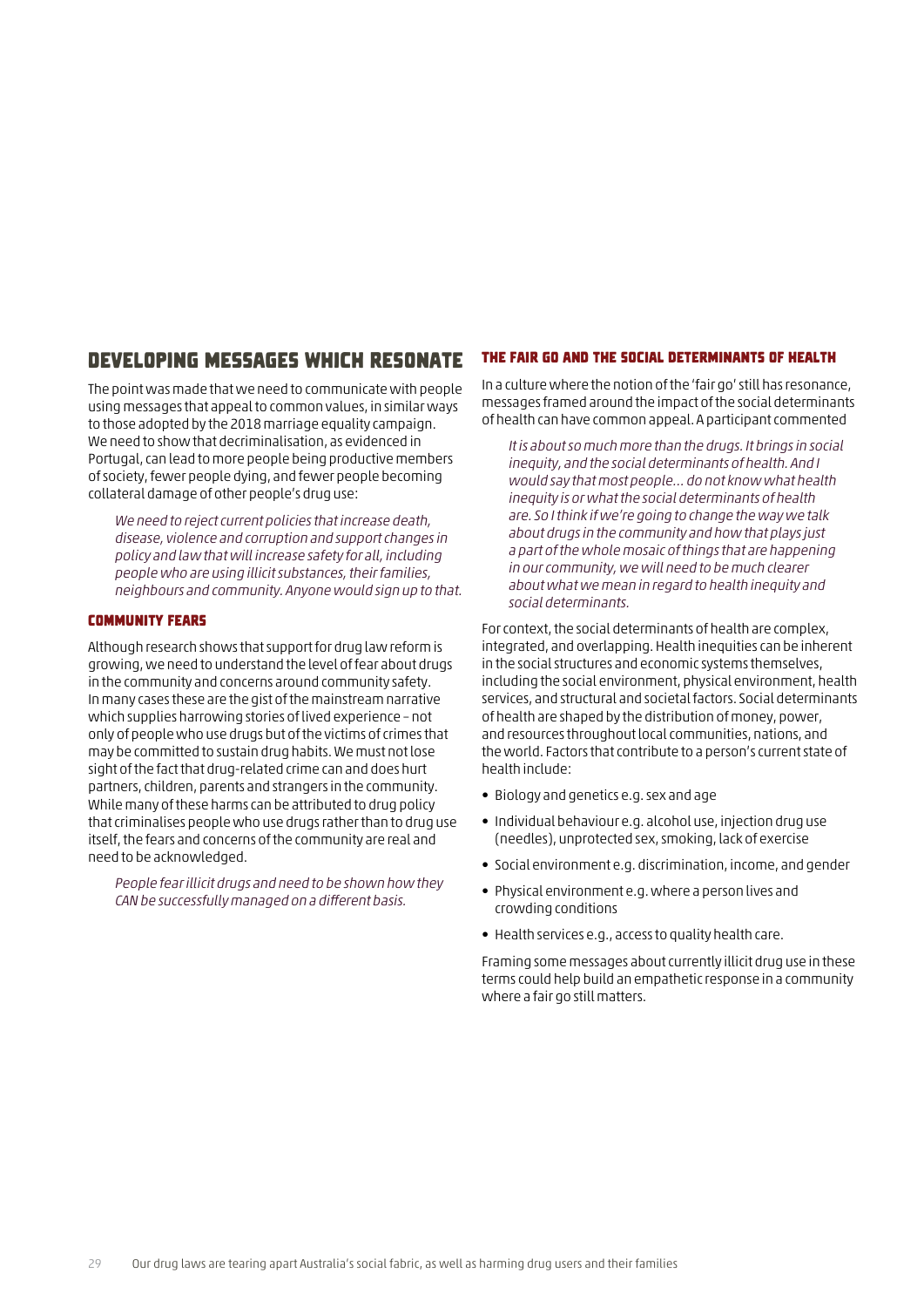## DEVELOPING MESSAGES WHICH RESONATE

The point was made that we need to communicate with people using messages that appeal to common values, in similar ways to those adopted by the 2018 marriage equality campaign. We need to show that decriminalisation, as evidenced in Portugal, can lead to more people being productive members of society, fewer people dying, and fewer people becoming collateral damage of other people's drug use:

> *We need to reject current policies that increase death, disease, violence and corruption and support changes in policy and law that will increase safety for all, including people who are using illicit substances, their families, neighbours and community. Anyone would sign up to that.*

### COMMUNITY FEARS

Although research shows that support for drug law reform is growing, we need to understand the level of fear about drugs in the community and concerns around community safety. In many cases these are the gist of the mainstream narrative which supplies harrowing stories of lived experience – not only of people who use drugs but of the victims of crimes that may be committed to sustain drug habits. We must not lose sight of the fact that drug-related crime can and does hurt partners, children, parents and strangers in the community. While many of these harms can be attributed to drug policy that criminalises people who use drugs rather than to drug use itself, the fears and concerns of the community are real and need to be acknowledged.

> *People fear illicit drugs and need to be shown how they CAN be successfully managed on a different basis.*

### THE FAIR GO AND THE SOCIAL DETERMINANTS OF HEALTH

In a culture where the notion of the 'fair go' still has resonance, messages framed around the impact of the social determinants of health can have common appeal. A participant commented

> *It is about so much more than the drugs. It brings in social inequity, and the social determinants of health. And I would say that most people... do not know what health inequity is or what the social determinants of health are. So I think if we're going to change the way we talk about drugs in the community and how that plays just a part of the whole mosaic of things that are happening in our community, we will need to be much clearer about what we mean in regard to health inequity and social determinants.*

For context, the social determinants of health are complex, integrated, and overlapping. Health inequities can be inherent in the social structures and economic systems themselves, including the social environment, physical environment, health services, and structural and societal factors. Social determinants of health are shaped by the distribution of money, power, and resources throughout local communities, nations, and the world. Factors that contribute to a person's current state of health include:

- Biology and genetics e.g. sex and age
- Individual behaviour e.g. alcohol use, injection drug use (needles), unprotected sex, smoking, lack of exercise
- Social environment e.g. discrimination, income, and gender
- Physical environment e.g. where a person lives and crowding conditions
- Health services e.g., access to quality health care.

Framing some messages about currently illicit drug use in these terms could help build an empathetic response in a community where a fair go still matters.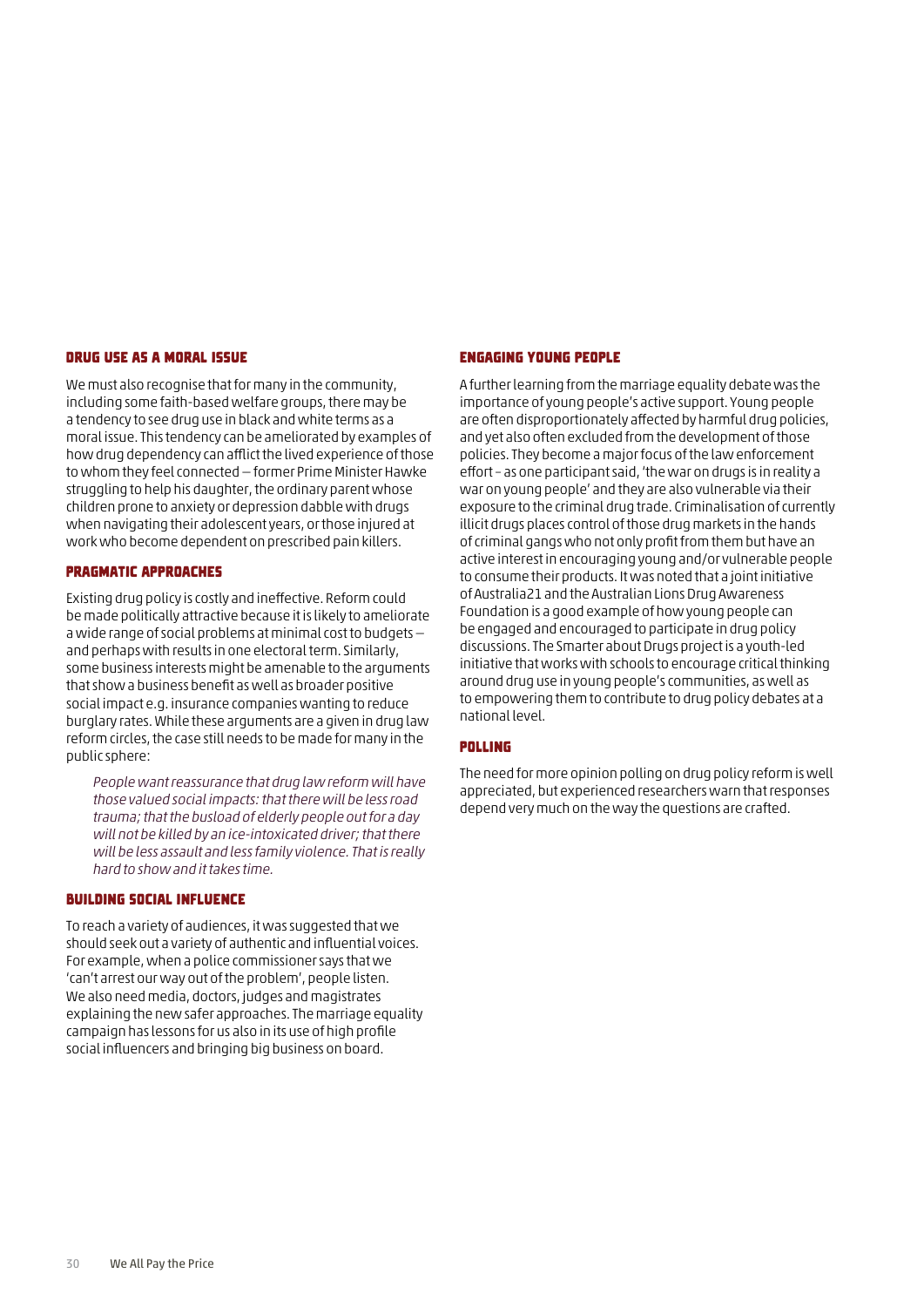### DRUG USE AS A MORAL ISSUE

We must also recognise that for many in the community, including some faith-based welfare groups, there may be a tendency to see drug use in black and white terms as a moral issue. This tendency can be ameliorated by examples of how drug dependency can afflict the lived experience of those to whom they feel connected – former Prime Minister Hawke struggling to help his daughter, the ordinary parent whose children prone to anxiety or depression dabble with drugs when navigating their adolescent years, or those injured at work who become dependent on prescribed pain killers.

### PRAGMATIC APPROACHES

Existing drug policy is costly and ineffective. Reform could be made politically attractive because it is likely to ameliorate a wide range of social problems at minimal cost to budgets – and perhaps with results in one electoral term. Similarly, some business interests might be amenable to the arguments that show a business benefit as well as broader positive social impact e.g. insurance companies wanting to reduce burglary rates. While these arguments are a given in drug law reform circles, the case still needs to be made for many in the public sphere:

> *People want reassurance that drug law reform will have those valued social impacts: that there will be less road trauma; that the busload of elderly people out for a day will not be killed by an ice-intoxicated driver; that there will be less assault and less family violence. That is really hard to show and it takes time.*

### BUILDING SOCIAL INFLUENCE

To reach a variety of audiences, it was suggested that we should seek out a variety of authentic and influential voices. For example, when a police commissioner says that we 'can't arrest our way out of the problem', people listen. We also need media, doctors, judges and magistrates explaining the new safer approaches. The marriage equality campaign has lessons for us also in its use of high profile social influencers and bringing big business on board.

### ENGAGING YOUNG PEOPLE

A further learning from the marriage equality debate was the importance of young people's active support. Young people are often disproportionately affected by harmful drug policies, and yet also often excluded from the development of those policies. They become a major focus of the law enforcement effort – as one participant said, 'the war on drugs is in reality a war on young people' and they are also vulnerable via their exposure to the criminal drug trade. Criminalisation of currently illicit drugs places control of those drug markets in the hands of criminal gangs who not only profit from them but have an active interest in encouraging young and/or vulnerable people to consume their products. It was noted that a joint initiative of Australia21 and the Australian Lions Drug Awareness Foundation is a good example of how young people can be engaged and encouraged to participate in drug policy discussions. The Smarter about Drugs project is a youth-led initiative that works with schools to encourage critical thinking around drug use in young people's communities, as well as to empowering them to contribute to drug policy debates at a national level.

### POLLING

The need for more opinion polling on drug policy reform is well appreciated, but experienced researchers warn that responses depend very much on the way the questions are crafted.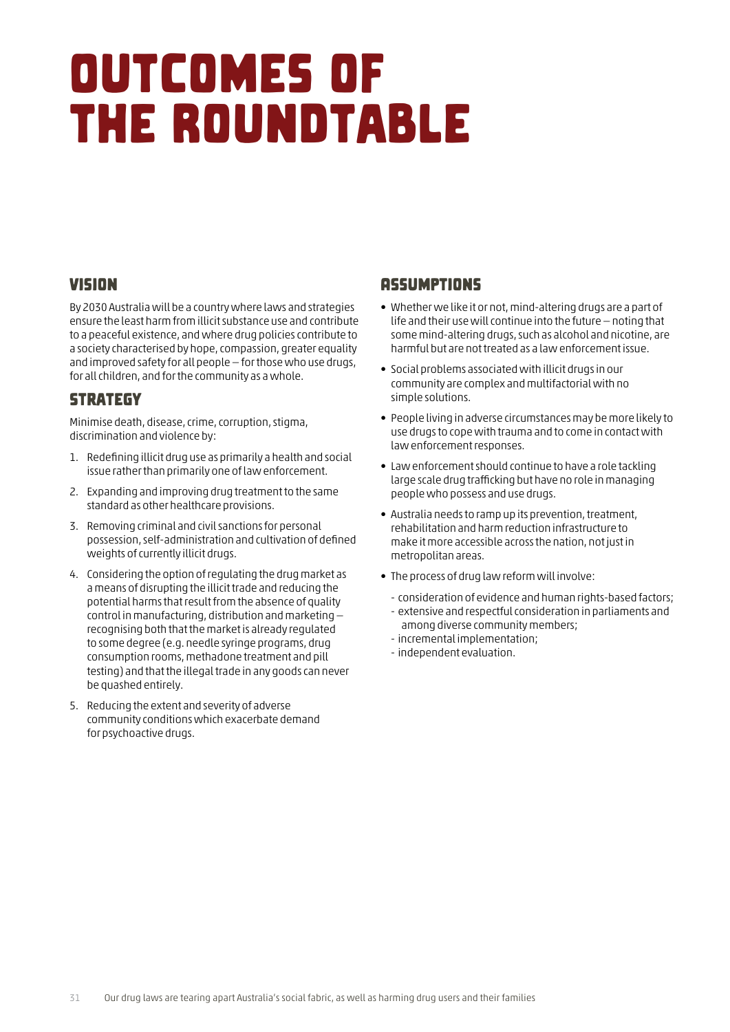# OUTCOMES OF THE ROUNDTABLE

## VISION

By 2030 Australia will be a country where laws and strategies ensure the least harm from illicit substance use and contribute to a peaceful existence, and where drug policies contribute to a society characterised by hope, compassion, greater equality and improved safety for all people – for those who use drugs, for all children, and for the community as a whole.

## STRATEGY

Minimise death, disease, crime, corruption, stigma, discrimination and violence by:

1. Redefining illicit drug use as primarily a health and social issue rather than primarily one of law enforcement.
2. Expanding and improving drug treatment to the same standard as other healthcare provisions.
3. Removing criminal and civil sanctions for personal possession, self-administration and cultivation of defined weights of currently illicit drugs.
4. Considering the option of regulating the drug market as a means of disrupting the illicit trade and reducing the potential harms that result from the absence of quality control in manufacturing, distribution and marketing – recognising both that the market is already regulated to some degree (e.g. needle syringe programs, drug consumption rooms, methadone treatment and pill testing) and that the illegal trade in any goods can never be quashed entirely.
5. Reducing the extent and severity of adverse community conditions which exacerbate demand for psychoactive drugs.

## ASSUMPTIONS

- Whether we like it or not, mind-altering drugs are a part of life and their use will continue into the future – noting that some mind-altering drugs, such as alcohol and nicotine, are harmful but are not treated as a law enforcement issue.
- Social problems associated with illicit drugs in our community are complex and multifactorial with no simple solutions.
- People living in adverse circumstances may be more likely to use drugs to cope with trauma and to come in contact with law enforcement responses.
- Law enforcement should continue to have a role tackling large scale drug trafficking but have no role in managing people who possess and use drugs.
- Australia needs to ramp up its prevention, treatment, rehabilitation and harm reduction infrastructure to make it more accessible across the nation, not just in metropolitan areas.
- The process of drug law reform will involve:
  - consideration of evidence and human rights-based factors;
  - extensive and respectful consideration in parliaments and among diverse community members;
  - incremental implementation;
  - independent evaluation.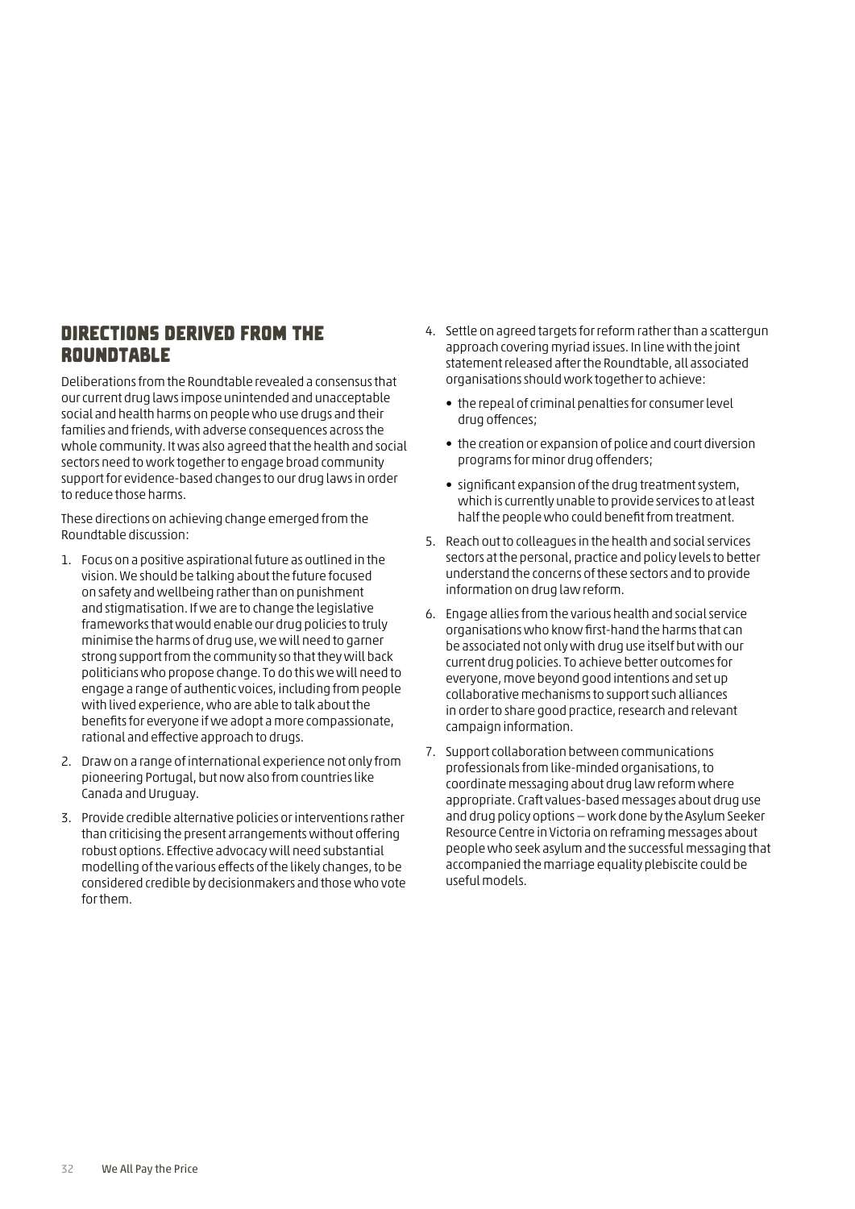## DIRECTIONS DERIVED FROM THE ROUNDTABLE

Deliberations from the Roundtable revealed a consensus that our current drug laws impose unintended and unacceptable social and health harms on people who use drugs and their families and friends, with adverse consequences across the whole community. It was also agreed that the health and social sectors need to work together to engage broad community support for evidence-based changes to our drug laws in order to reduce those harms.

These directions on achieving change emerged from the Roundtable discussion:

1. Focus on a positive aspirational future as outlined in the vision. We should be talking about the future focused on safety and wellbeing rather than on punishment and stigmatisation. If we are to change the legislative frameworks that would enable our drug policies to truly minimise the harms of drug use, we will need to garner strong support from the community so that they will back politicians who propose change. To do this we will need to engage a range of authentic voices, including from people with lived experience, who are able to talk about the benefits for everyone if we adopt a more compassionate, rational and effective approach to drugs.
2. Draw on a range of international experience not only from pioneering Portugal, but now also from countries like Canada and Uruguay.
3. Provide credible alternative policies or interventions rather than criticising the present arrangements without offering robust options. Effective advocacy will need substantial modelling of the various effects of the likely changes, to be considered credible by decisionmakers and those who vote for them.
4. Settle on agreed targets for reform rather than a scattergun approach covering myriad issues. In line with the joint statement released after the Roundtable, all associated organisations should work together to achieve:
   - the repeal of criminal penalties for consumer level drug offences;
   - the creation or expansion of police and court diversion programs for minor drug offenders;
   - significant expansion of the drug treatment system, which is currently unable to provide services to at least half the people who could benefit from treatment.
5. Reach out to colleagues in the health and social services sectors at the personal, practice and policy levels to better understand the concerns of these sectors and to provide information on drug law reform.
6. Engage allies from the various health and social service organisations who know first-hand the harms that can be associated not only with drug use itself but with our current drug policies. To achieve better outcomes for everyone, move beyond good intentions and set up collaborative mechanisms to support such alliances in order to share good practice, research and relevant campaign information.
7. Support collaboration between communications professionals from like-minded organisations, to coordinate messaging about drug law reform where appropriate. Craft values-based messages about drug use and drug policy options – work done by the Asylum Seeker Resource Centre in Victoria on reframing messages about people who seek asylum and the successful messaging that accompanied the marriage equality plebiscite could be useful models.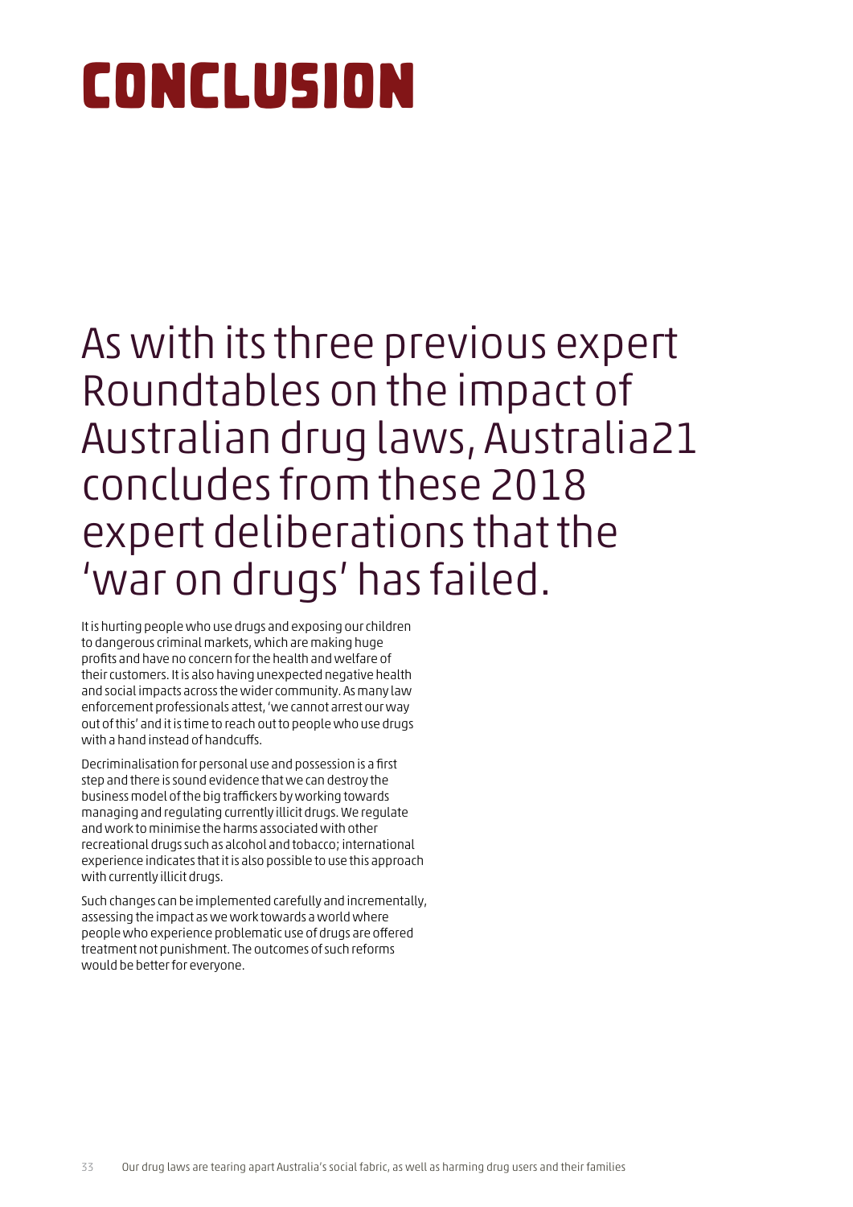# CONCLUSION

## As with its three previous expert Roundtables on the impact of Australian drug laws, Australia21 concludes from these 2018 expert deliberations that the 'war on drugs' has failed.

It is hurting people who use drugs and exposing our children to dangerous criminal markets, which are making huge profits and have no concern for the health and welfare of their customers. It is also having unexpected negative health and social impacts across the wider community. As many law enforcement professionals attest, 'we cannot arrest our way out of this' and it is time to reach out to people who use drugs with a hand instead of handcuffs.

Decriminalisation for personal use and possession is a first step and there is sound evidence that we can destroy the business model of the big traffickers by working towards managing and regulating currently illicit drugs. We regulate and work to minimise the harms associated with other recreational drugs such as alcohol and tobacco; international experience indicates that it is also possible to use this approach with currently illicit drugs.

Such changes can be implemented carefully and incrementally, assessing the impact as we work towards a world where people who experience problematic use of drugs are offered treatment not punishment. The outcomes of such reforms would be better for everyone.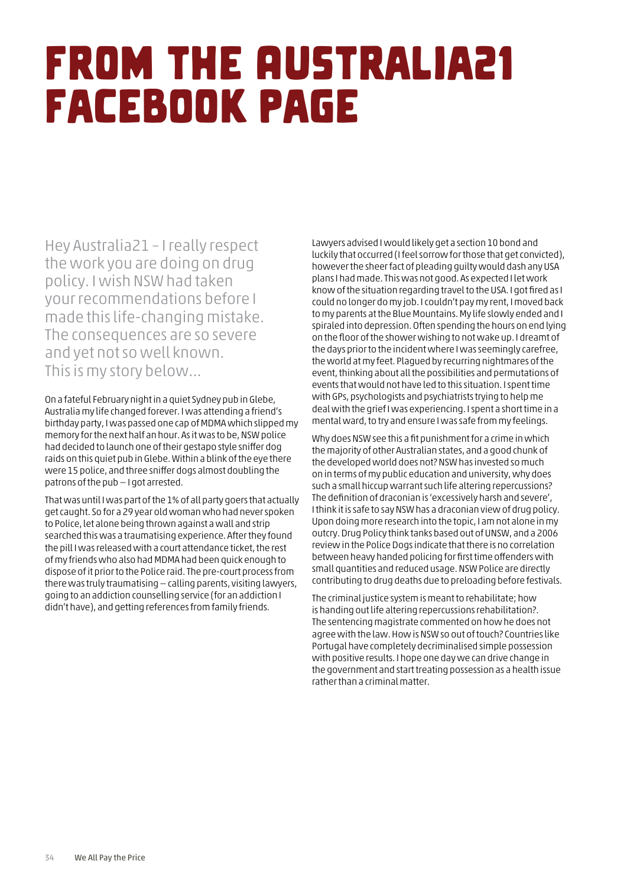# FROM THE AUSTRALIA21 FACEBOOK PAGE

Hey Australia21 – I really respect the work you are doing on drug policy. I wish NSW had taken your recommendations before I made this life-changing mistake. The consequences are so severe and yet not so well known. This is my story below...

On a fateful February night in a quiet Sydney pub in Glebe, Australia my life changed forever. I was attending a friend's birthday party, I was passed one cap of MDMA which slipped my memory for the next half an hour. As it was to be, NSW police had decided to launch one of their gestapo style sniffer dog raids on this quiet pub in Glebe. Within a blink of the eye there were 15 police, and three sniffer dogs almost doubling the patrons of the pub – I got arrested.

That was until I was part of the 1% of all party goers that actually get caught. So for a 29 year old woman who had never spoken to Police, let alone being thrown against a wall and strip searched this was a traumatising experience. After they found the pill I was released with a court attendance ticket, the rest of my friends who also had MDMA had been quick enough to dispose of it prior to the Police raid. The pre-court process from there was truly traumatising – calling parents, visiting lawyers, going to an addiction counselling service (for an addiction I didn't have), and getting references from family friends.

Lawyers advised I would likely get a section 10 bond and luckily that occurred (I feel sorrow for those that get convicted), however the sheer fact of pleading guilty would dash any USA plans I had made. This was not good. As expected I let work know of the situation regarding travel to the USA. I got fired as I could no longer do my job. I couldn't pay my rent, I moved back to my parents at the Blue Mountains. My life slowly ended and I spiraled into depression. Often spending the hours on end lying on the floor of the shower wishing to not wake up. I dreamt of the days prior to the incident where I was seemingly carefree, the world at my feet. Plagued by recurring nightmares of the event, thinking about all the possibilities and permutations of events that would not have led to this situation. I spent time with GPs, psychologists and psychiatrists trying to help me deal with the grief I was experiencing. I spent a short time in a mental ward, to try and ensure I was safe from my feelings.

Why does NSW see this a fit punishment for a crime in which the majority of other Australian states, and a good chunk of the developed world does not? NSW has invested so much on in terms of my public education and university, why does such a small hiccup warrant such life altering repercussions? The definition of draconian is 'excessively harsh and severe', I think it is safe to say NSW has a draconian view of drug policy. Upon doing more research into the topic, I am not alone in my outcry. Drug Policy think tanks based out of UNSW, and a 2006 review in the Police Dogs indicate that there is no correlation between heavy handed policing for first time offenders with small quantities and reduced usage. NSW Police are directly contributing to drug deaths due to preloading before festivals.

The criminal justice system is meant to rehabilitate; how is handing out life altering repercussions rehabilitation?. The sentencing magistrate commented on how he does not agree with the law. How is NSW so out of touch? Countries like Portugal have completely decriminalised simple possession with positive results. I hope one day we can drive change in the government and start treating possession as a health issue rather than a criminal matter.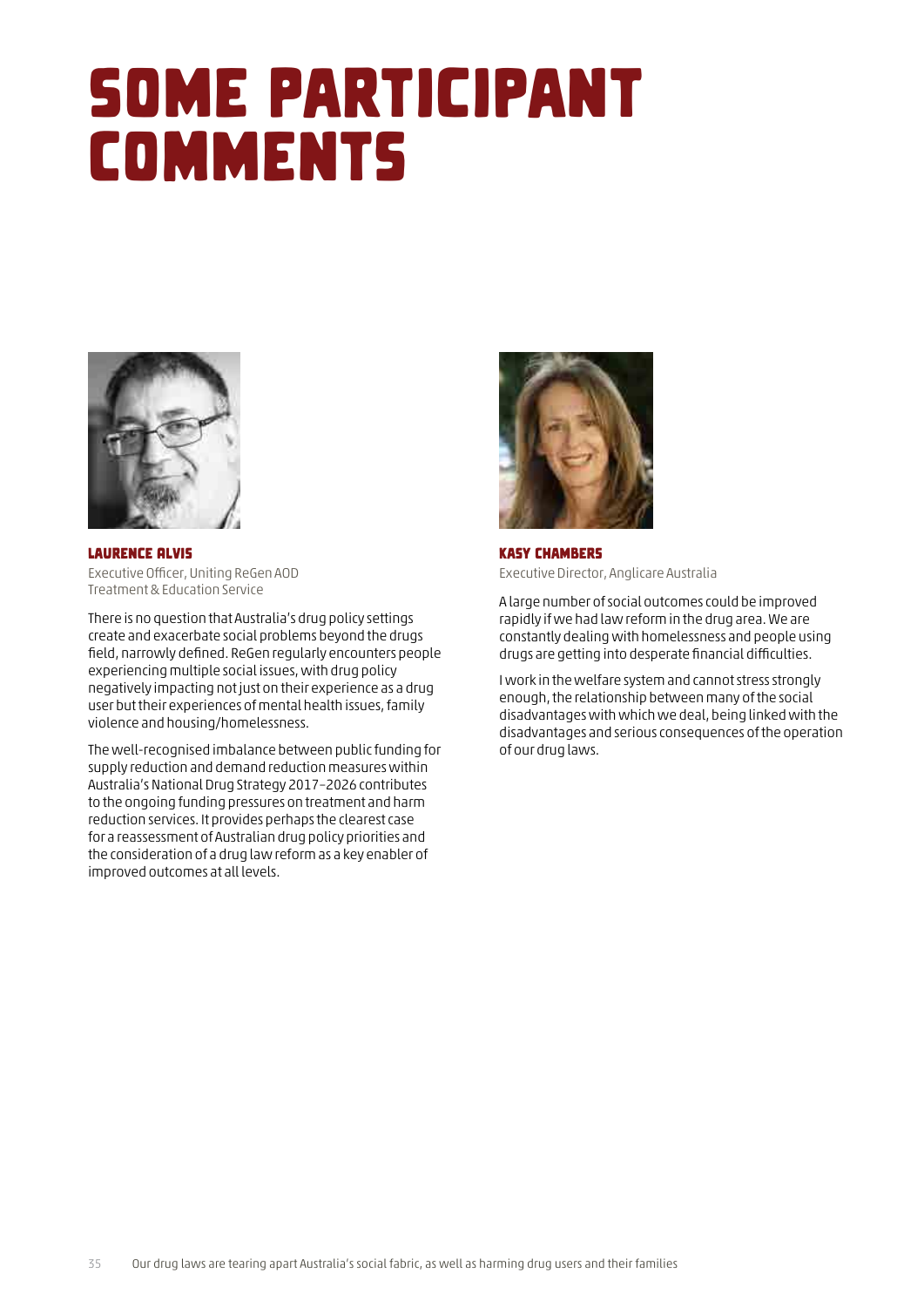# SOME PARTICIPANT COMMENTS

### LAURENCE ALVIS

Executive Officer, Uniting ReGen AOD Treatment & Education Service

There is no question that Australia's drug policy settings create and exacerbate social problems beyond the drugs field, narrowly defined. ReGen regularly encounters people experiencing multiple social issues, with drug policy negatively impacting not just on their experience as a drug user but their experiences of mental health issues, family violence and housing/homelessness.

The well-recognised imbalance between public funding for supply reduction and demand reduction measures within Australia's National Drug Strategy 2017–2026 contributes to the ongoing funding pressures on treatment and harm reduction services. It provides perhaps the clearest case for a reassessment of Australian drug policy priorities and the consideration of a drug law reform as a key enabler of improved outcomes at all levels.

### KASY CHAMBERS

Executive Director, Anglicare Australia

A large number of social outcomes could be improved rapidly if we had law reform in the drug area. We are constantly dealing with homelessness and people using drugs are getting into desperate financial difficulties.

I work in the welfare system and cannot stress strongly enough, the relationship between many of the social disadvantages with which we deal, being linked with the disadvantages and serious consequences of the operation of our drug laws.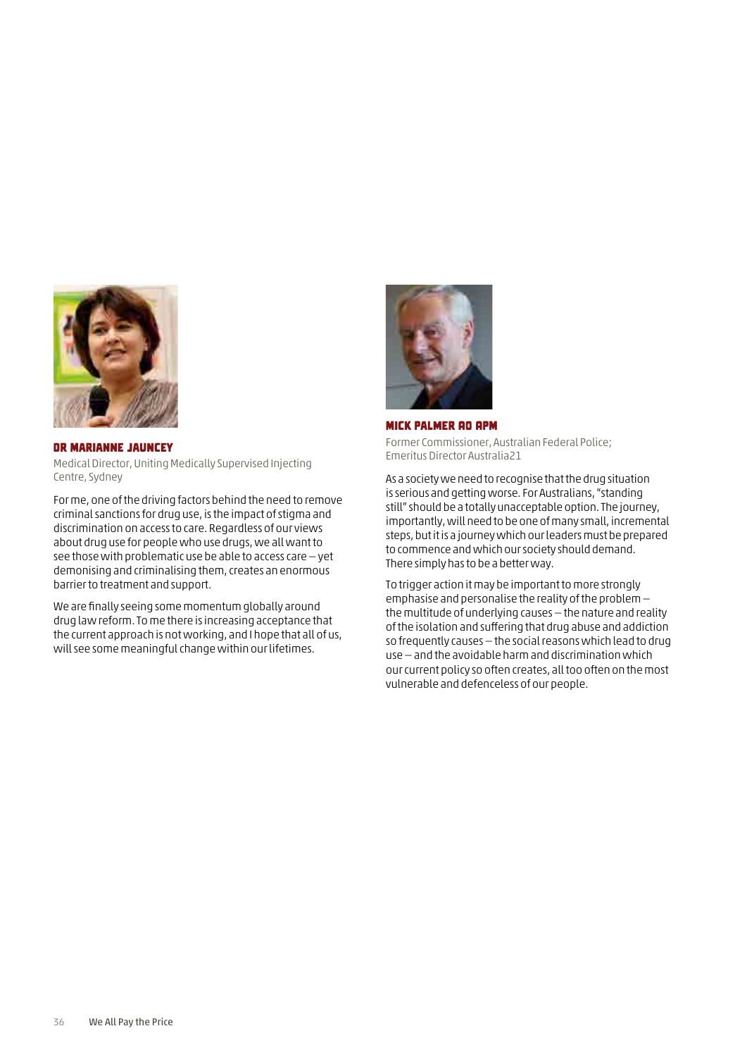### DR MARIANNE JAUNCEY

Medical Director, Uniting Medically Supervised Injecting Centre, Sydney

For me, one of the driving factors behind the need to remove criminal sanctions for drug use, is the impact of stigma and discrimination on access to care. Regardless of our views about drug use for people who use drugs, we all want to see those with problematic use be able to access care – yet demonising and criminalising them, creates an enormous barrier to treatment and support.

We are finally seeing some momentum globally around drug law reform. To me there is increasing acceptance that the current approach is not working, and I hope that all of us, will see some meaningful change within our lifetimes.

### MICK PALMER AO APM

Former Commissioner, Australian Federal Police; Emeritus Director Australia21

As a society we need to recognise that the drug situation is serious and getting worse. For Australians, "standing still" should be a totally unacceptable option. The journey, importantly, will need to be one of many small, incremental steps, but it is a journey which our leaders must be prepared to commence and which our society should demand. There simply has to be a better way.

To trigger action it may be important to more strongly emphasise and personalise the reality of the problem – the multitude of underlying causes – the nature and reality of the isolation and suffering that drug abuse and addiction so frequently causes – the social reasons which lead to drug use – and the avoidable harm and discrimination which our current policy so often creates, all too often on the most vulnerable and defenceless of our people.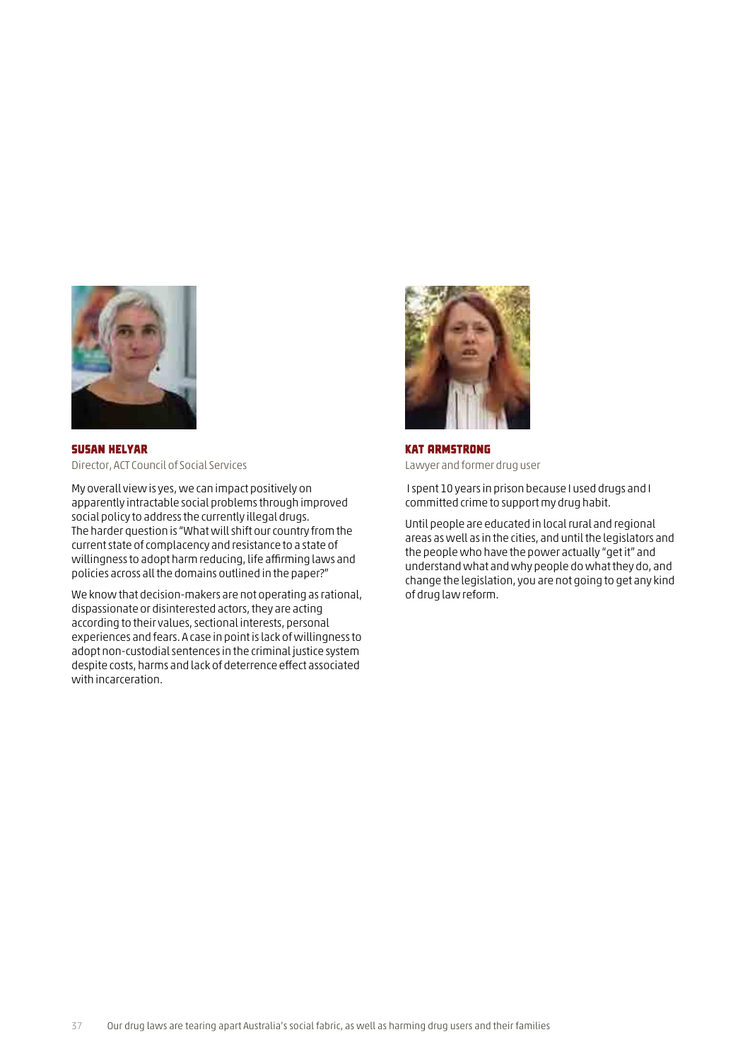### SUSAN HELYAR

Director, ACT Council of Social Services

My overall view is yes, we can impact positively on apparently intractable social problems through improved social policy to address the currently illegal drugs. The harder question is "What will shift our country from the current state of complacency and resistance to a state of willingness to adopt harm reducing, life affirming laws and policies across all the domains outlined in the paper?"

We know that decision-makers are not operating as rational, dispassionate or disinterested actors, they are acting according to their values, sectional interests, personal experiences and fears. A case in point is lack of willingness to adopt non-custodial sentences in the criminal justice system despite costs, harms and lack of deterrence effect associated with incarceration.

### KAT ARMSTRONG

Lawyer and former drug user

I spent 10 years in prison because I used drugs and I committed crime to support my drug habit.

Until people are educated in local rural and regional areas as well as in the cities, and until the legislators and the people who have the power actually "get it" and understand what and why people do what they do, and change the legislation, you are not going to get any kind of drug law reform.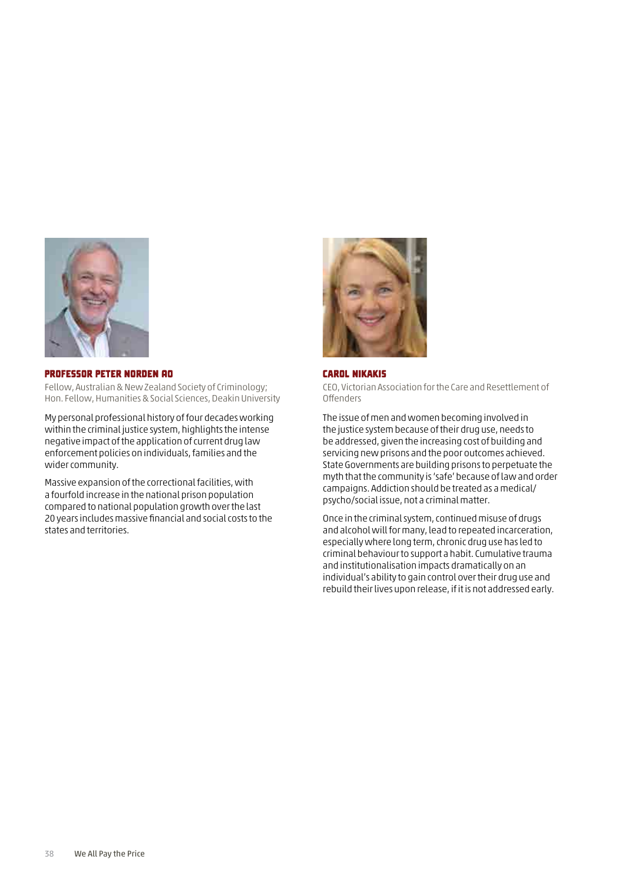### PROFESSOR PETER NORDEN AO

Fellow, Australian & New Zealand Society of Criminology; Hon. Fellow, Humanities & Social Sciences, Deakin University

My personal professional history of four decades working within the criminal justice system, highlights the intense negative impact of the application of current drug law enforcement policies on individuals, families and the wider community.

Massive expansion of the correctional facilities, with a fourfold increase in the national prison population compared to national population growth over the last 20 years includes massive financial and social costs to the states and territories.

### CAROL NIKAKIS

CEO, Victorian Association for the Care and Resettlement of Offenders

The issue of men and women becoming involved in the justice system because of their drug use, needs to be addressed, given the increasing cost of building and servicing new prisons and the poor outcomes achieved. State Governments are building prisons to perpetuate the myth that the community is 'safe' because of law and order campaigns. Addiction should be treated as a medical/psycho/social issue, not a criminal matter.

Once in the criminal system, continued misuse of drugs and alcohol will for many, lead to repeated incarceration, especially where long term, chronic drug use has led to criminal behaviour to support a habit. Cumulative trauma and institutionalisation impacts dramatically on an individual's ability to gain control over their drug use and rebuild their lives upon release, if it is not addressed early.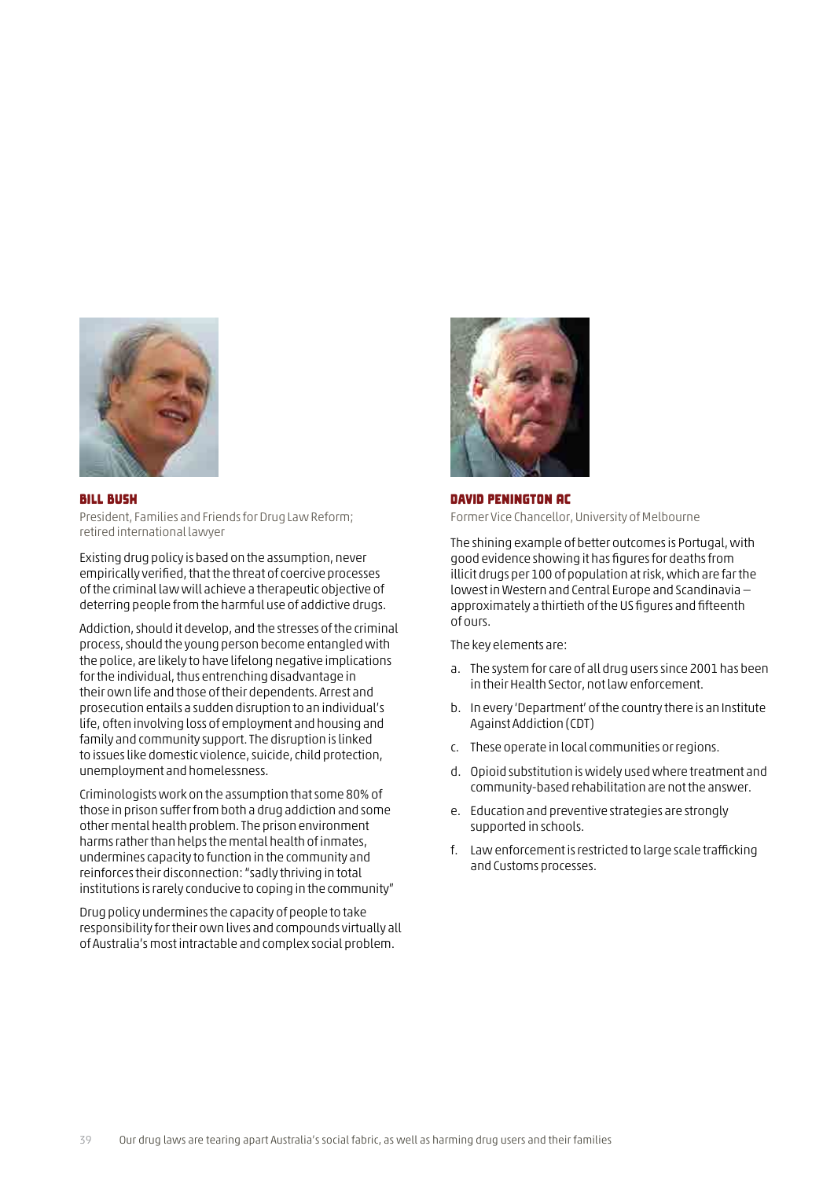### BILL BUSH

President, Families and Friends for Drug Law Reform; retired international lawyer

Existing drug policy is based on the assumption, never empirically verified, that the threat of coercive processes of the criminal law will achieve a therapeutic objective of deterring people from the harmful use of addictive drugs.

Addiction, should it develop, and the stresses of the criminal process, should the young person become entangled with the police, are likely to have lifelong negative implications for the individual, thus entrenching disadvantage in their own life and those of their dependents. Arrest and prosecution entails a sudden disruption to an individual's life, often involving loss of employment and housing and family and community support. The disruption is linked to issues like domestic violence, suicide, child protection, unemployment and homelessness.

Criminologists work on the assumption that some 80% of those in prison suffer from both a drug addiction and some other mental health problem. The prison environment harms rather than helps the mental health of inmates, undermines capacity to function in the community and reinforces their disconnection: "sadly thriving in total institutions is rarely conducive to coping in the community"

Drug policy undermines the capacity of people to take responsibility for their own lives and compounds virtually all of Australia's most intractable and complex social problem.

### DAVID PENINGTON AC

Former Vice Chancellor, University of Melbourne

The shining example of better outcomes is Portugal, with good evidence showing it has figures for deaths from illicit drugs per 100 of population at risk, which are far the lowest in Western and Central Europe and Scandinavia – approximately a thirtieth of the US figures and fifteenth of ours.

The key elements are:

a. The system for care of all drug users since 2001 has been in their Health Sector, not law enforcement.
b. In every 'Department' of the country there is an Institute Against Addiction (CDT)
c. These operate in local communities or regions.
d. Opioid substitution is widely used where treatment and community-based rehabilitation are not the answer.
e. Education and preventive strategies are strongly supported in schools.
f. Law enforcement is restricted to large scale trafficking and Customs processes.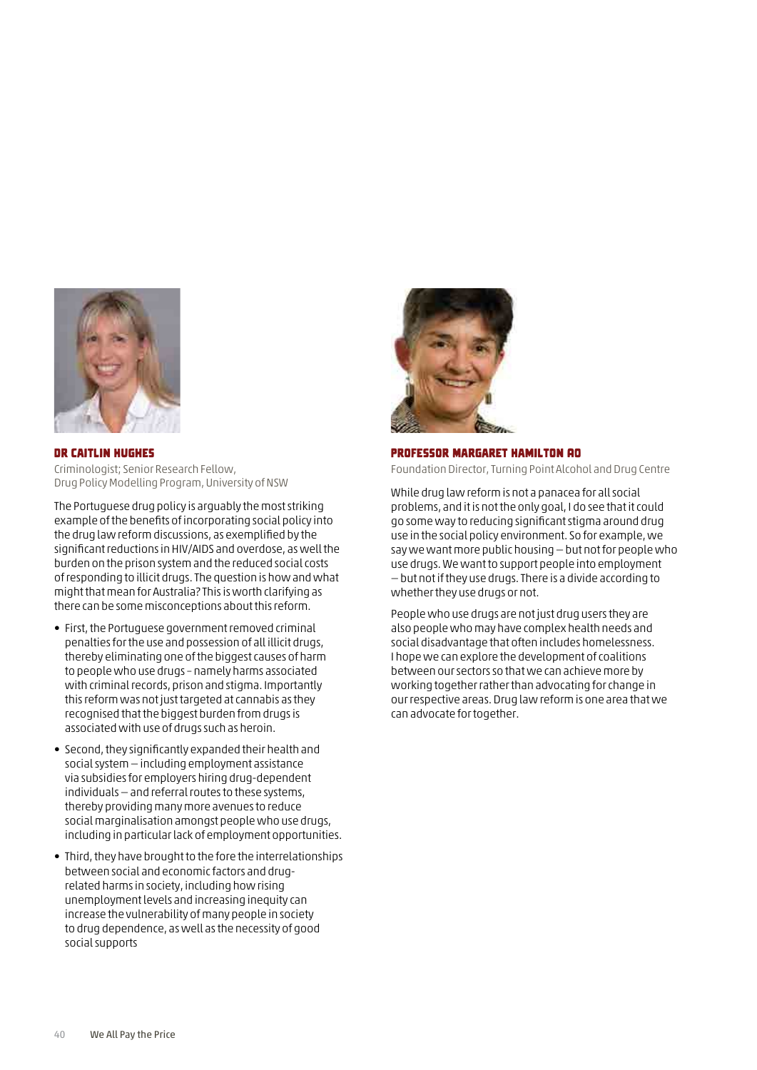### DR CAITLIN HUGHES

Criminologist; Senior Research Fellow, Drug Policy Modelling Program, University of NSW

The Portuguese drug policy is arguably the most striking example of the benefits of incorporating social policy into the drug law reform discussions, as exemplified by the significant reductions in HIV/AIDS and overdose, as well the burden on the prison system and the reduced social costs of responding to illicit drugs. The question is how and what might that mean for Australia? This is worth clarifying as there can be some misconceptions about this reform.

- First, the Portuguese government removed criminal penalties for the use and possession of all illicit drugs, thereby eliminating one of the biggest causes of harm to people who use drugs – namely harms associated with criminal records, prison and stigma. Importantly this reform was not just targeted at cannabis as they recognised that the biggest burden from drugs is associated with use of drugs such as heroin.
- Second, they significantly expanded their health and social system – including employment assistance via subsidies for employers hiring drug-dependent individuals – and referral routes to these systems, thereby providing many more avenues to reduce social marginalisation amongst people who use drugs, including in particular lack of employment opportunities.
- Third, they have brought to the fore the interrelationships between social and economic factors and drug-related harms in society, including how rising unemployment levels and increasing inequity can increase the vulnerability of many people in society to drug dependence, as well as the necessity of good social supports

### PROFESSOR MARGARET HAMILTON AO

Foundation Director, Turning Point Alcohol and Drug Centre

While drug law reform is not a panacea for all social problems, and it is not the only goal, I do see that it could go some way to reducing significant stigma around drug use in the social policy environment. So for example, we say we want more public housing – but not for people who use drugs. We want to support people into employment – but not if they use drugs. There is a divide according to whether they use drugs or not.

People who use drugs are not just drug users they are also people who may have complex health needs and social disadvantage that often includes homelessness. I hope we can explore the development of coalitions between our sectors so that we can achieve more by working together rather than advocating for change in our respective areas. Drug law reform is one area that we can advocate for together.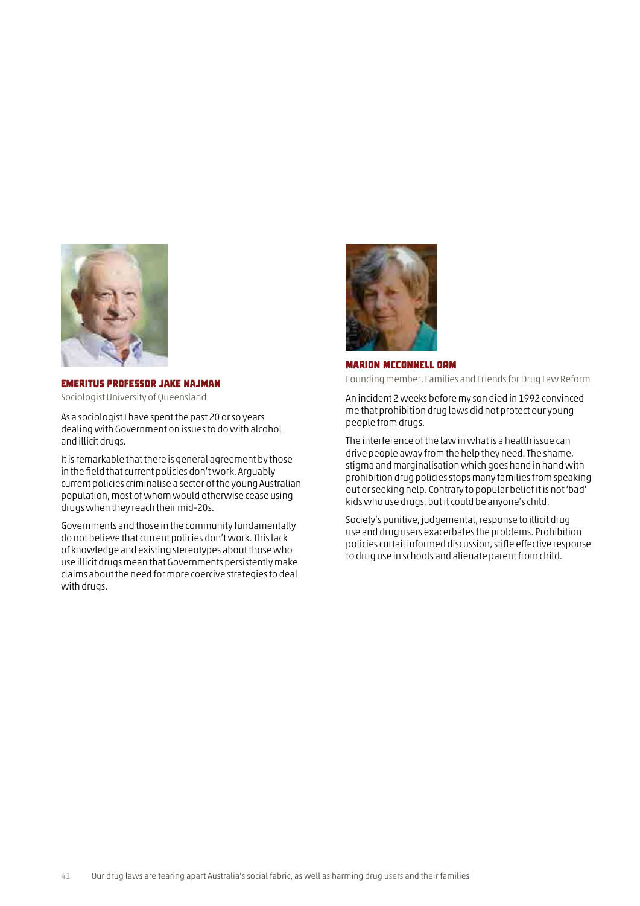### EMERITUS PROFESSOR JAKE NAJMAN

Sociologist University of Queensland

As a sociologist I have spent the past 20 or so years dealing with Government on issues to do with alcohol and illicit drugs.

It is remarkable that there is general agreement by those in the field that current policies don't work. Arguably current policies criminalise a sector of the young Australian population, most of whom would otherwise cease using drugs when they reach their mid-20s.

Governments and those in the community fundamentally do not believe that current policies don't work. This lack of knowledge and existing stereotypes about those who use illicit drugs mean that Governments persistently make claims about the need for more coercive strategies to deal with drugs.

### MARION MCCONNELL OAM

Founding member, Families and Friends for Drug Law Reform

An incident 2 weeks before my son died in 1992 convinced me that prohibition drug laws did not protect our young people from drugs.

The interference of the law in what is a health issue can drive people away from the help they need. The shame, stigma and marginalisation which goes hand in hand with prohibition drug policies stops many families from speaking out or seeking help. Contrary to popular belief it is not 'bad' kids who use drugs, but it could be anyone's child.

Society's punitive, judgemental, response to illicit drug use and drug users exacerbates the problems. Prohibition policies curtail informed discussion, stifle effective response to drug use in schools and alienate parent from child.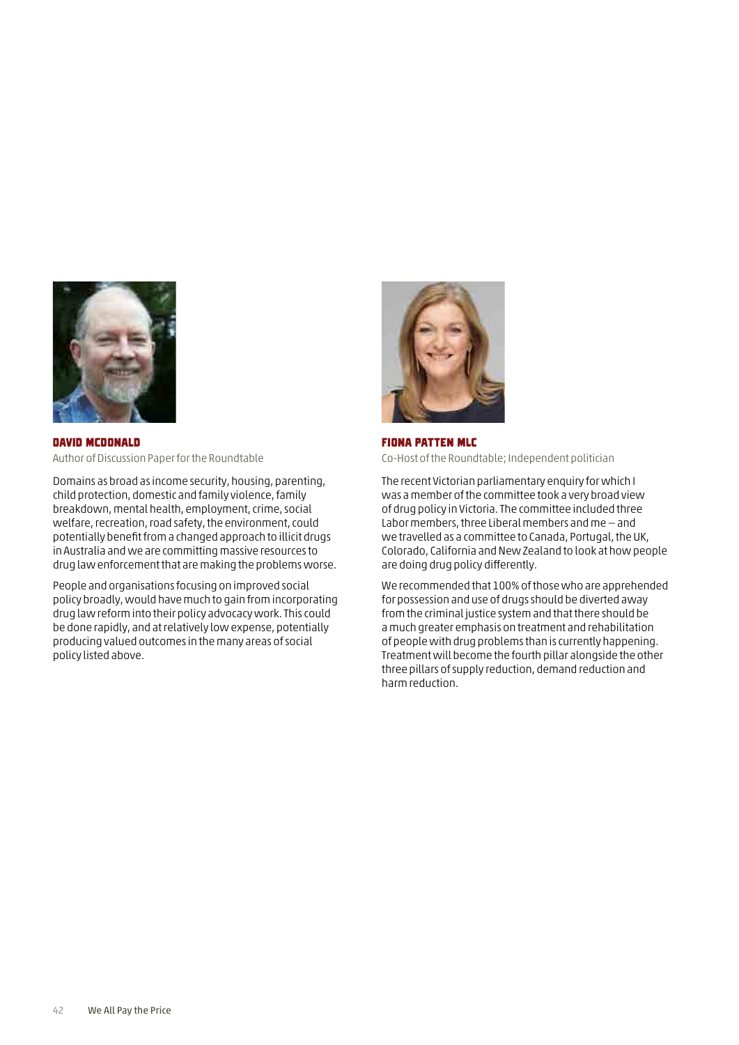### DAVID MCDONALD

Author of Discussion Paper for the Roundtable

Domains as broad as income security, housing, parenting, child protection, domestic and family violence, family breakdown, mental health, employment, crime, social welfare, recreation, road safety, the environment, could potentially benefit from a changed approach to illicit drugs in Australia and we are committing massive resources to drug law enforcement that are making the problems worse.

People and organisations focusing on improved social policy broadly, would have much to gain from incorporating drug law reform into their policy advocacy work. This could be done rapidly, and at relatively low expense, potentially producing valued outcomes in the many areas of social policy listed above.

### FIONA PATTEN MLC

Co-Host of the Roundtable; Independent politician

The recent Victorian parliamentary enquiry for which I was a member of the committee took a very broad view of drug policy in Victoria. The committee included three Labor members, three Liberal members and me – and we travelled as a committee to Canada, Portugal, the UK, Colorado, California and New Zealand to look at how people are doing drug policy differently.

We recommended that 100% of those who are apprehended for possession and use of drugs should be diverted away from the criminal justice system and that there should be a much greater emphasis on treatment and rehabilitation of people with drug problems than is currently happening. Treatment will become the fourth pillar alongside the other three pillars of supply reduction, demand reduction and harm reduction.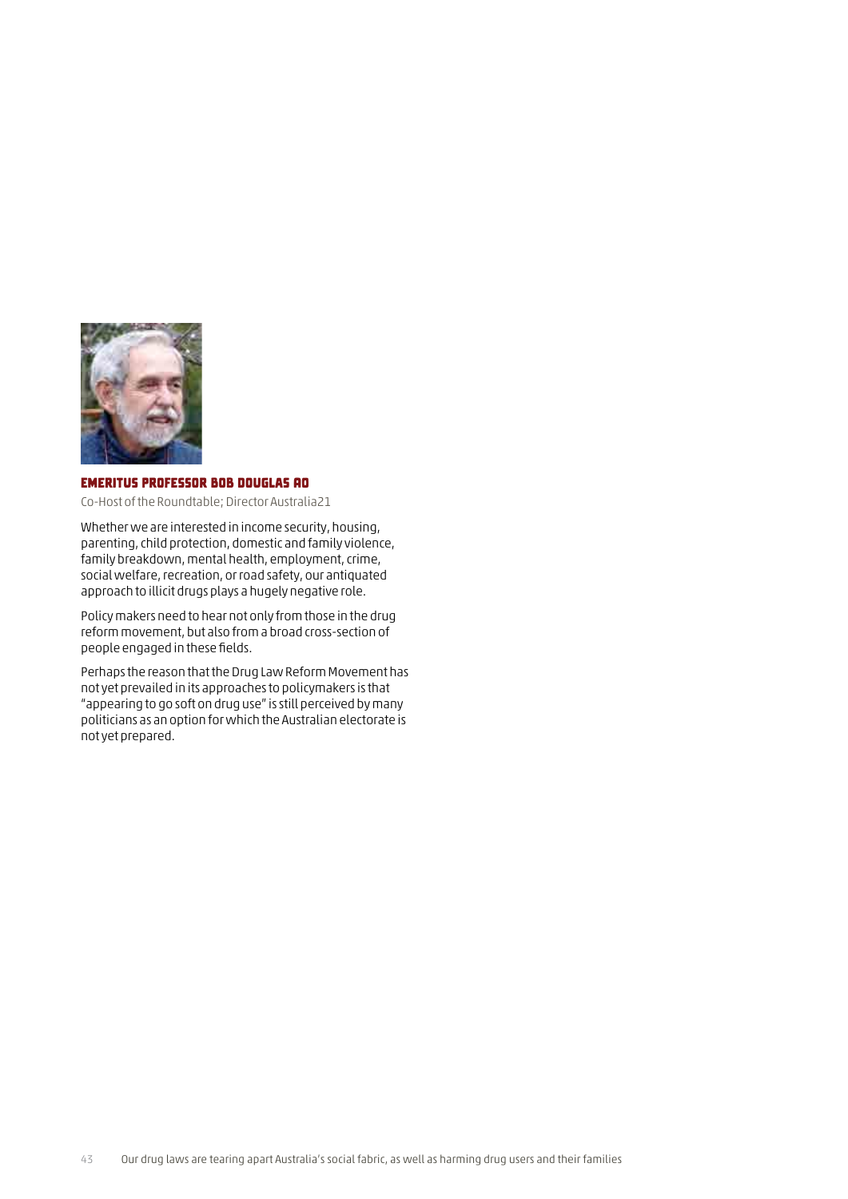### EMERITUS PROFESSOR BOB DOUGLAS AO

Co-Host of the Roundtable; Director Australia21

Whether we are interested in income security, housing, parenting, child protection, domestic and family violence, family breakdown, mental health, employment, crime, social welfare, recreation, or road safety, our antiquated approach to illicit drugs plays a hugely negative role.

Policy makers need to hear not only from those in the drug reform movement, but also from a broad cross-section of people engaged in these fields.

Perhaps the reason that the Drug Law Reform Movement has not yet prevailed in its approaches to policymakers is that "appearing to go soft on drug use" is still perceived by many politicians as an option for which the Australian electorate is not yet prepared.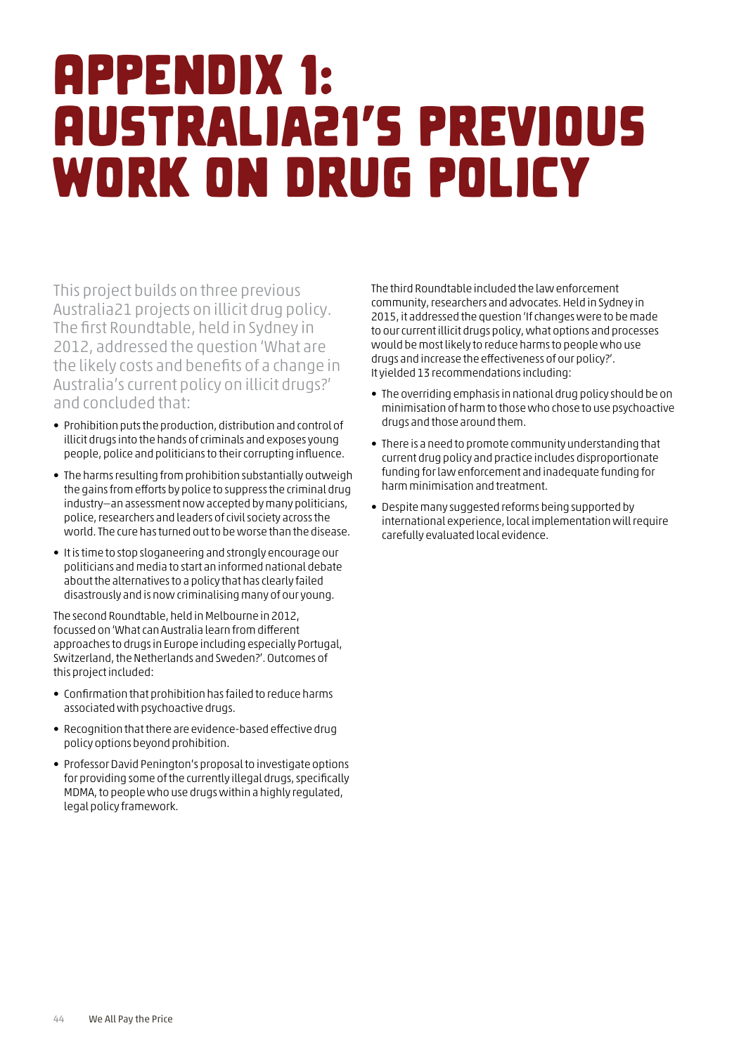# APPENDIX 1: AUSTRALIA21'S PREVIOUS WORK ON DRUG POLICY

This project builds on three previous Australia21 projects on illicit drug policy. The first Roundtable, held in Sydney in 2012, addressed the question 'What are the likely costs and benefits of a change in Australia's current policy on illicit drugs?' and concluded that:

- Prohibition puts the production, distribution and control of illicit drugs into the hands of criminals and exposes young people, police and politicians to their corrupting influence.
- The harms resulting from prohibition substantially outweigh the gains from efforts by police to suppress the criminal drug industry—an assessment now accepted by many politicians, police, researchers and leaders of civil society across the world. The cure has turned out to be worse than the disease.
- It is time to stop sloganeering and strongly encourage our politicians and media to start an informed national debate about the alternatives to a policy that has clearly failed disastrously and is now criminalising many of our young.

The second Roundtable, held in Melbourne in 2012, focussed on 'What can Australia learn from different approaches to drugs in Europe including especially Portugal, Switzerland, the Netherlands and Sweden?'. Outcomes of this project included:

- Confirmation that prohibition has failed to reduce harms associated with psychoactive drugs.
- Recognition that there are evidence-based effective drug policy options beyond prohibition.
- Professor David Penington's proposal to investigate options for providing some of the currently illegal drugs, specifically MDMA, to people who use drugs within a highly regulated, legal policy framework.

The third Roundtable included the law enforcement community, researchers and advocates. Held in Sydney in 2015, it addressed the question 'If changes were to be made to our current illicit drugs policy, what options and processes would be most likely to reduce harms to people who use drugs and increase the effectiveness of our policy?'. It yielded 13 recommendations including:

- The overriding emphasis in national drug policy should be on minimisation of harm to those who chose to use psychoactive drugs and those around them.
- There is a need to promote community understanding that current drug policy and practice includes disproportionate funding for law enforcement and inadequate funding for harm minimisation and treatment.
- Despite many suggested reforms being supported by international experience, local implementation will require carefully evaluated local evidence.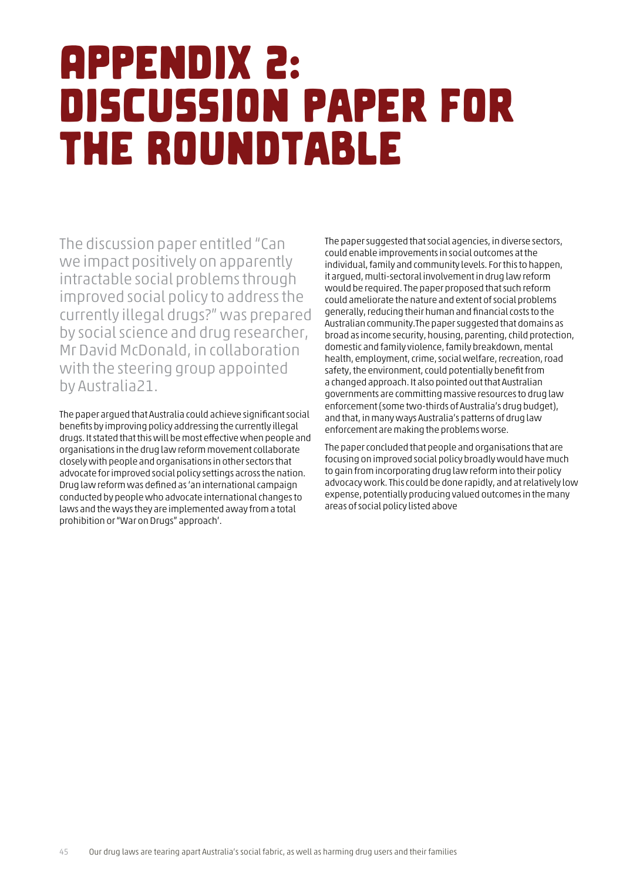# APPENDIX 2: DISCUSSION PAPER FOR THE ROUNDTABLE

The discussion paper entitled "Can we impact positively on apparently intractable social problems through improved social policy to address the currently illegal drugs?" was prepared by social science and drug researcher, Mr David McDonald, in collaboration with the steering group appointed by Australia21.

The paper argued that Australia could achieve significant social benefits by improving policy addressing the currently illegal drugs. It stated that this will be most effective when people and organisations in the drug law reform movement collaborate closely with people and organisations in other sectors that advocate for improved social policy settings across the nation. Drug law reform was defined as 'an international campaign conducted by people who advocate international changes to laws and the ways they are implemented away from a total prohibition or "War on Drugs" approach'.

The paper suggested that social agencies, in diverse sectors, could enable improvements in social outcomes at the individual, family and community levels. For this to happen, it argued, multi-sectoral involvement in drug law reform would be required. The paper proposed that such reform could ameliorate the nature and extent of social problems generally, reducing their human and financial costs to the Australian community.The paper suggested that domains as broad as income security, housing, parenting, child protection, domestic and family violence, family breakdown, mental health, employment, crime, social welfare, recreation, road safety, the environment, could potentially benefit from a changed approach. It also pointed out that Australian governments are committing massive resources to drug law enforcement (some two-thirds of Australia's drug budget), and that, in many ways Australia's patterns of drug law enforcement are making the problems worse.

The paper concluded that people and organisations that are focusing on improved social policy broadly would have much to gain from incorporating drug law reform into their policy advocacy work. This could be done rapidly, and at relatively low expense, potentially producing valued outcomes in the many areas of social policy listed above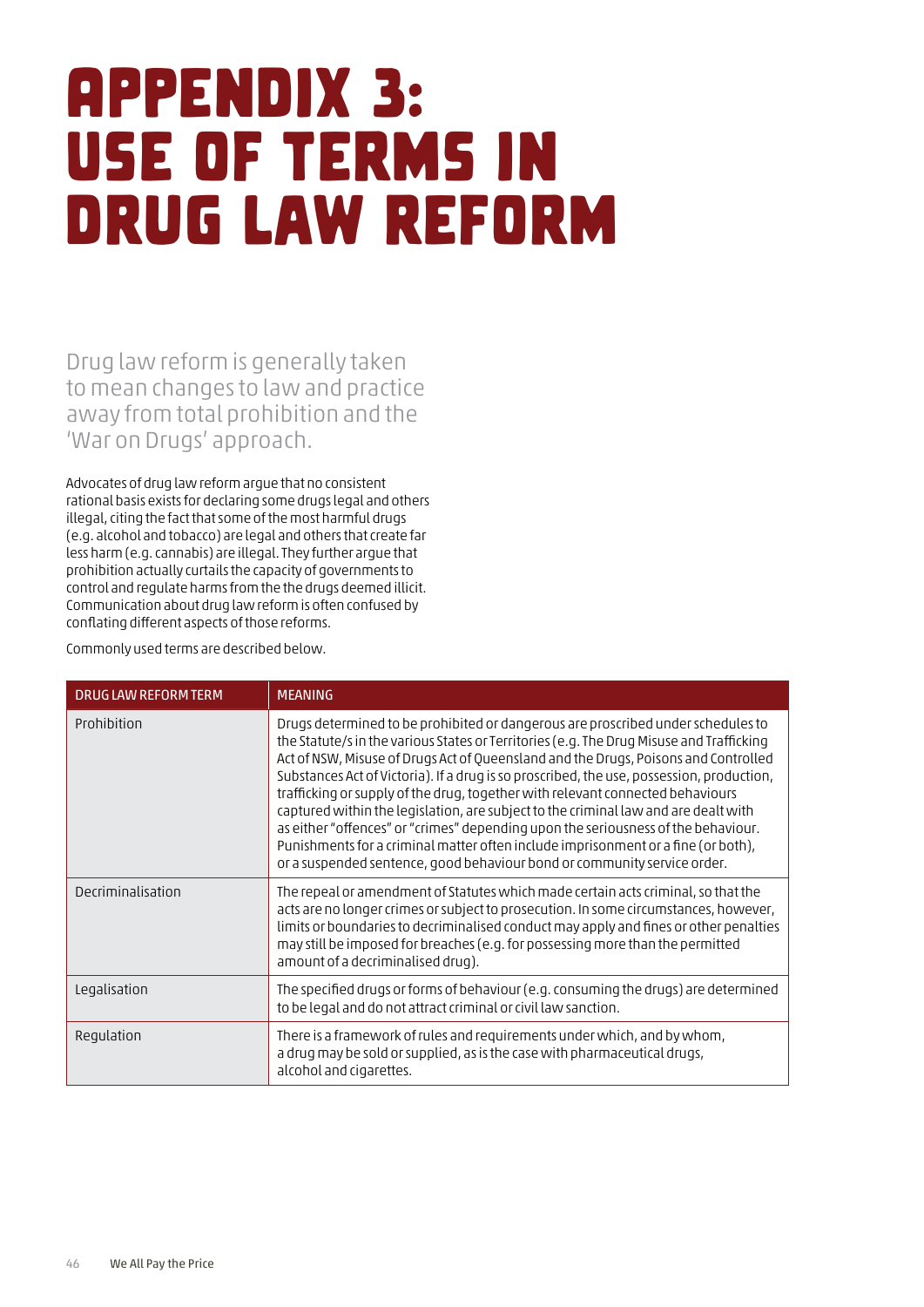# APPENDIX 3: USE OF TERMS IN DRUG LAW REFORM

Drug law reform is generally taken to mean changes to law and practice away from total prohibition and the 'War on Drugs' approach.

Advocates of drug law reform argue that no consistent rational basis exists for declaring some drugs legal and others illegal, citing the fact that some of the most harmful drugs (e.g. alcohol and tobacco) are legal and others that create far less harm (e.g. cannabis) are illegal. They further argue that prohibition actually curtails the capacity of governments to control and regulate harms from the the drugs deemed illicit. Communication about drug law reform is often confused by conflating different aspects of those reforms.

Commonly used terms are described below.

| DRUG LAW REFORM TERM | MEANING |
| --- | --- |
| Prohibition | Drugs determined to be prohibited or dangerous are proscribed under schedules to the Statute/s in the various States or Territories (e.g. The Drug Misuse and Trafficking Act of NSW, Misuse of Drugs Act of Queensland and the Drugs, Poisons and Controlled Substances Act of Victoria). If a drug is so proscribed, the use, possession, production, trafficking or supply of the drug, together with relevant connected behaviours captured within the legislation, are subject to the criminal law and are dealt with as either "offences" or "crimes" depending upon the seriousness of the behaviour. Punishments for a criminal matter often include imprisonment or a fine (or both), or a suspended sentence, good behaviour bond or community service order. |
| Decriminalisation | The repeal or amendment of Statutes which made certain acts criminal, so that the acts are no longer crimes or subject to prosecution. In some circumstances, however, limits or boundaries to decriminalised conduct may apply and fines or other penalties may still be imposed for breaches (e.g. for possessing more than the permitted amount of a decriminalised drug). |
| Legalisation | The specified drugs or forms of behaviour (e.g. consuming the drugs) are determined to be legal and do not attract criminal or civil law sanction. |
| Regulation | There is a framework of rules and requirements under which, and by whom, a drug may be sold or supplied, as is the case with pharmaceutical drugs, alcohol and cigarettes. |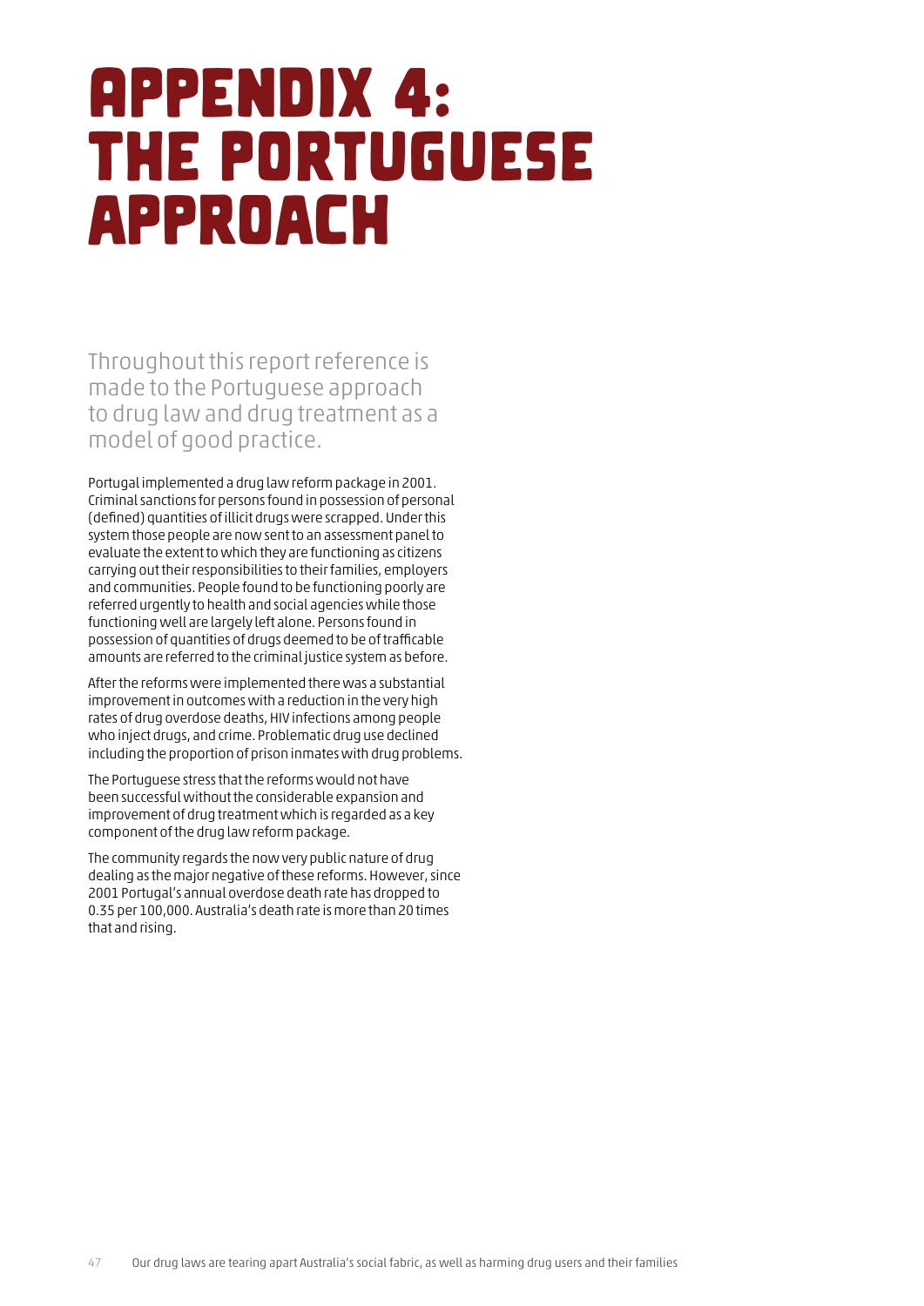# APPENDIX 4: THE PORTUGUESE APPROACH

Throughout this report reference is made to the Portuguese approach to drug law and drug treatment as a model of good practice.

Portugal implemented a drug law reform package in 2001. Criminal sanctions for persons found in possession of personal (defined) quantities of illicit drugs were scrapped. Under this system those people are now sent to an assessment panel to evaluate the extent to which they are functioning as citizens carrying out their responsibilities to their families, employers and communities. People found to be functioning poorly are referred urgently to health and social agencies while those functioning well are largely left alone. Persons found in possession of quantities of drugs deemed to be of trafficable amounts are referred to the criminal justice system as before.

After the reforms were implemented there was a substantial improvement in outcomes with a reduction in the very high rates of drug overdose deaths, HIV infections among people who inject drugs, and crime. Problematic drug use declined including the proportion of prison inmates with drug problems.

The Portuguese stress that the reforms would not have been successful without the considerable expansion and improvement of drug treatment which is regarded as a key component of the drug law reform package.

The community regards the now very public nature of drug dealing as the major negative of these reforms. However, since 2001 Portugal's annual overdose death rate has dropped to 0.35 per 100,000. Australia's death rate is more than 20 times that and rising.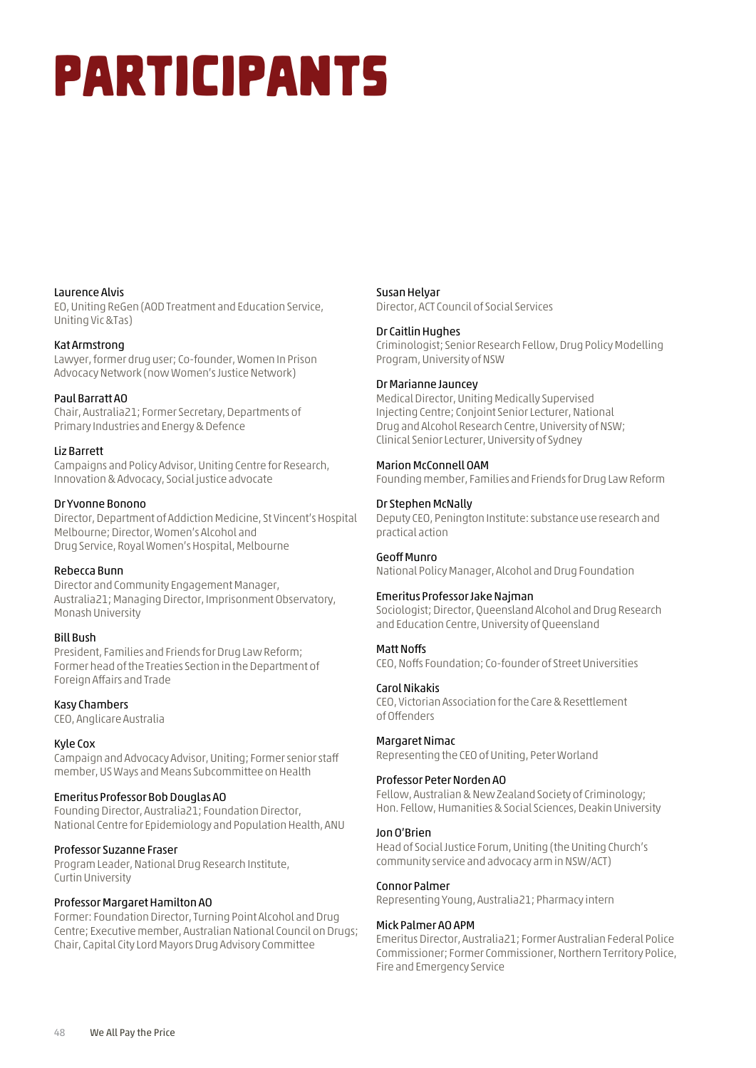# PARTICIPANTS

Laurence Alvis
EO, Uniting ReGen (AOD Treatment and Education Service, Uniting Vic &Tas)

Kat Armstrong
Lawyer, former drug user; Co-founder, Women In Prison Advocacy Network (now Women's Justice Network)

Paul Barratt AO
Chair, Australia21; Former Secretary, Departments of Primary Industries and Energy & Defence

Liz Barrett
Campaigns and Policy Advisor, Uniting Centre for Research, Innovation & Advocacy, Social justice advocate

Dr Yvonne Bonono
Director, Department of Addiction Medicine, St Vincent's Hospital Melbourne; Director, Women's Alcohol and Drug Service, Royal Women's Hospital, Melbourne

Rebecca Bunn
Director and Community Engagement Manager, Australia21; Managing Director, Imprisonment Observatory, Monash University

Bill Bush
President, Families and Friends for Drug Law Reform; Former head of the Treaties Section in the Department of Foreign Affairs and Trade

Kasy Chambers
CEO, Anglicare Australia

Kyle Cox
Campaign and Advocacy Advisor, Uniting; Former senior staff member, US Ways and Means Subcommittee on Health

Emeritus Professor Bob Douglas AO
Founding Director, Australia21; Foundation Director, National Centre for Epidemiology and Population Health, ANU

Professor Suzanne Fraser
Program Leader, National Drug Research Institute, Curtin University

Professor Margaret Hamilton AO
Former: Foundation Director, Turning Point Alcohol and Drug Centre; Executive member, Australian National Council on Drugs; Chair, Capital City Lord Mayors Drug Advisory Committee

Susan Helyar
Director, ACT Council of Social Services

Dr Caitlin Hughes
Criminologist; Senior Research Fellow, Drug Policy Modelling Program, University of NSW

Dr Marianne Jauncey
Medical Director, Uniting Medically Supervised Injecting Centre; Conjoint Senior Lecturer, National Drug and Alcohol Research Centre, University of NSW; Clinical Senior Lecturer, University of Sydney

Marion McConnell OAM
Founding member, Families and Friends for Drug Law Reform

Dr Stephen McNally
Deputy CEO, Penington Institute: substance use research and practical action

Geoff Munro
National Policy Manager, Alcohol and Drug Foundation

Emeritus Professor Jake Najman
Sociologist; Director, Queensland Alcohol and Drug Research and Education Centre, University of Queensland

Matt Noffs
CEO, Noffs Foundation; Co-founder of Street Universities

Carol Nikakis
CEO, Victorian Association for the Care & Resettlement of Offenders

Margaret Nimac
Representing the CEO of Uniting, Peter Worland

Professor Peter Norden AO
Fellow, Australian & New Zealand Society of Criminology; Hon. Fellow, Humanities & Social Sciences, Deakin University

Jon O'Brien
Head of Social Justice Forum, Uniting (the Uniting Church's community service and advocacy arm in NSW/ACT)

Connor Palmer
Representing Young, Australia21; Pharmacy intern

Mick Palmer AO APM
Emeritus Director, Australia21; Former Australian Federal Police Commissioner; Former Commissioner, Northern Territory Police, Fire and Emergency Service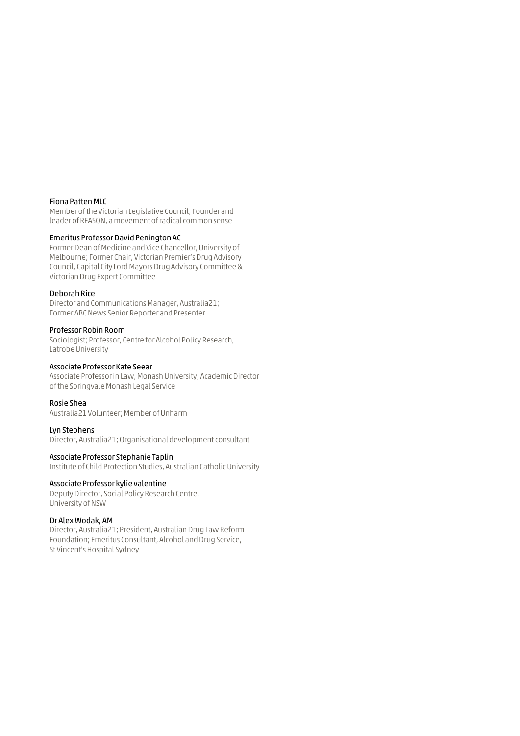**Fiona Patten MLC**
Member of the Victorian Legislative Council; Founder and leader of REASON, a movement of radical common sense

**Emeritus Professor David Penington AC**
Former Dean of Medicine and Vice Chancellor, University of Melbourne; Former Chair, Victorian Premier's Drug Advisory Council, Capital City Lord Mayors Drug Advisory Committee & Victorian Drug Expert Committee

**Deborah Rice**
Director and Communications Manager, Australia21; Former ABC News Senior Reporter and Presenter

**Professor Robin Room**
Sociologist; Professor, Centre for Alcohol Policy Research, Latrobe University

**Associate Professor Kate Seear**
Associate Professor in Law, Monash University; Academic Director of the Springvale Monash Legal Service

**Rosie Shea**
Australia21 Volunteer; Member of Unharm

**Lyn Stephens**
Director, Australia21; Organisational development consultant

**Associate Professor Stephanie Taplin**
Institute of Child Protection Studies, Australian Catholic University

**Associate Professor kylie valentine**
Deputy Director, Social Policy Research Centre, University of NSW

**Dr Alex Wodak, AM**
Director, Australia21; President, Australian Drug Law Reform Foundation; Emeritus Consultant, Alcohol and Drug Service, St Vincent's Hospital Sydney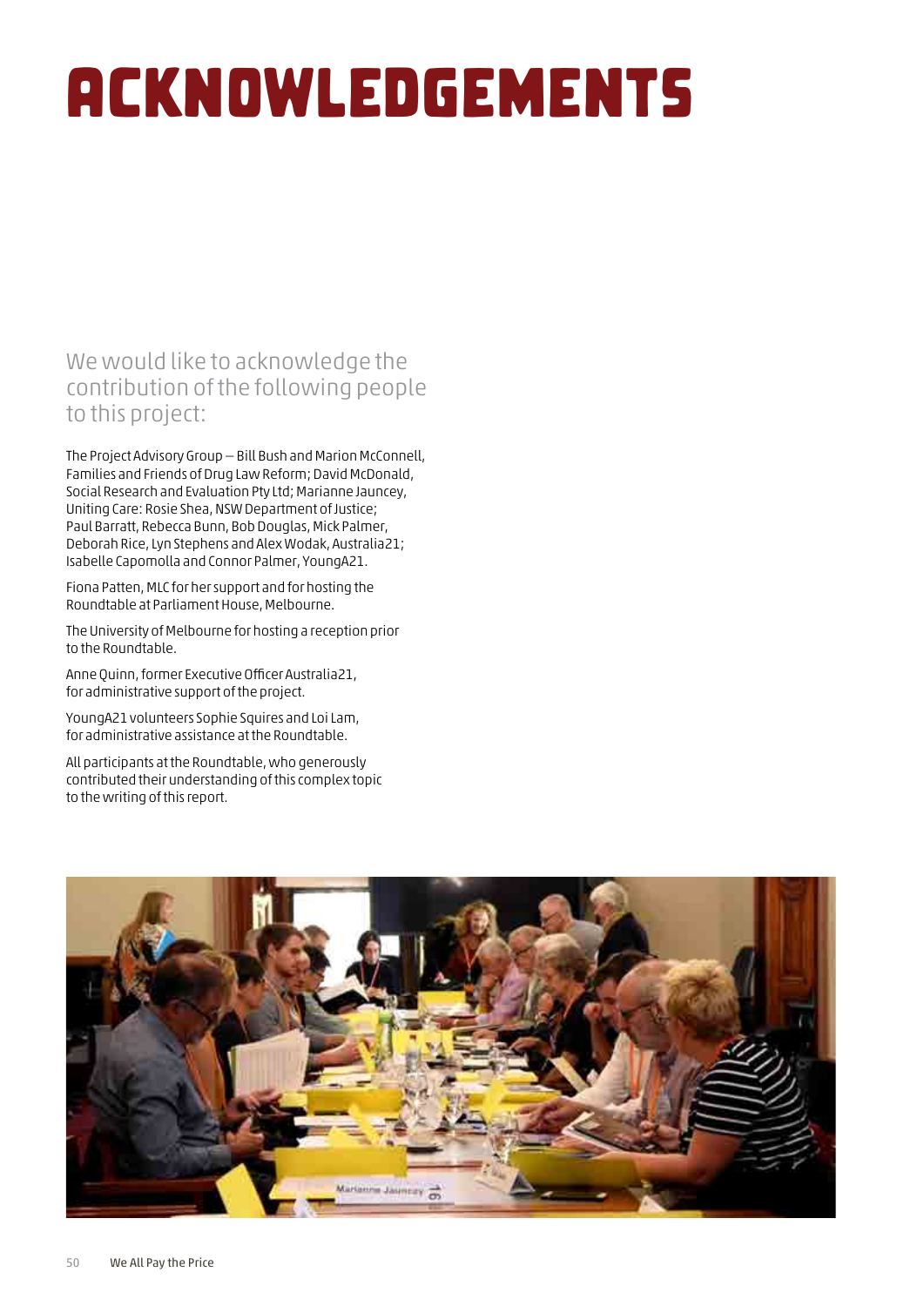# ACKNOWLEDGEMENTS

We would like to acknowledge the contribution of the following people to this project:

The Project Advisory Group – Bill Bush and Marion McConnell, Families and Friends of Drug Law Reform; David McDonald, Social Research and Evaluation Pty Ltd; Marianne Jauncey, Uniting Care: Rosie Shea, NSW Department of Justice; Paul Barratt, Rebecca Bunn, Bob Douglas, Mick Palmer, Deborah Rice, Lyn Stephens and Alex Wodak, Australia21; Isabelle Capomolla and Connor Palmer, YoungA21.

Fiona Patten, MLC for her support and for hosting the Roundtable at Parliament House, Melbourne.

The University of Melbourne for hosting a reception prior to the Roundtable.

Anne Quinn, former Executive Officer Australia21, for administrative support of the project.

YoungA21 volunteers Sophie Squires and Loi Lam, for administrative assistance at the Roundtable.

All participants at the Roundtable, who generously contributed their understanding of this complex topic to the writing of this report.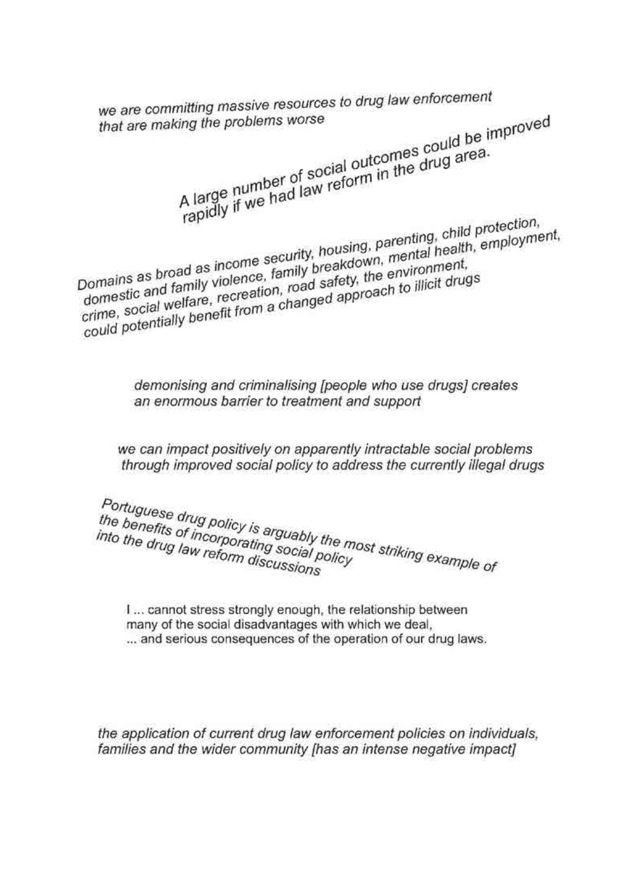*we are committing massive resources to drug law enforcement that are making the problems worse*

A large number of social outcomes could be improved rapidly if we had law reform in the drug area.

*Domains as broad as income security, housing, parenting, child protection, domestic and family violence, family breakdown, mental health, employment, crime, social welfare, recreation, road safety, the environment, could potentially benefit from a changed approach to illicit drugs*

*demonising and criminalising [people who use drugs] creates an enormous barrier to treatment and support*

*we can impact positively on apparently intractable social problems through improved social policy to address the currently illegal drugs*

*Portuguese drug policy is arguably the most striking example of the benefits of incorporating social policy into the drug law reform discussions*

I ... cannot stress strongly enough, the relationship between many of the social disadvantages with which we deal, ... and serious consequences of the operation of our drug laws.

*the application of current drug law enforcement policies on individuals, families and the wider community [has an intense negative impact]*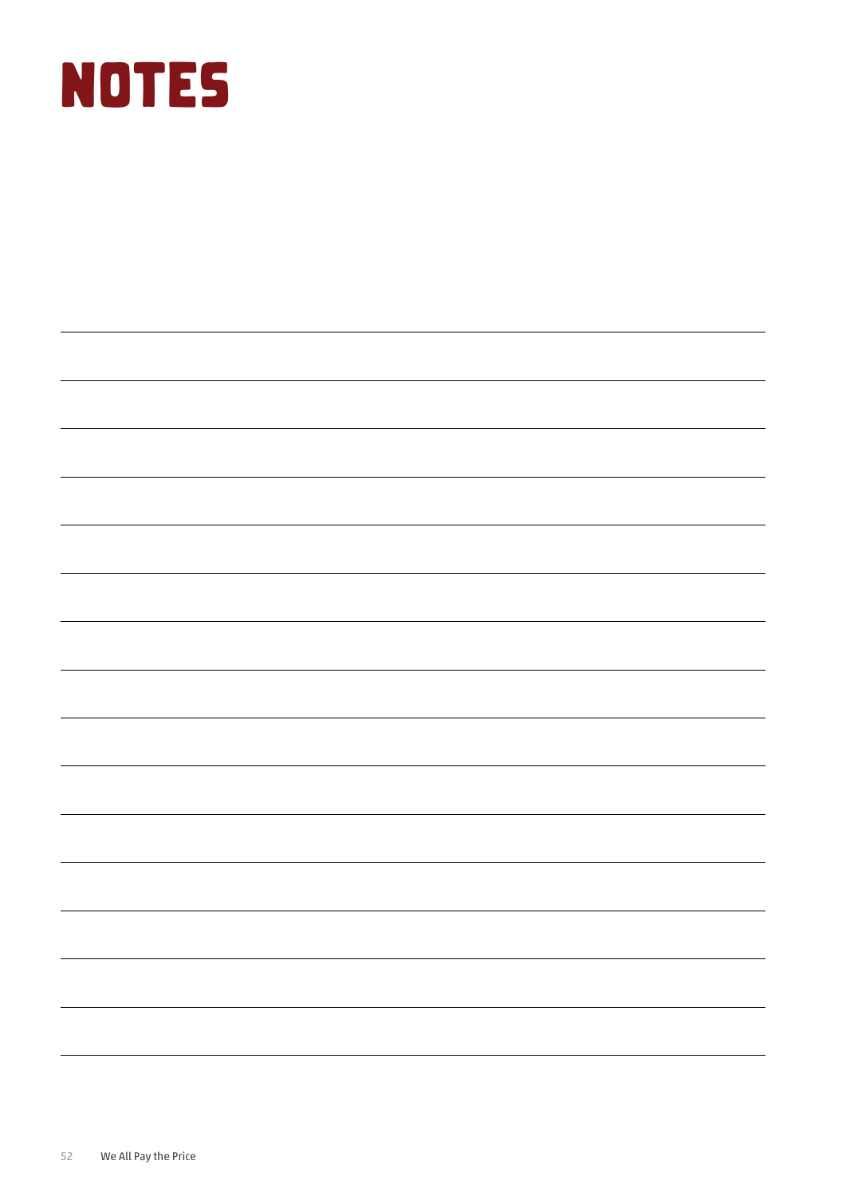# NOTES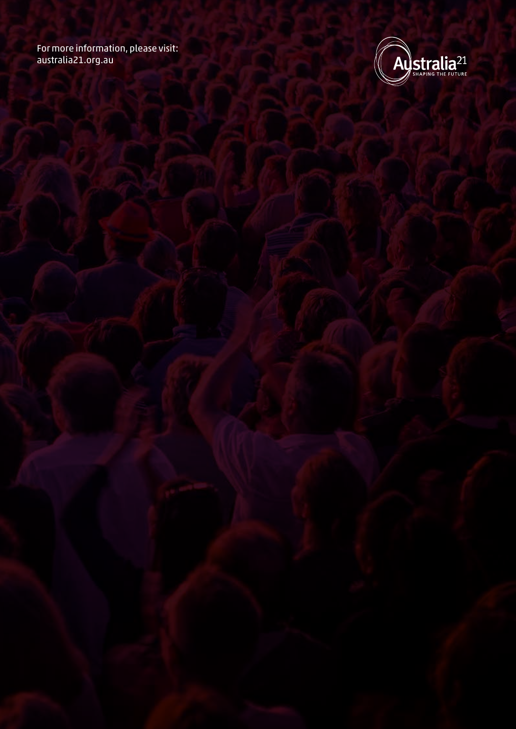For more information, please visit:
australia21.org.au

Australia21
SHAPING THE FUTURE